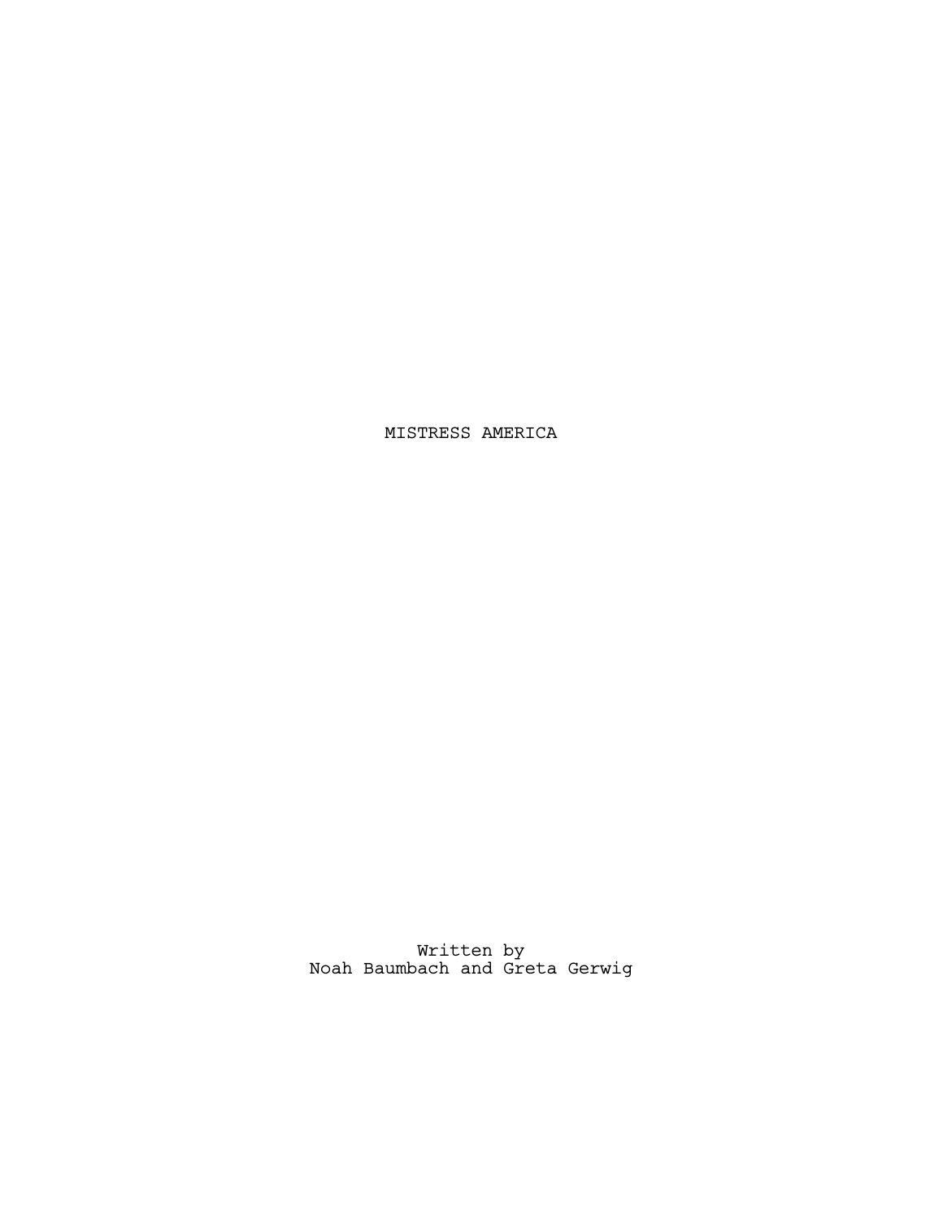# MISTRESS AMERICA

Written by
Noah Baumbach and Greta Gerwig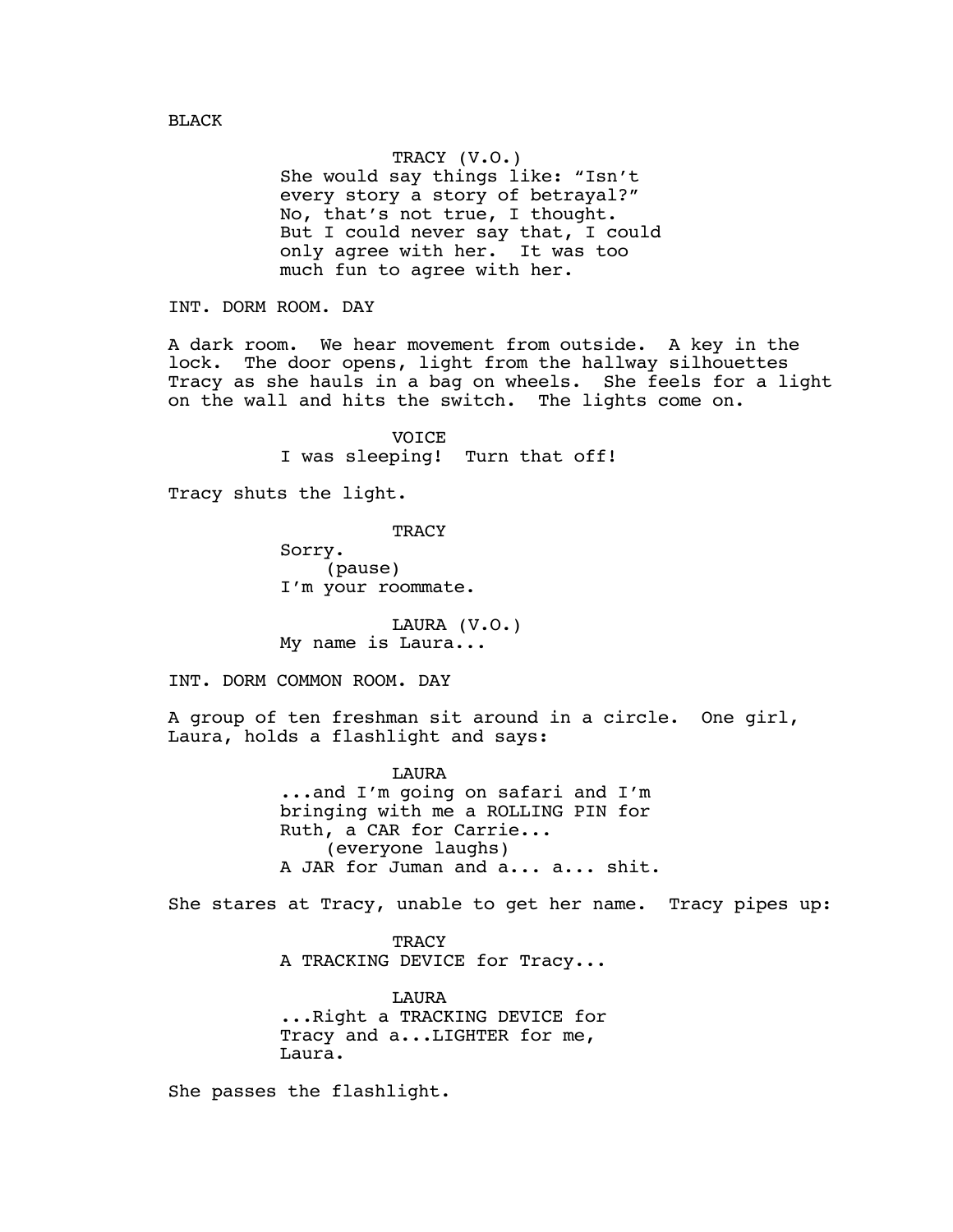BLACK

TRACY (V.O.)
She would say things like: "Isn't every story a story of betrayal?" No, that's not true, I thought. But I could never say that, I could only agree with her. It was too much fun to agree with her.

INT. DORM ROOM. DAY

A dark room. We hear movement from outside. A key in the lock. The door opens, light from the hallway silhouettes Tracy as she hauls in a bag on wheels. She feels for a light on the wall and hits the switch. The lights come on.

VOICE
I was sleeping! Turn that off!

Tracy shuts the light.

TRACY
Sorry.
(pause)
I'm your roommate.

LAURA (V.O.)
My name is Laura...

INT. DORM COMMON ROOM. DAY

A group of ten freshman sit around in a circle. One girl, Laura, holds a flashlight and says:

LAURA
...and I'm going on safari and I'm bringing with me a ROLLING PIN for Ruth, a CAR for Carrie...
(everyone laughs)
A JAR for Juman and a... a... shit.

She stares at Tracy, unable to get her name. Tracy pipes up:

TRACY
A TRACKING DEVICE for Tracy...

LAURA
...Right a TRACKING DEVICE for Tracy and a...LIGHTER for me, Laura.

She passes the flashlight.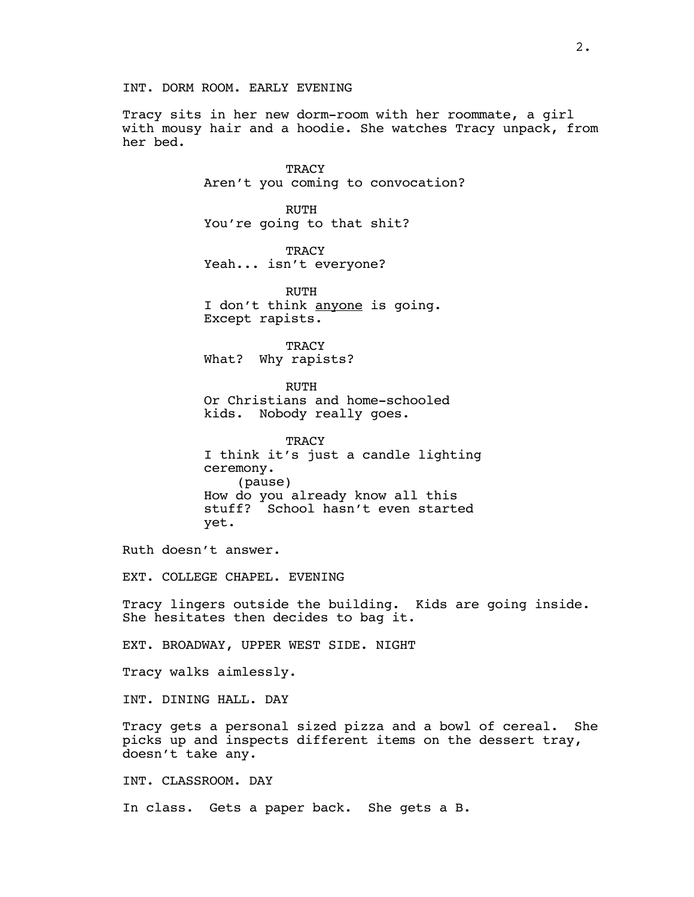INT. DORM ROOM. EARLY EVENING

Tracy sits in her new dorm-room with her roommate, a girl with mousy hair and a hoodie. She watches Tracy unpack, from her bed.

TRACY
Aren't you coming to convocation?

RUTH
You're going to that shit?

TRACY
Yeah... isn't everyone?

RUTH
I don't think <u>anyone</u> is going. Except rapists.

TRACY
What? Why rapists?

RUTH
Or Christians and home-schooled kids. Nobody really goes.

TRACY
I think it's just a candle lighting ceremony.
(pause)
How do you already know all this stuff? School hasn't even started yet.

Ruth doesn't answer.

EXT. COLLEGE CHAPEL. EVENING

Tracy lingers outside the building. Kids are going inside. She hesitates then decides to bag it.

EXT. BROADWAY, UPPER WEST SIDE. NIGHT

Tracy walks aimlessly.

INT. DINING HALL. DAY

Tracy gets a personal sized pizza and a bowl of cereal. She picks up and inspects different items on the dessert tray, doesn't take any.

INT. CLASSROOM. DAY

In class. Gets a paper back. She gets a B.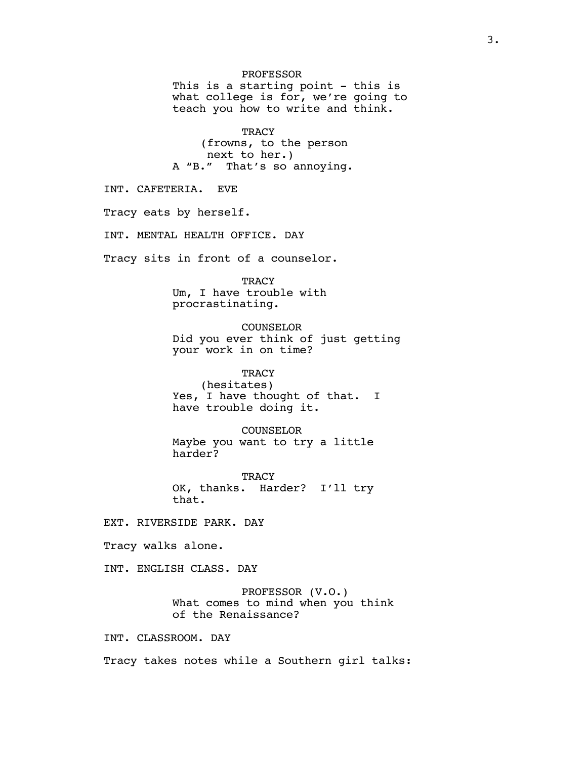PROFESSOR
This is a starting point - this is what college is for, we're going to teach you how to write and think.

TRACY
(frowns, to the person next to her.)
A "B." That's so annoying.

INT. CAFETERIA. EVE

Tracy eats by herself.

INT. MENTAL HEALTH OFFICE. DAY

Tracy sits in front of a counselor.

TRACY
Um, I have trouble with procrastinating.

COUNSELOR
Did you ever think of just getting your work in on time?

TRACY
(hesitates)
Yes, I have thought of that. I have trouble doing it.

COUNSELOR
Maybe you want to try a little harder?

TRACY
OK, thanks. Harder? I'll try that.

EXT. RIVERSIDE PARK. DAY

Tracy walks alone.

INT. ENGLISH CLASS. DAY

PROFESSOR (V.O.)
What comes to mind when you think of the Renaissance?

INT. CLASSROOM. DAY

Tracy takes notes while a Southern girl talks: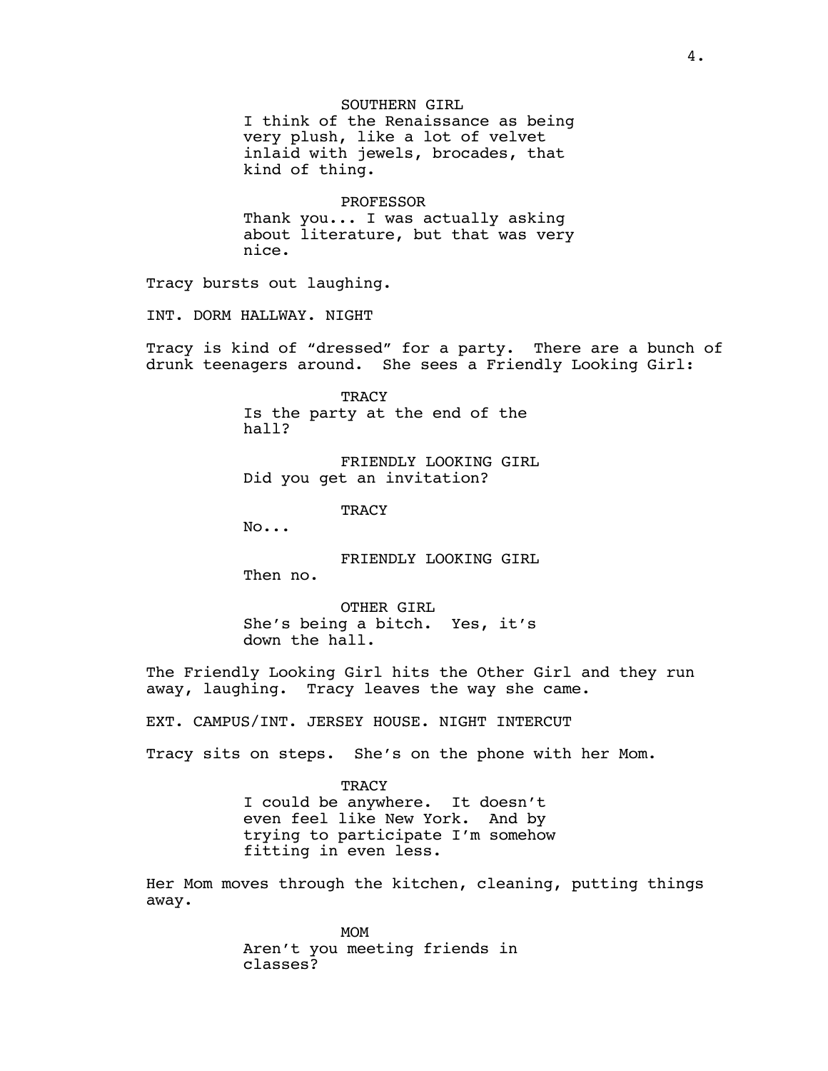SOUTHERN GIRL
I think of the Renaissance as being very plush, like a lot of velvet inlaid with jewels, brocades, that kind of thing.

PROFESSOR
Thank you... I was actually asking about literature, but that was very nice.

Tracy bursts out laughing.

INT. DORM HALLWAY. NIGHT

Tracy is kind of “dressed” for a party. There are a bunch of drunk teenagers around. She sees a Friendly Looking Girl:

TRACY
Is the party at the end of the hall?

FRIENDLY LOOKING GIRL
Did you get an invitation?

TRACY
No...

FRIENDLY LOOKING GIRL
Then no.

OTHER GIRL
She’s being a bitch. Yes, it’s down the hall.

The Friendly Looking Girl hits the Other Girl and they run away, laughing. Tracy leaves the way she came.

EXT. CAMPUS/INT. JERSEY HOUSE. NIGHT INTERCUT

Tracy sits on steps. She’s on the phone with her Mom.

TRACY
I could be anywhere. It doesn’t even feel like New York. And by trying to participate I’m somehow fitting in even less.

Her Mom moves through the kitchen, cleaning, putting things away.

MOM
Aren’t you meeting friends in classes?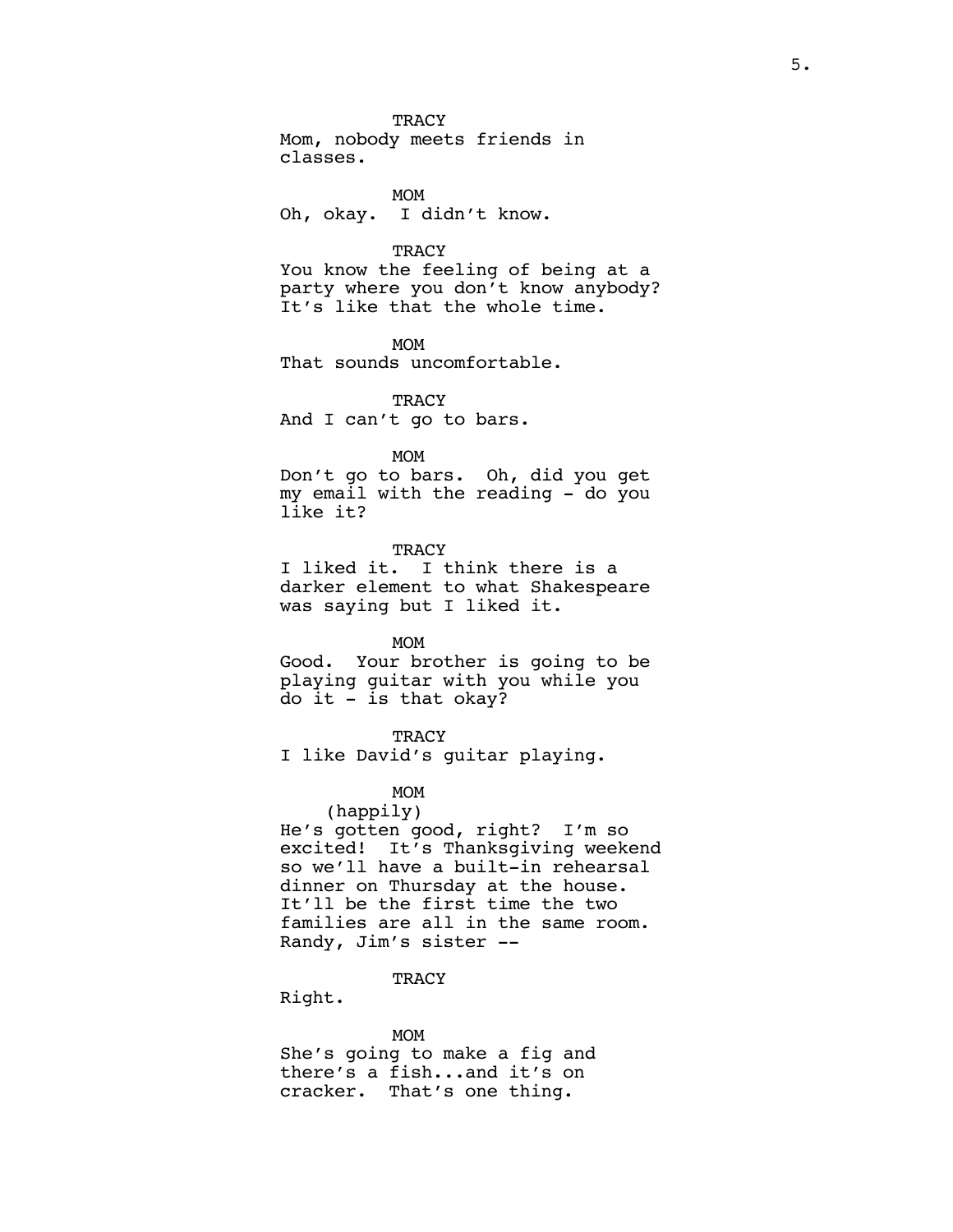TRACY

Mom, nobody meets friends in classes.

MOM

Oh, okay. I didn't know.

TRACY

You know the feeling of being at a party where you don't know anybody? It's like that the whole time.

MOM

That sounds uncomfortable.

TRACY

And I can't go to bars.

MOM

Don't go to bars. Oh, did you get my email with the reading - do you like it?

TRACY

I liked it. I think there is a darker element to what Shakespeare was saying but I liked it.

MOM

Good. Your brother is going to be playing guitar with you while you do it - is that okay?

TRACY

I like David's guitar playing.

MOM

(happily)

He's gotten good, right? I'm so excited! It's Thanksgiving weekend so we'll have a built-in rehearsal dinner on Thursday at the house. It'll be the first time the two families are all in the same room. Randy, Jim's sister --

TRACY

Right.

MOM

She's going to make a fig and there's a fish...and it's on cracker. That's one thing.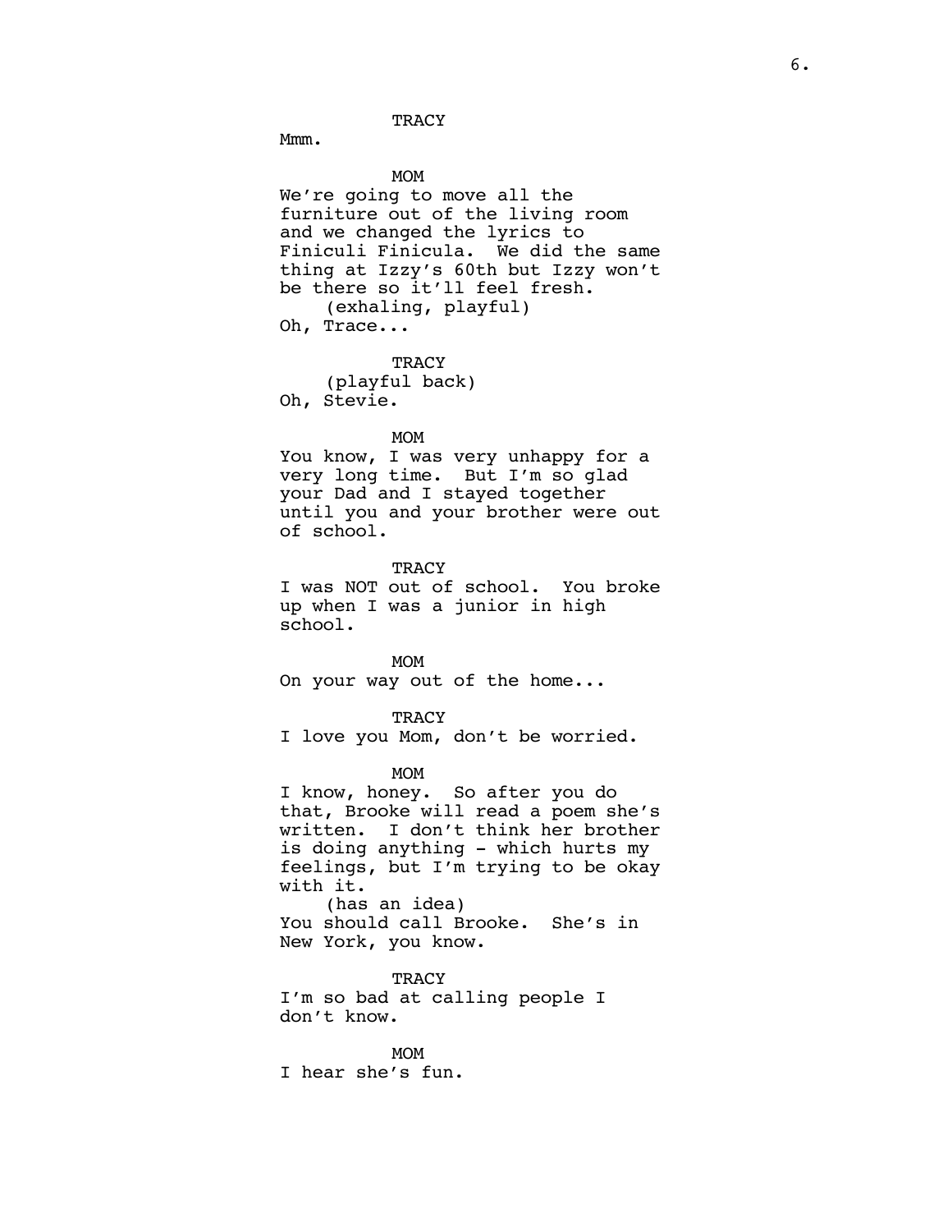TRACY

Mmm.

MOM

We're going to move all the furniture out of the living room and we changed the lyrics to Finiculi Finicula. We did the same thing at Izzy's 60th but Izzy won't be there so it'll feel fresh.

(exhaling, playful)

Oh, Trace...

TRACY

(playful back)

Oh, Stevie.

MOM

You know, I was very unhappy for a very long time. But I'm so glad your Dad and I stayed together until you and your brother were out of school.

TRACY

I was NOT out of school. You broke up when I was a junior in high school.

MOM

On your way out of the home...

TRACY

I love you Mom, don't be worried.

MOM

I know, honey. So after you do that, Brooke will read a poem she's written. I don't think her brother is doing anything - which hurts my feelings, but I'm trying to be okay with it.

(has an idea)

You should call Brooke. She's in New York, you know.

TRACY

I'm so bad at calling people I don't know.

MOM

I hear she's fun.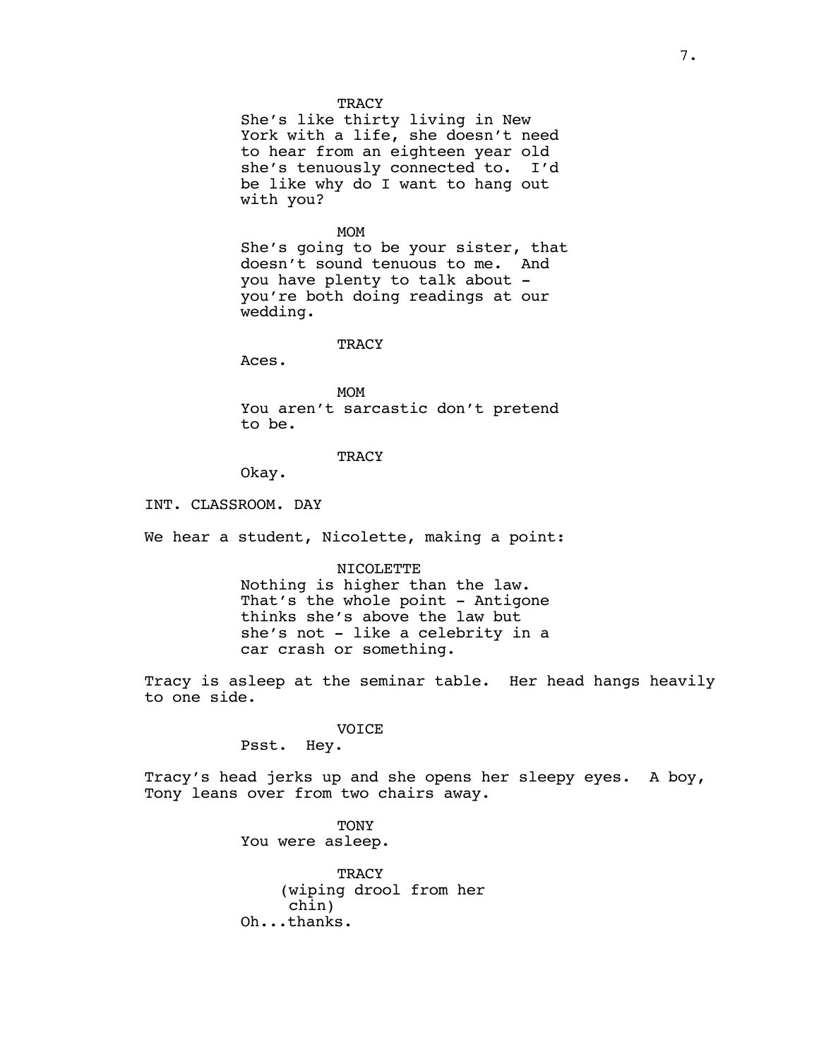TRACY
She's like thirty living in New York with a life, she doesn't need to hear from an eighteen year old she's tenuously connected to. I'd be like why do I want to hang out with you?

MOM
She's going to be your sister, that doesn't sound tenuous to me. And you have plenty to talk about - you're both doing readings at our wedding.

TRACY
Aces.

MOM
You aren't sarcastic don't pretend to be.

TRACY
Okay.

INT. CLASSROOM. DAY

We hear a student, Nicolette, making a point:

NICOLETTE
Nothing is higher than the law. That's the whole point - Antigone thinks she's above the law but she's not - like a celebrity in a car crash or something.

Tracy is asleep at the seminar table. Her head hangs heavily to one side.

VOICE
Psst. Hey.

Tracy's head jerks up and she opens her sleepy eyes. A boy, Tony leans over from two chairs away.

TONY
You were asleep.

TRACY
(wiping drool from her chin)
Oh...thanks.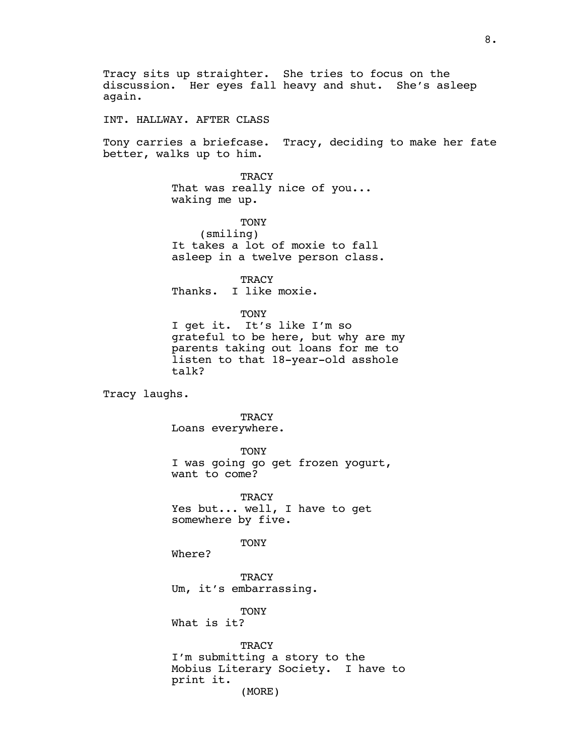Tracy sits up straighter. She tries to focus on the discussion. Her eyes fall heavy and shut. She's asleep again.

INT. HALLWAY. AFTER CLASS

Tony carries a briefcase. Tracy, deciding to make her fate better, walks up to him.

TRACY
That was really nice of you... waking me up.

TONY
(smiling)
It takes a lot of moxie to fall asleep in a twelve person class.

TRACY
Thanks. I like moxie.

TONY
I get it. It's like I'm so grateful to be here, but why are my parents taking out loans for me to listen to that 18-year-old asshole talk?

Tracy laughs.

TRACY
Loans everywhere.

TONY
I was going go get frozen yogurt, want to come?

TRACY
Yes but... well, I have to get somewhere by five.

TONY
Where?

TRACY
Um, it's embarrassing.

TONY
What is it?

TRACY
I'm submitting a story to the Mobius Literary Society. I have to print it.
(MORE)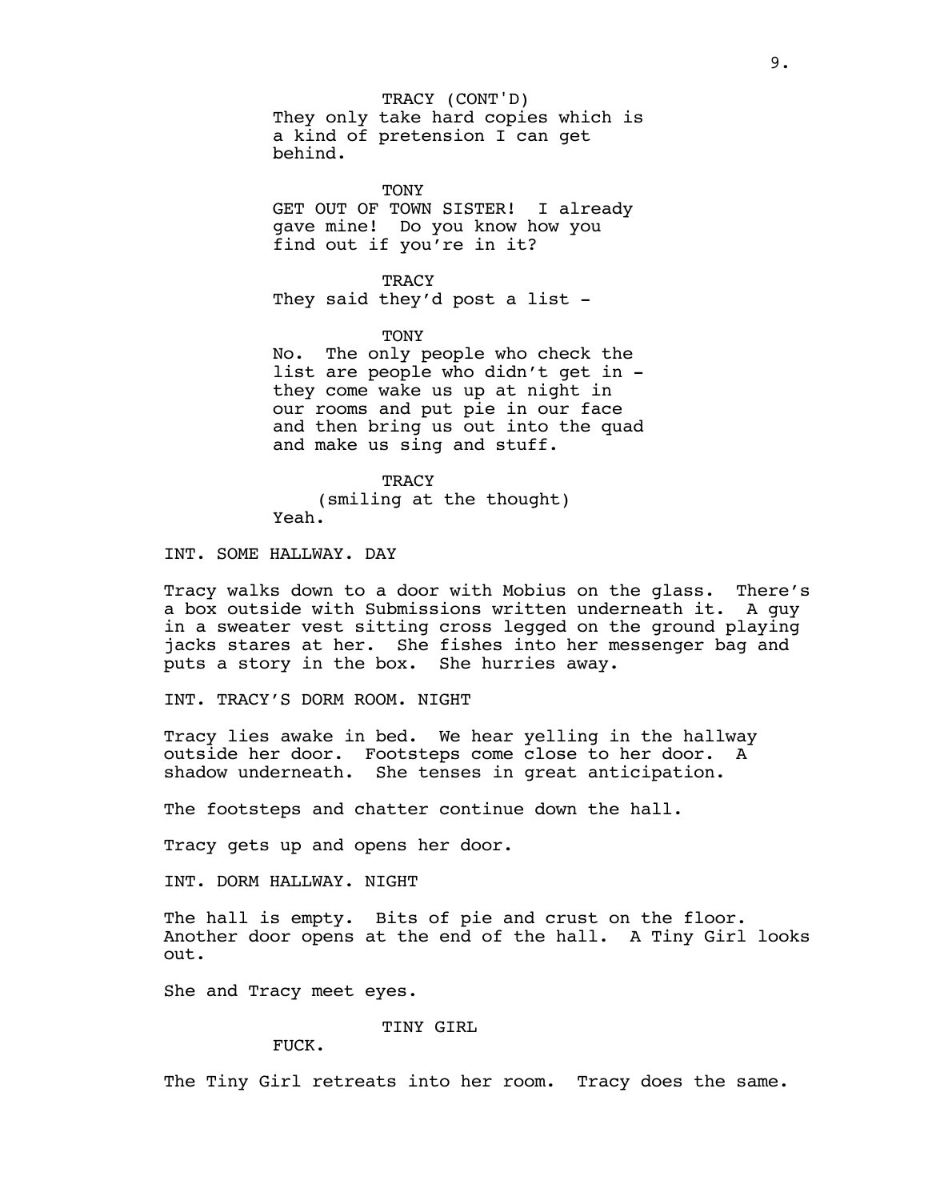TRACY (CONT'D)
They only take hard copies which is a kind of pretension I can get behind.

TONY
GET OUT OF TOWN SISTER! I already gave mine! Do you know how you find out if you're in it?

TRACY
They said they'd post a list -

TONY
No. The only people who check the list are people who didn't get in - they come wake us up at night in our rooms and put pie in our face and then bring us out into the quad and make us sing and stuff.

TRACY
(smiling at the thought)
Yeah.

INT. SOME HALLWAY. DAY

Tracy walks down to a door with Mobius on the glass. There's a box outside with Submissions written underneath it. A guy in a sweater vest sitting cross legged on the ground playing jacks stares at her. She fishes into her messenger bag and puts a story in the box. She hurries away.

INT. TRACY'S DORM ROOM. NIGHT

Tracy lies awake in bed. We hear yelling in the hallway outside her door. Footsteps come close to her door. A shadow underneath. She tenses in great anticipation.

The footsteps and chatter continue down the hall.

Tracy gets up and opens her door.

INT. DORM HALLWAY. NIGHT

The hall is empty. Bits of pie and crust on the floor. Another door opens at the end of the hall. A Tiny Girl looks out.

She and Tracy meet eyes.

TINY GIRL
FUCK.

The Tiny Girl retreats into her room. Tracy does the same.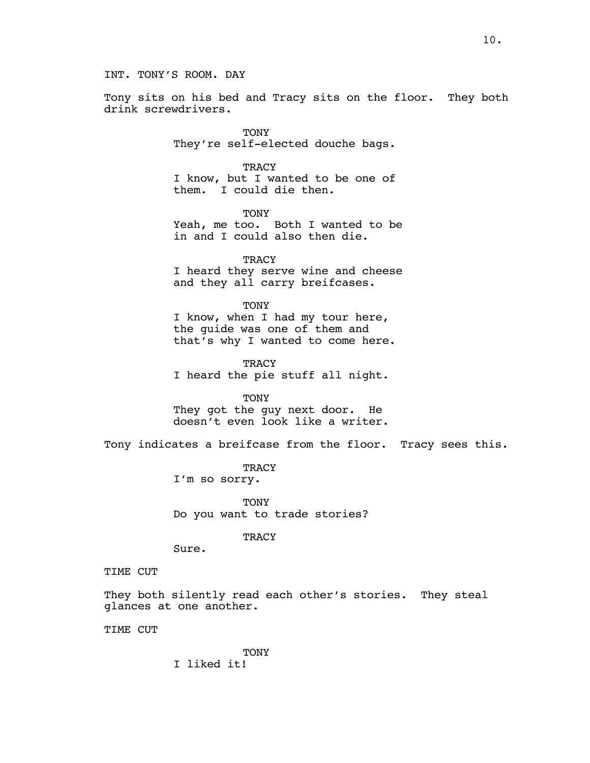INT. TONY'S ROOM. DAY

Tony sits on his bed and Tracy sits on the floor. They both drink screwdrivers.

TONY
They're self-elected douche bags.

TRACY
I know, but I wanted to be one of them. I could die then.

TONY
Yeah, me too. Both I wanted to be in and I could also then die.

TRACY
I heard they serve wine and cheese and they all carry breifcases.

TONY
I know, when I had my tour here, the guide was one of them and that's why I wanted to come here.

TRACY
I heard the pie stuff all night.

TONY
They got the guy next door. He doesn't even look like a writer.

Tony indicates a breifcase from the floor. Tracy sees this.

TRACY
I'm so sorry.

TONY
Do you want to trade stories?

TRACY
Sure.

TIME CUT

They both silently read each other's stories. They steal glances at one another.

TIME CUT

TONY
I liked it!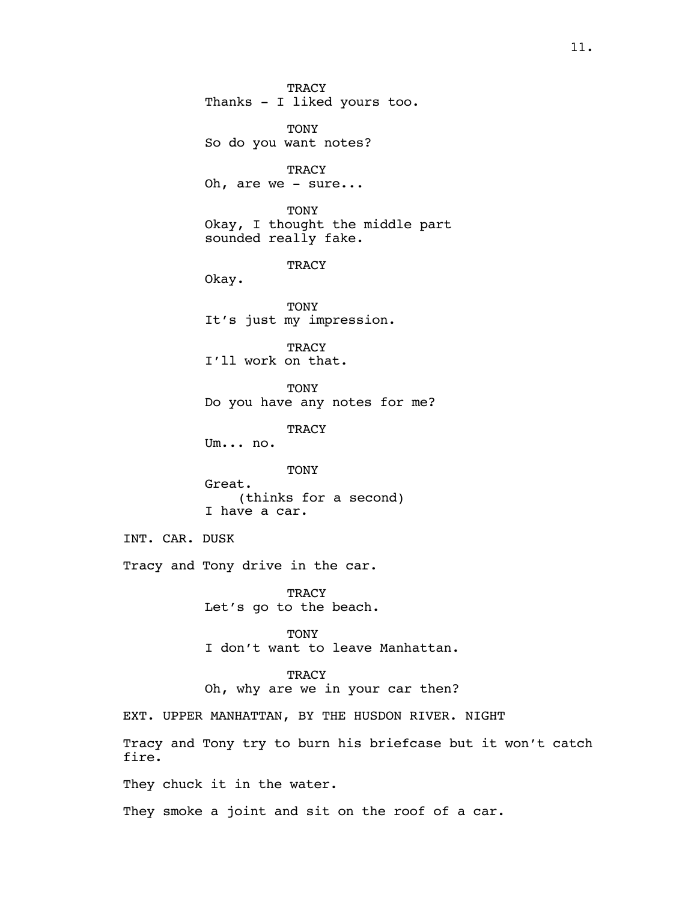TRACY
Thanks - I liked yours too.

TONY
So do you want notes?

TRACY
Oh, are we - sure...

TONY
Okay, I thought the middle part sounded really fake.

TRACY
Okay.

TONY
It's just my impression.

TRACY
I'll work on that.

TONY
Do you have any notes for me?

TRACY
Um... no.

TONY
Great.
(thinks for a second)
I have a car.

INT. CAR. DUSK

Tracy and Tony drive in the car.

TRACY
Let's go to the beach.

TONY
I don't want to leave Manhattan.

TRACY
Oh, why are we in your car then?

EXT. UPPER MANHATTAN, BY THE HUSDON RIVER. NIGHT

Tracy and Tony try to burn his briefcase but it won't catch fire.

They chuck it in the water.

They smoke a joint and sit on the roof of a car.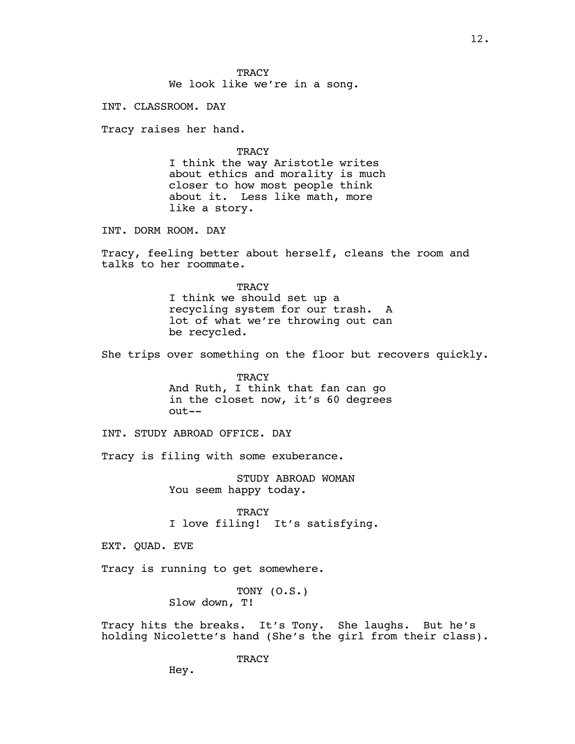TRACY
We look like we're in a song.

INT. CLASSROOM. DAY

Tracy raises her hand.

TRACY
I think the way Aristotle writes about ethics and morality is much closer to how most people think about it. Less like math, more like a story.

INT. DORM ROOM. DAY

Tracy, feeling better about herself, cleans the room and talks to her roommate.

TRACY
I think we should set up a recycling system for our trash. A lot of what we're throwing out can be recycled.

She trips over something on the floor but recovers quickly.

TRACY
And Ruth, I think that fan can go in the closet now, it's 60 degrees out--

INT. STUDY ABROAD OFFICE. DAY

Tracy is filing with some exuberance.

STUDY ABROAD WOMAN
You seem happy today.

TRACY
I love filing! It's satisfying.

EXT. QUAD. EVE

Tracy is running to get somewhere.

TONY (O.S.)
Slow down, T!

Tracy hits the breaks. It's Tony. She laughs. But he's holding Nicolette's hand (She's the girl from their class).

TRACY
Hey.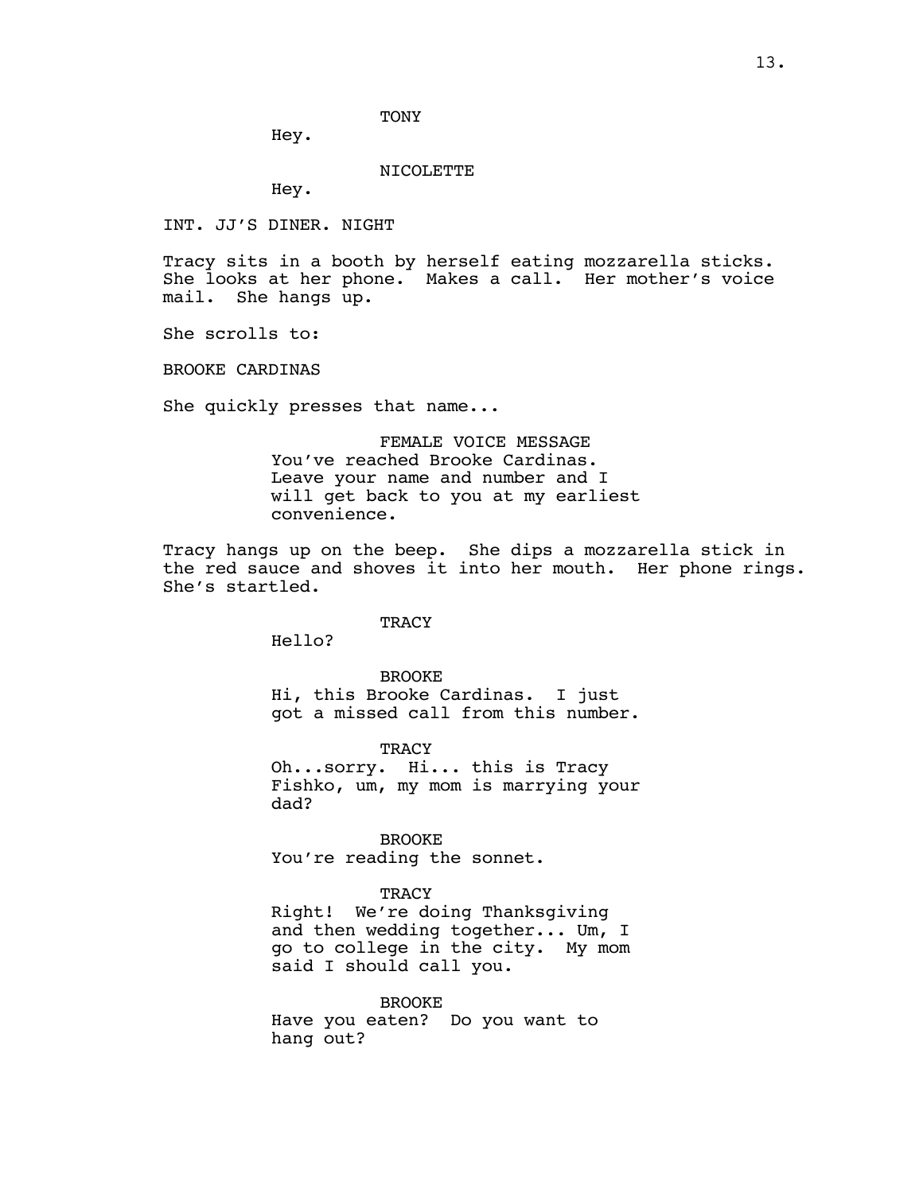TONY

Hey.

NICOLETTE

Hey.

INT. JJ'S DINER. NIGHT

Tracy sits in a booth by herself eating mozzarella sticks. She looks at her phone. Makes a call. Her mother's voice mail. She hangs up.

She scrolls to:

BROOKE CARDINAS

She quickly presses that name...

FEMALE VOICE MESSAGE

You've reached Brooke Cardinas. Leave your name and number and I will get back to you at my earliest convenience.

Tracy hangs up on the beep. She dips a mozzarella stick in the red sauce and shoves it into her mouth. Her phone rings. She's startled.

TRACY

Hello?

BROOKE

Hi, this Brooke Cardinas. I just got a missed call from this number.

TRACY

Oh...sorry. Hi... this is Tracy Fishko, um, my mom is marrying your dad?

BROOKE

You're reading the sonnet.

TRACY

Right! We're doing Thanksgiving and then wedding together... Um, I go to college in the city. My mom said I should call you.

BROOKE

Have you eaten? Do you want to hang out?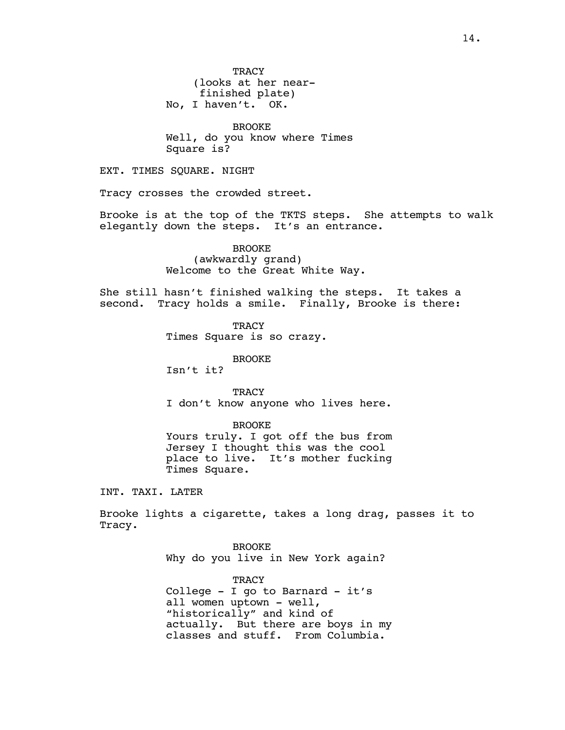TRACY
(looks at her near-finished plate)
No, I haven't. OK.

BROOKE
Well, do you know where Times Square is?

EXT. TIMES SQUARE. NIGHT

Tracy crosses the crowded street.

Brooke is at the top of the TKTS steps. She attempts to walk elegantly down the steps. It's an entrance.

BROOKE
(awkwardly grand)
Welcome to the Great White Way.

She still hasn't finished walking the steps. It takes a second. Tracy holds a smile. Finally, Brooke is there:

TRACY
Times Square is so crazy.

BROOKE
Isn't it?

TRACY
I don't know anyone who lives here.

BROOKE
Yours truly. I got off the bus from Jersey I thought this was the cool place to live. It's mother fucking Times Square.

INT. TAXI. LATER

Brooke lights a cigarette, takes a long drag, passes it to Tracy.

BROOKE
Why do you live in New York again?

TRACY
College - I go to Barnard - it's all women uptown - well, "historically" and kind of actually. But there are boys in my classes and stuff. From Columbia.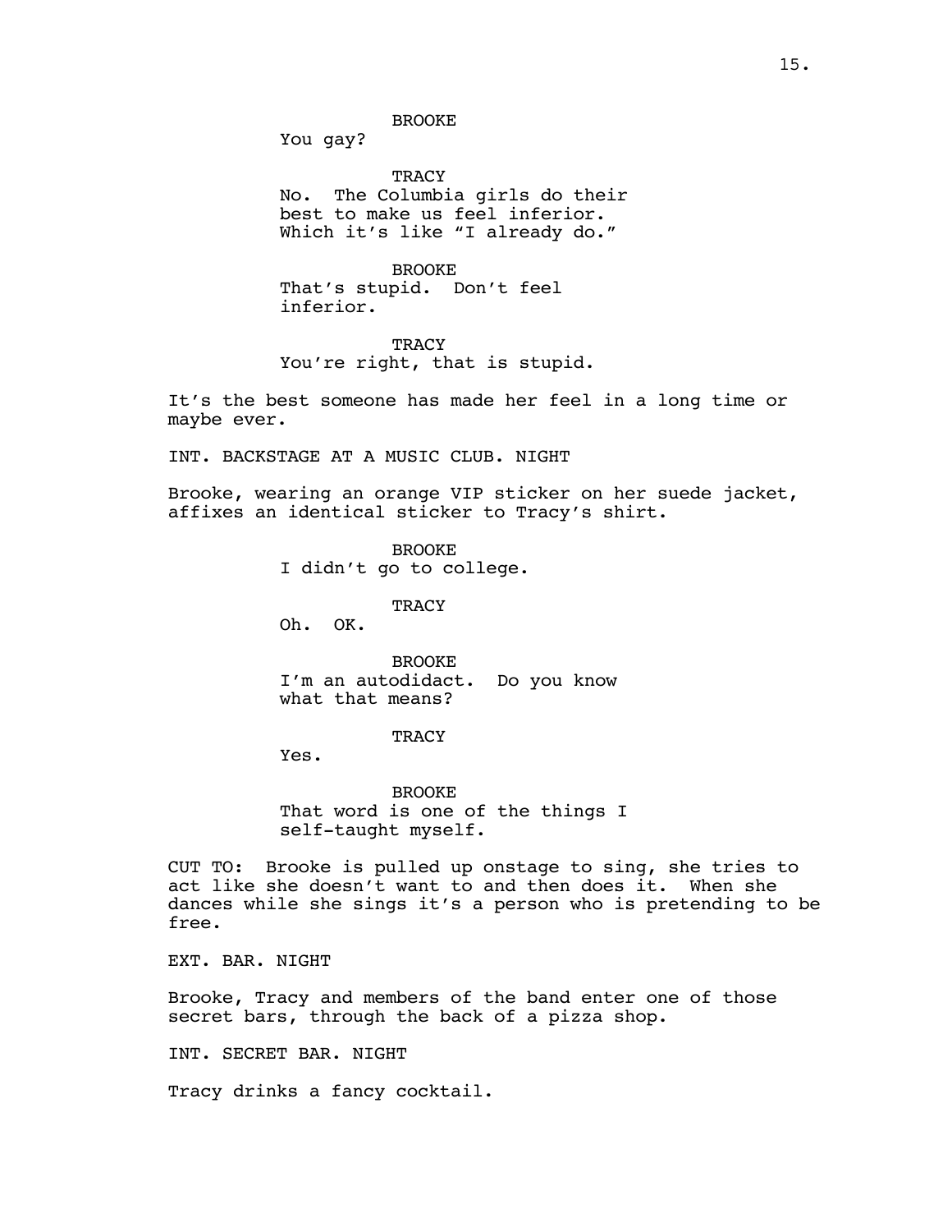BROOKE
You gay?

TRACY
No. The Columbia girls do their best to make us feel inferior. Which it's like "I already do."

BROOKE
That's stupid. Don't feel inferior.

TRACY
You're right, that is stupid.

It's the best someone has made her feel in a long time or maybe ever.

INT. BACKSTAGE AT A MUSIC CLUB. NIGHT

Brooke, wearing an orange VIP sticker on her suede jacket, affixes an identical sticker to Tracy's shirt.

BROOKE
I didn't go to college.

TRACY
Oh. OK.

BROOKE
I'm an autodidact. Do you know what that means?

TRACY
Yes.

BROOKE
That word is one of the things I self-taught myself.

CUT TO: Brooke is pulled up onstage to sing, she tries to act like she doesn't want to and then does it. When she dances while she sings it's a person who is pretending to be free.

EXT. BAR. NIGHT

Brooke, Tracy and members of the band enter one of those secret bars, through the back of a pizza shop.

INT. SECRET BAR. NIGHT

Tracy drinks a fancy cocktail.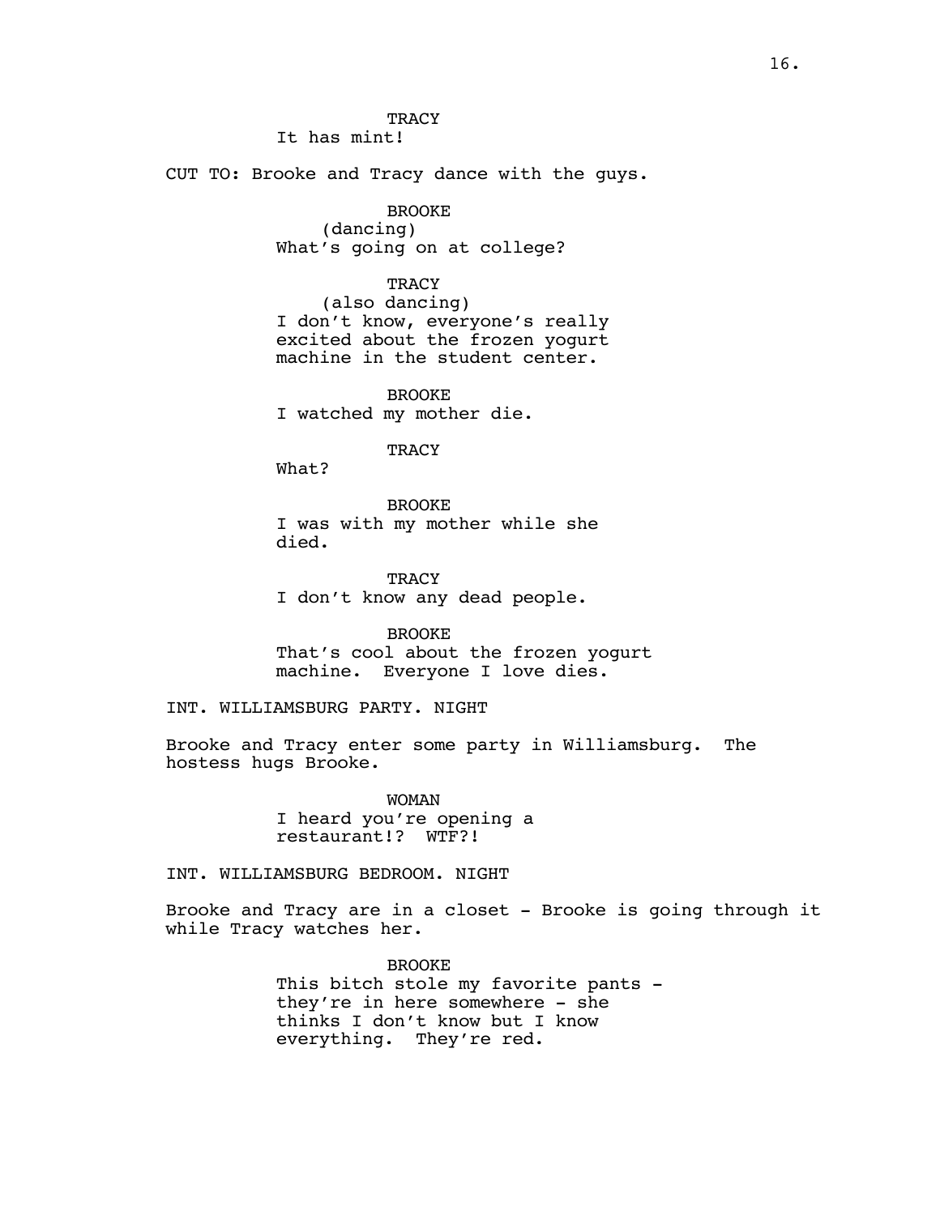TRACY
It has mint!

CUT TO: Brooke and Tracy dance with the guys.

BROOKE
(dancing)
What's going on at college?

TRACY
(also dancing)
I don't know, everyone's really excited about the frozen yogurt machine in the student center.

BROOKE
I watched my mother die.

TRACY
What?

BROOKE
I was with my mother while she died.

TRACY
I don't know any dead people.

BROOKE
That's cool about the frozen yogurt machine. Everyone I love dies.

INT. WILLIAMSBURG PARTY. NIGHT

Brooke and Tracy enter some party in Williamsburg. The hostess hugs Brooke.

WOMAN
I heard you're opening a restaurant!? WTF?!

INT. WILLIAMSBURG BEDROOM. NIGHT

Brooke and Tracy are in a closet - Brooke is going through it while Tracy watches her.

BROOKE
This bitch stole my favorite pants - they're in here somewhere - she thinks I don't know but I know everything. They're red.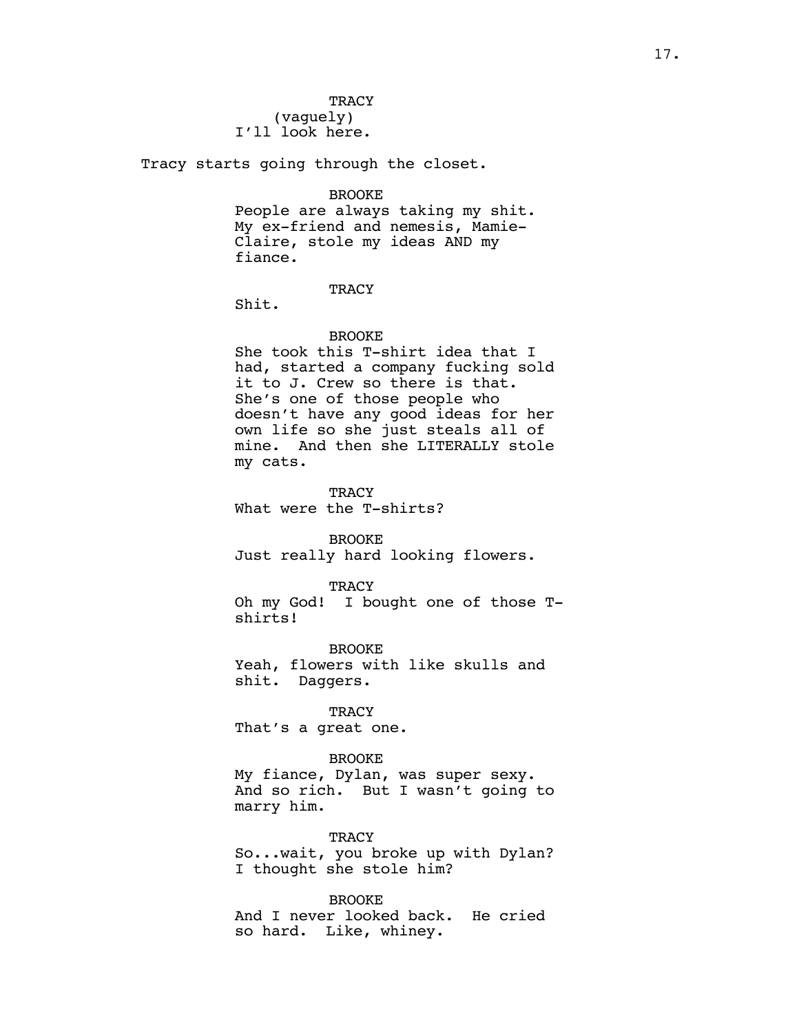TRACY
(vaguely)
I'll look here.

Tracy starts going through the closet.

BROOKE
People are always taking my shit. My ex-friend and nemesis, Mamie-Claire, stole my ideas AND my fiance.

TRACY
Shit.

BROOKE
She took this T-shirt idea that I had, started a company fucking sold it to J. Crew so there is that. She's one of those people who doesn't have any good ideas for her own life so she just steals all of mine. And then she LITERALLY stole my cats.

TRACY
What were the T-shirts?

BROOKE
Just really hard looking flowers.

TRACY
Oh my God! I bought one of those T-shirts!

BROOKE
Yeah, flowers with like skulls and shit. Daggers.

TRACY
That's a great one.

BROOKE
My fiance, Dylan, was super sexy. And so rich. But I wasn't going to marry him.

TRACY
So...wait, you broke up with Dylan? I thought she stole him?

BROOKE
And I never looked back. He cried so hard. Like, whiney.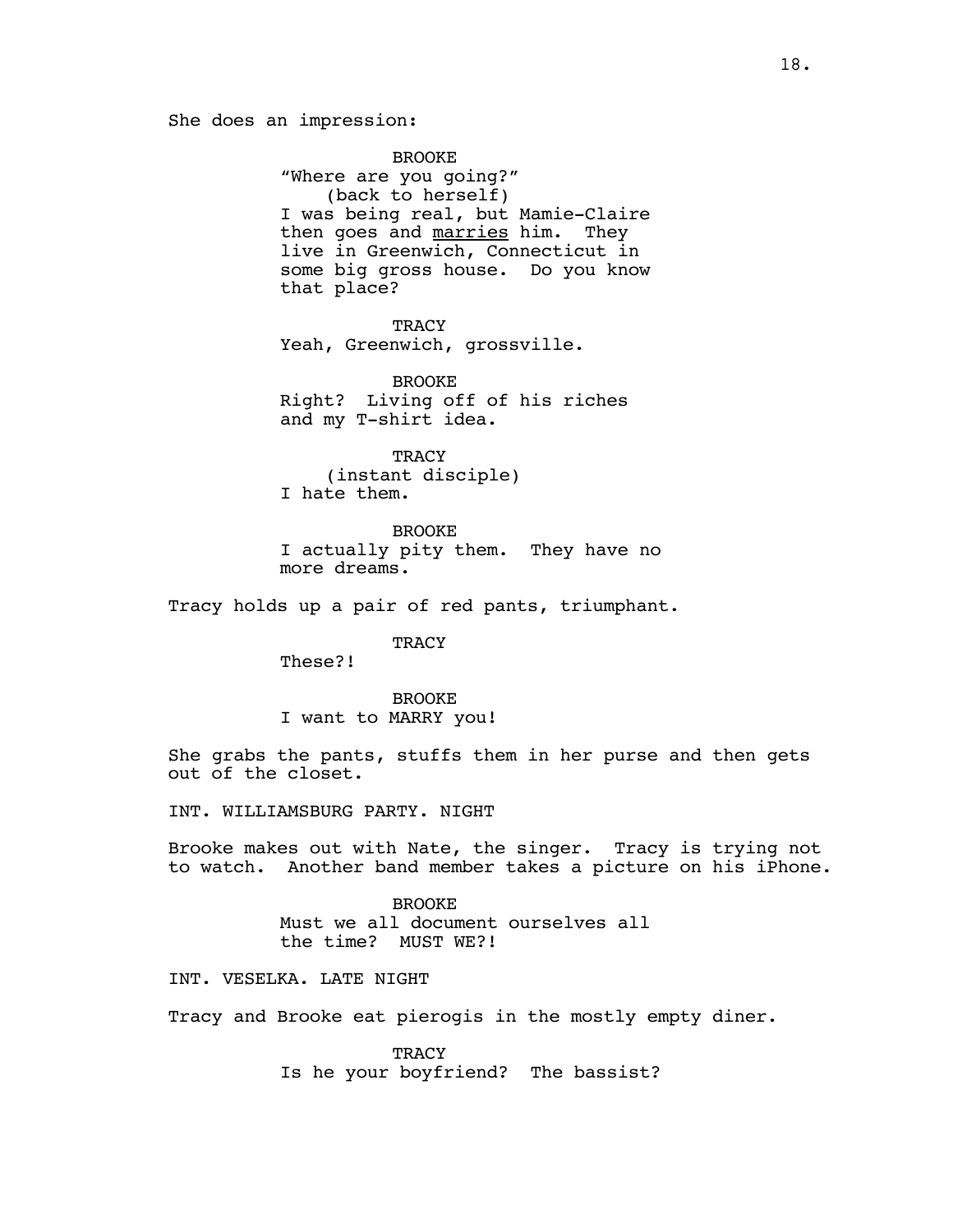She does an impression:

BROOKE
"Where are you going?"
(back to herself)
I was being real, but Mamie-Claire then goes and <u>marries</u> him. They live in Greenwich, Connecticut in some big gross house. Do you know that place?

TRACY
Yeah, Greenwich, grossville.

BROOKE
Right? Living off of his riches and my T-shirt idea.

TRACY
(instant disciple)
I hate them.

BROOKE
I actually pity them. They have no more dreams.

Tracy holds up a pair of red pants, triumphant.

TRACY
These?!

BROOKE
I want to MARRY you!

She grabs the pants, stuffs them in her purse and then gets out of the closet.

INT. WILLIAMSBURG PARTY. NIGHT

Brooke makes out with Nate, the singer. Tracy is trying not to watch. Another band member takes a picture on his iPhone.

BROOKE
Must we all document ourselves all the time? MUST WE?!

INT. VESELKA. LATE NIGHT

Tracy and Brooke eat pierogis in the mostly empty diner.

TRACY
Is he your boyfriend? The bassist?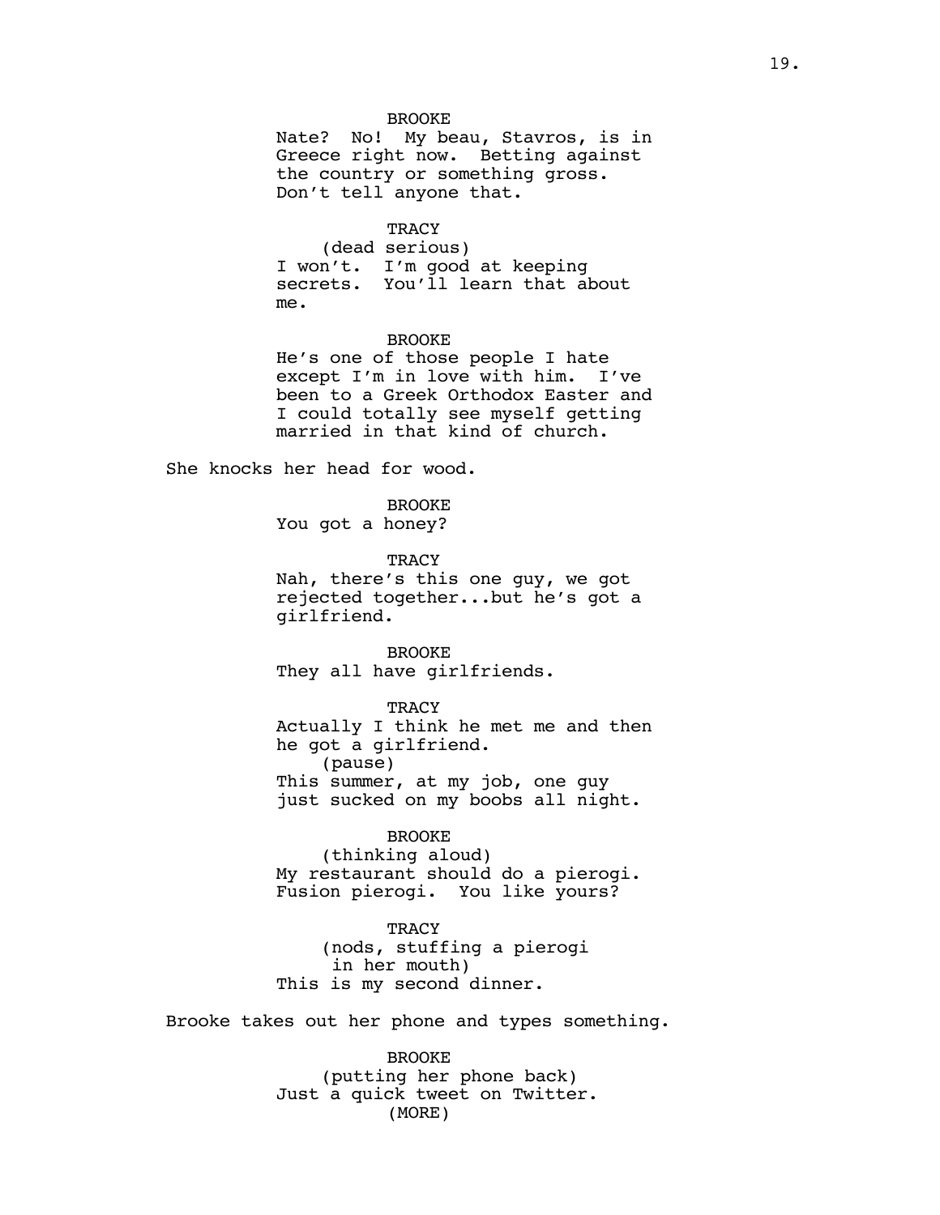BROOKE
Nate? No! My beau, Stavros, is in Greece right now. Betting against the country or something gross. Don't tell anyone that.

TRACY
(dead serious)
I won't. I'm good at keeping secrets. You'll learn that about me.

BROOKE
He's one of those people I hate except I'm in love with him. I've been to a Greek Orthodox Easter and I could totally see myself getting married in that kind of church.

She knocks her head for wood.

BROOKE
You got a honey?

TRACY
Nah, there's this one guy, we got rejected together...but he's got a girlfriend.

BROOKE
They all have girlfriends.

TRACY
Actually I think he met me and then he got a girlfriend.
(pause)
This summer, at my job, one guy just sucked on my boobs all night.

BROOKE
(thinking aloud)
My restaurant should do a pierogi. Fusion pierogi. You like yours?

TRACY
(nods, stuffing a pierogi in her mouth)
This is my second dinner.

Brooke takes out her phone and types something.

BROOKE
(putting her phone back)
Just a quick tweet on Twitter.
(MORE)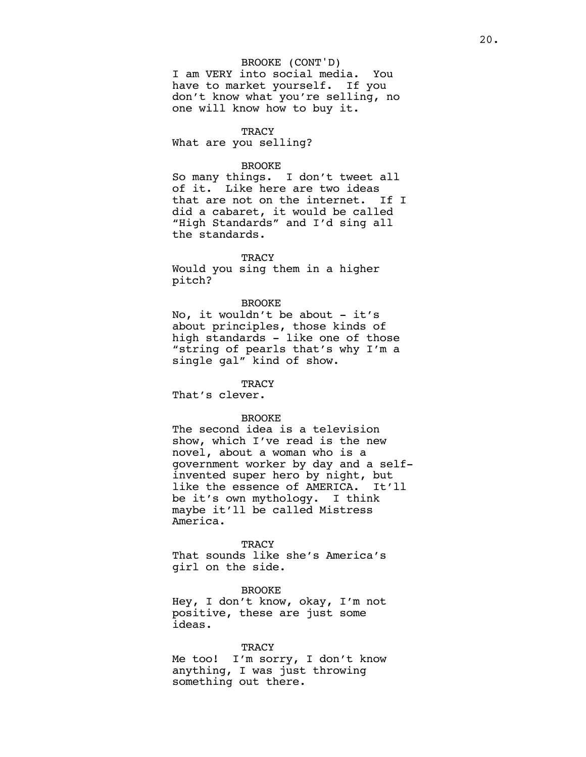BROOKE (CONT'D)
I am VERY into social media. You have to market yourself. If you don't know what you're selling, no one will know how to buy it.

TRACY
What are you selling?

BROOKE
So many things. I don't tweet all of it. Like here are two ideas that are not on the internet. If I did a cabaret, it would be called "High Standards" and I'd sing all the standards.

TRACY
Would you sing them in a higher pitch?

BROOKE
No, it wouldn't be about - it's about principles, those kinds of high standards - like one of those "string of pearls that's why I'm a single gal" kind of show.

TRACY
That's clever.

BROOKE
The second idea is a television show, which I've read is the new novel, about a woman who is a government worker by day and a self-invented super hero by night, but like the essence of AMERICA. It'll be it's own mythology. I think maybe it'll be called Mistress America.

TRACY
That sounds like she's America's girl on the side.

BROOKE
Hey, I don't know, okay, I'm not positive, these are just some ideas.

TRACY
Me too! I'm sorry, I don't know anything, I was just throwing something out there.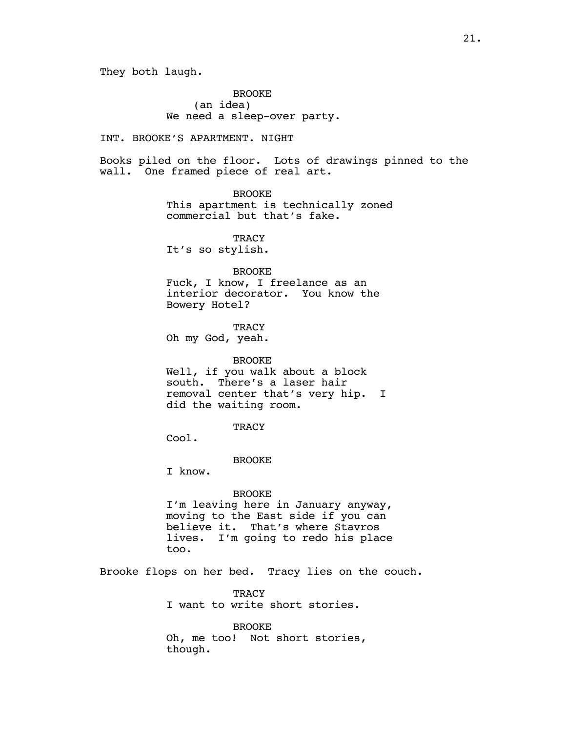They both laugh.

BROOKE
(an idea)
We need a sleep-over party.

INT. BROOKE'S APARTMENT. NIGHT

Books piled on the floor. Lots of drawings pinned to the wall. One framed piece of real art.

BROOKE
This apartment is technically zoned commercial but that's fake.

TRACY
It's so stylish.

BROOKE
Fuck, I know, I freelance as an interior decorator. You know the Bowery Hotel?

TRACY
Oh my God, yeah.

BROOKE
Well, if you walk about a block south. There's a laser hair removal center that's very hip. I did the waiting room.

TRACY
Cool.

BROOKE
I know.

BROOKE
I'm leaving here in January anyway, moving to the East side if you can believe it. That's where Stavros lives. I'm going to redo his place too.

Brooke flops on her bed. Tracy lies on the couch.

TRACY
I want to write short stories.

BROOKE
Oh, me too! Not short stories, though.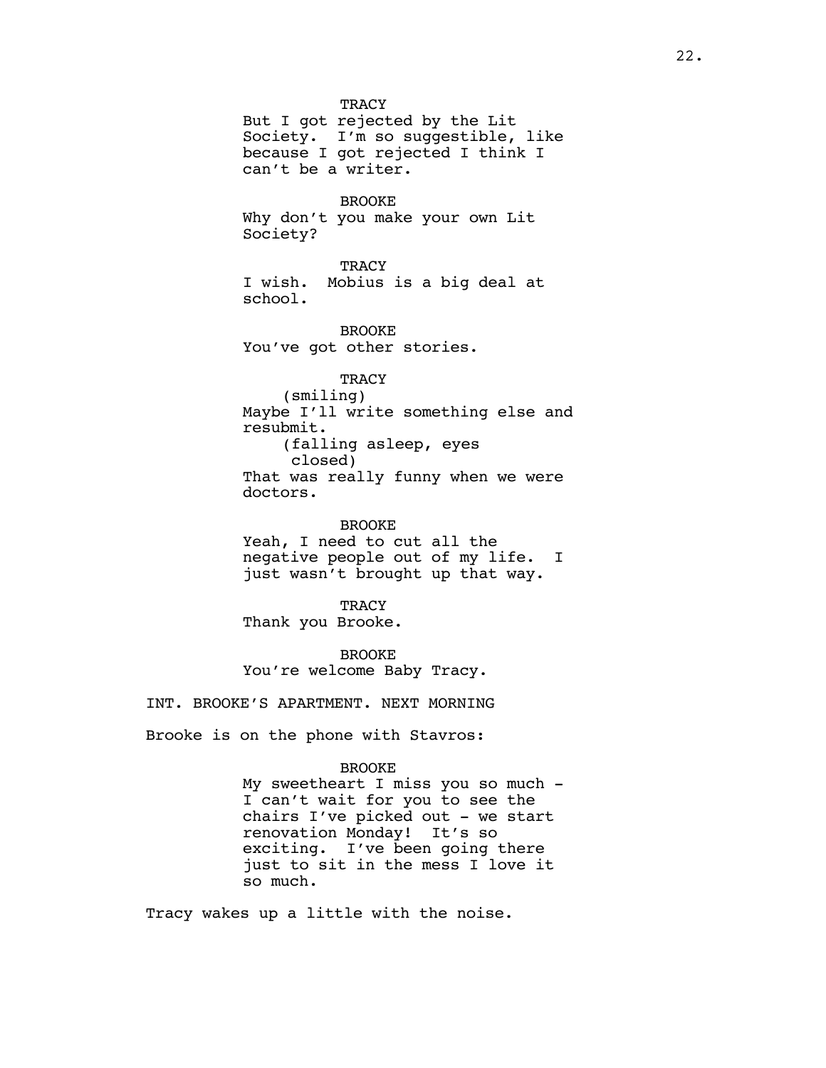TRACY
But I got rejected by the Lit Society. I'm so suggestible, like because I got rejected I think I can't be a writer.

BROOKE
Why don't you make your own Lit Society?

TRACY
I wish. Mobius is a big deal at school.

BROOKE
You've got other stories.

TRACY
(smiling)
Maybe I'll write something else and resubmit.
(falling asleep, eyes closed)
That was really funny when we were doctors.

BROOKE
Yeah, I need to cut all the negative people out of my life. I just wasn't brought up that way.

TRACY
Thank you Brooke.

BROOKE
You're welcome Baby Tracy.

INT. BROOKE'S APARTMENT. NEXT MORNING

Brooke is on the phone with Stavros:

BROOKE
My sweetheart I miss you so much - I can't wait for you to see the chairs I've picked out - we start renovation Monday! It's so exciting. I've been going there just to sit in the mess I love it so much.

Tracy wakes up a little with the noise.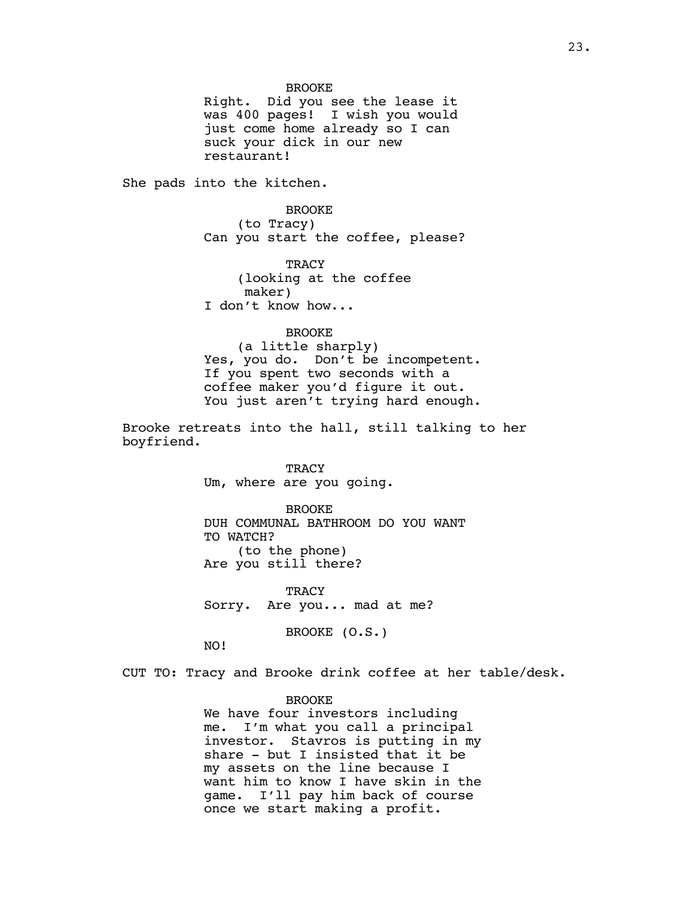BROOKE
Right. Did you see the lease it was 400 pages! I wish you would just come home already so I can suck your dick in our new restaurant!

She pads into the kitchen.

BROOKE
(to Tracy)
Can you start the coffee, please?

TRACY
(looking at the coffee maker)
I don't know how...

BROOKE
(a little sharply)
Yes, you do. Don't be incompetent. If you spent two seconds with a coffee maker you'd figure it out. You just aren't trying hard enough.

Brooke retreats into the hall, still talking to her boyfriend.

TRACY
Um, where are you going.

BROOKE
DUH COMMUNAL BATHROOM DO YOU WANT TO WATCH?
(to the phone)
Are you still there?

TRACY
Sorry. Are you... mad at me?

BROOKE (O.S.)
NO!

CUT TO: Tracy and Brooke drink coffee at her table/desk.

BROOKE
We have four investors including me. I'm what you call a principal investor. Stavros is putting in my share - but I insisted that it be my assets on the line because I want him to know I have skin in the game. I'll pay him back of course once we start making a profit.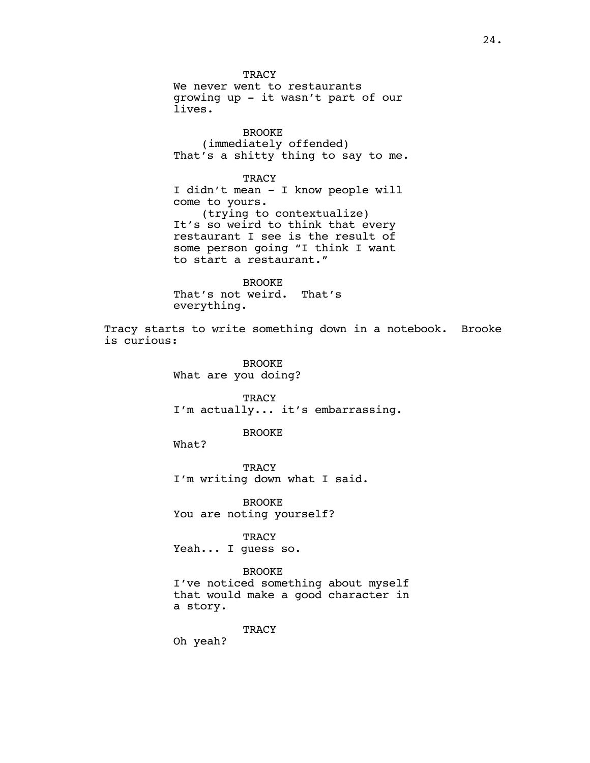TRACY
We never went to restaurants growing up - it wasn't part of our lives.

BROOKE
(immediately offended)
That's a shitty thing to say to me.

TRACY
I didn't mean - I know people will come to yours.
(trying to contextualize)
It's so weird to think that every restaurant I see is the result of some person going "I think I want to start a restaurant."

BROOKE
That's not weird. That's everything.

Tracy starts to write something down in a notebook. Brooke is curious:

BROOKE
What are you doing?

TRACY
I'm actually... it's embarrassing.

BROOKE
What?

TRACY
I'm writing down what I said.

BROOKE
You are noting yourself?

TRACY
Yeah... I guess so.

BROOKE
I've noticed something about myself that would make a good character in a story.

TRACY
Oh yeah?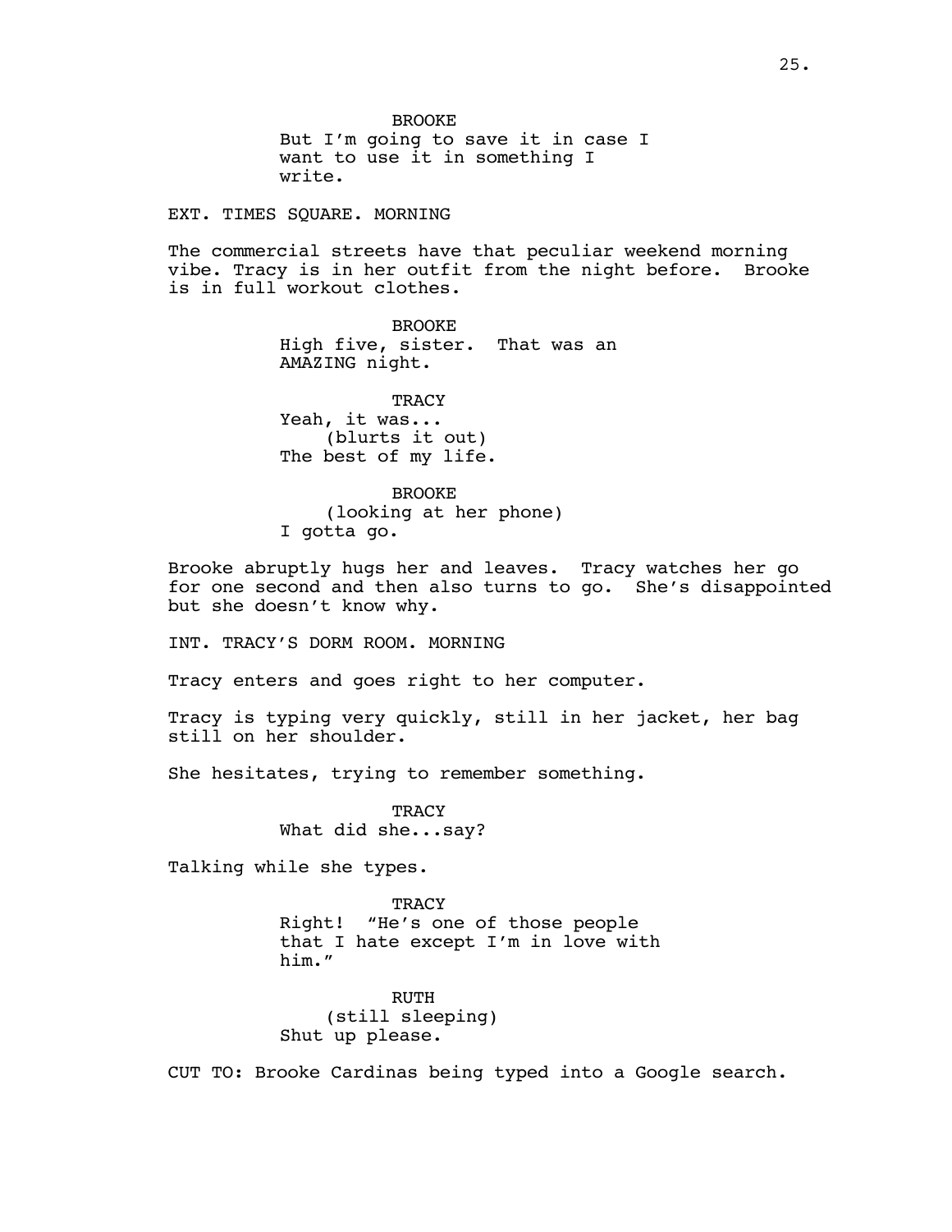BROOKE
But I'm going to save it in case I want to use it in something I write.

EXT. TIMES SQUARE. MORNING

The commercial streets have that peculiar weekend morning vibe. Tracy is in her outfit from the night before. Brooke is in full workout clothes.

BROOKE
High five, sister. That was an AMAZING night.

TRACY
Yeah, it was...
(blurts it out)
The best of my life.

BROOKE
(looking at her phone)
I gotta go.

Brooke abruptly hugs her and leaves. Tracy watches her go for one second and then also turns to go. She's disappointed but she doesn't know why.

INT. TRACY'S DORM ROOM. MORNING

Tracy enters and goes right to her computer.

Tracy is typing very quickly, still in her jacket, her bag still on her shoulder.

She hesitates, trying to remember something.

TRACY
What did she...say?

Talking while she types.

TRACY
Right! "He's one of those people that I hate except I'm in love with him."

RUTH
(still sleeping)
Shut up please.

CUT TO: Brooke Cardinas being typed into a Google search.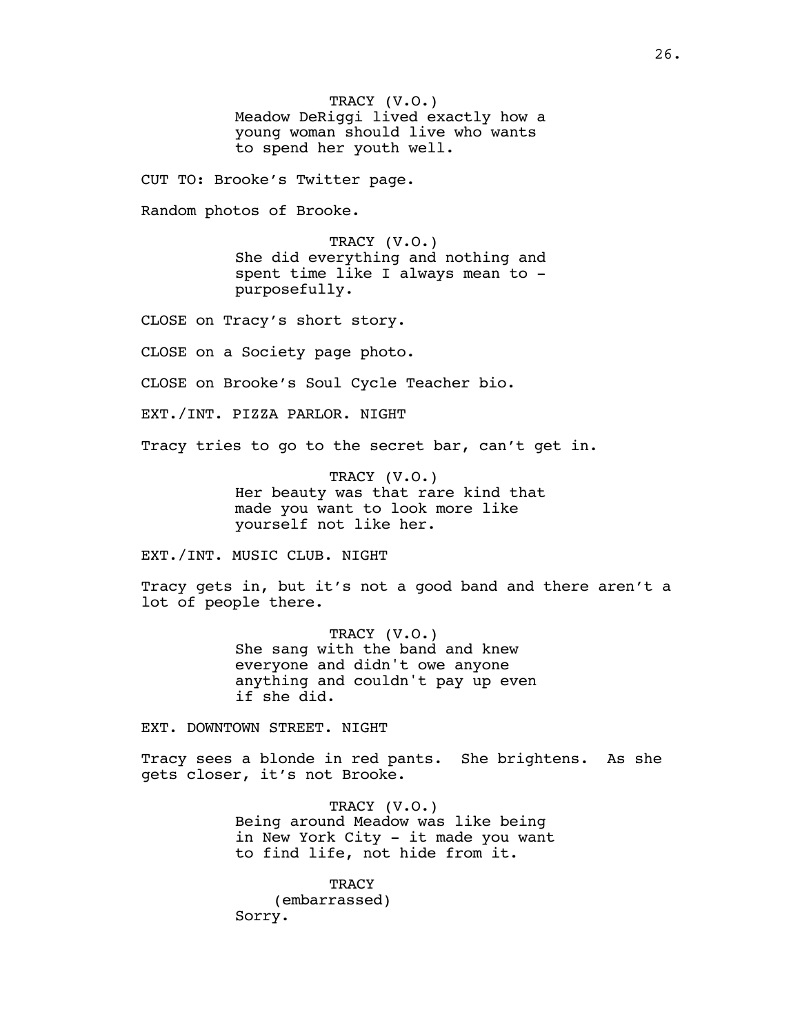TRACY (V.O.)
Meadow DeRiggi lived exactly how a young woman should live who wants to spend her youth well.

CUT TO: Brooke's Twitter page.

Random photos of Brooke.

TRACY (V.O.)
She did everything and nothing and spent time like I always mean to - purposefully.

CLOSE on Tracy's short story.

CLOSE on a Society page photo.

CLOSE on Brooke's Soul Cycle Teacher bio.

EXT./INT. PIZZA PARLOR. NIGHT

Tracy tries to go to the secret bar, can't get in.

TRACY (V.O.)
Her beauty was that rare kind that made you want to look more like yourself not like her.

EXT./INT. MUSIC CLUB. NIGHT

Tracy gets in, but it's not a good band and there aren't a lot of people there.

TRACY (V.O.)
She sang with the band and knew everyone and didn't owe anyone anything and couldn't pay up even if she did.

EXT. DOWNTOWN STREET. NIGHT

Tracy sees a blonde in red pants. She brightens. As she gets closer, it's not Brooke.

TRACY (V.O.)
Being around Meadow was like being in New York City - it made you want to find life, not hide from it.

TRACY
(embarrassed)
Sorry.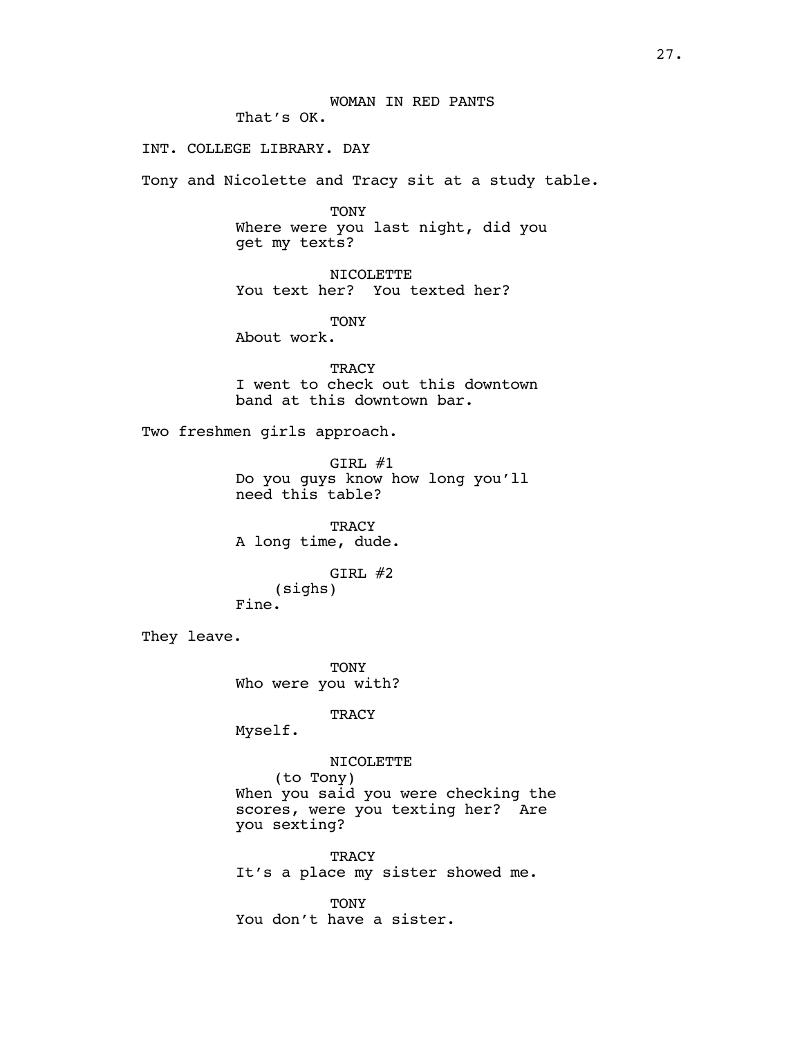WOMAN IN RED PANTS
That's OK.

INT. COLLEGE LIBRARY. DAY

Tony and Nicolette and Tracy sit at a study table.

TONY
Where were you last night, did you get my texts?

NICOLETTE
You text her? You texted her?

TONY
About work.

TRACY
I went to check out this downtown band at this downtown bar.

Two freshmen girls approach.

GIRL #1
Do you guys know how long you'll need this table?

TRACY
A long time, dude.

GIRL #2
(sighs)
Fine.

They leave.

TONY
Who were you with?

TRACY
Myself.

NICOLETTE
(to Tony)
When you said you were checking the scores, were you texting her? Are you sexting?

TRACY
It's a place my sister showed me.

TONY
You don't have a sister.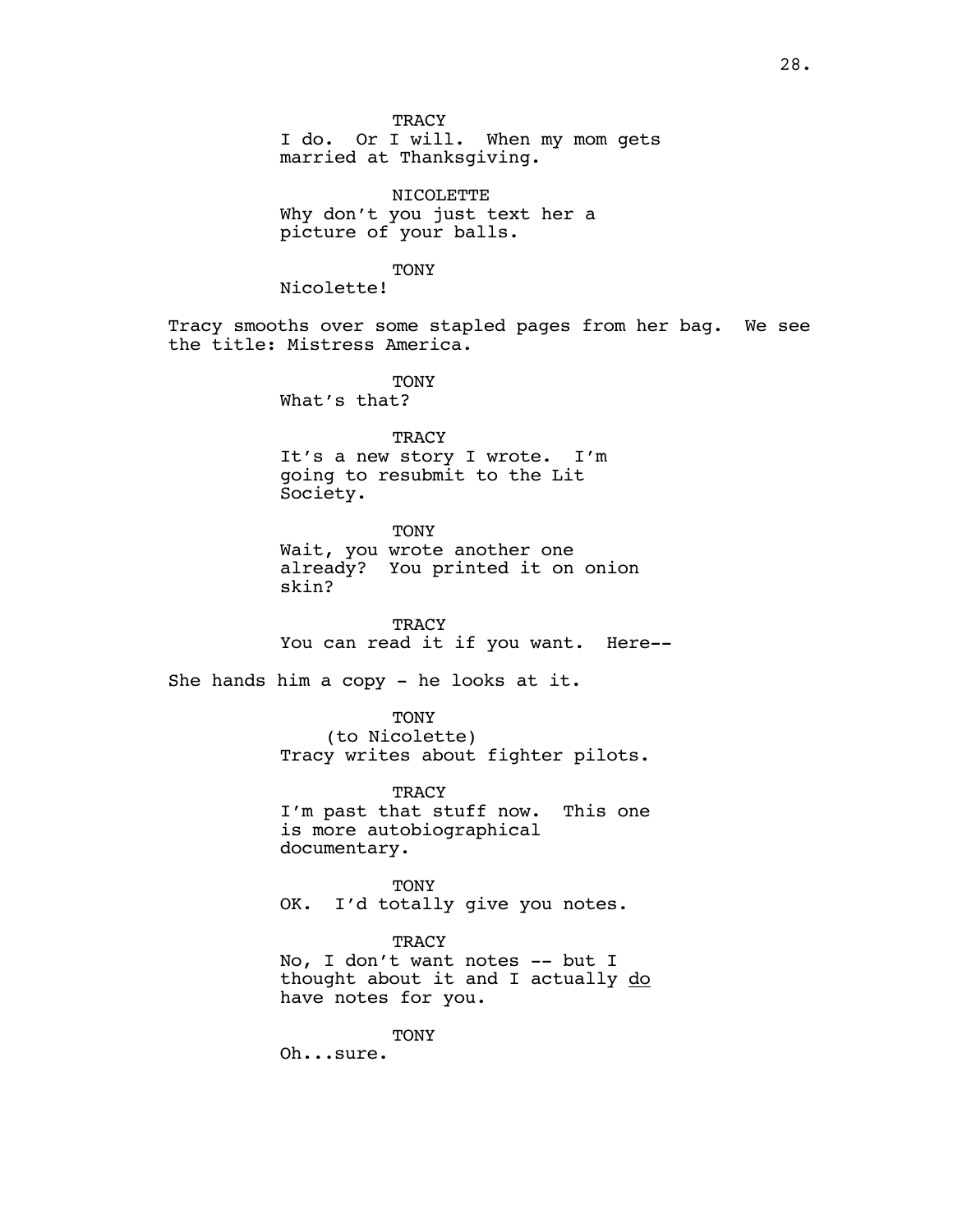TRACY
I do. Or I will. When my mom gets married at Thanksgiving.

NICOLETTE
Why don't you just text her a picture of your balls.

TONY
Nicolette!

Tracy smooths over some stapled pages from her bag. We see the title: Mistress America.

TONY
What's that?

TRACY
It's a new story I wrote. I'm going to resubmit to the Lit Society.

TONY
Wait, you wrote another one already? You printed it on onion skin?

TRACY
You can read it if you want. Here--

She hands him a copy - he looks at it.

TONY
(to Nicolette)
Tracy writes about fighter pilots.

TRACY
I'm past that stuff now. This one is more autobiographical documentary.

TONY
OK. I'd totally give you notes.

TRACY
No, I don't want notes -- but I thought about it and I actually <u>do</u> have notes for you.

TONY
Oh...sure.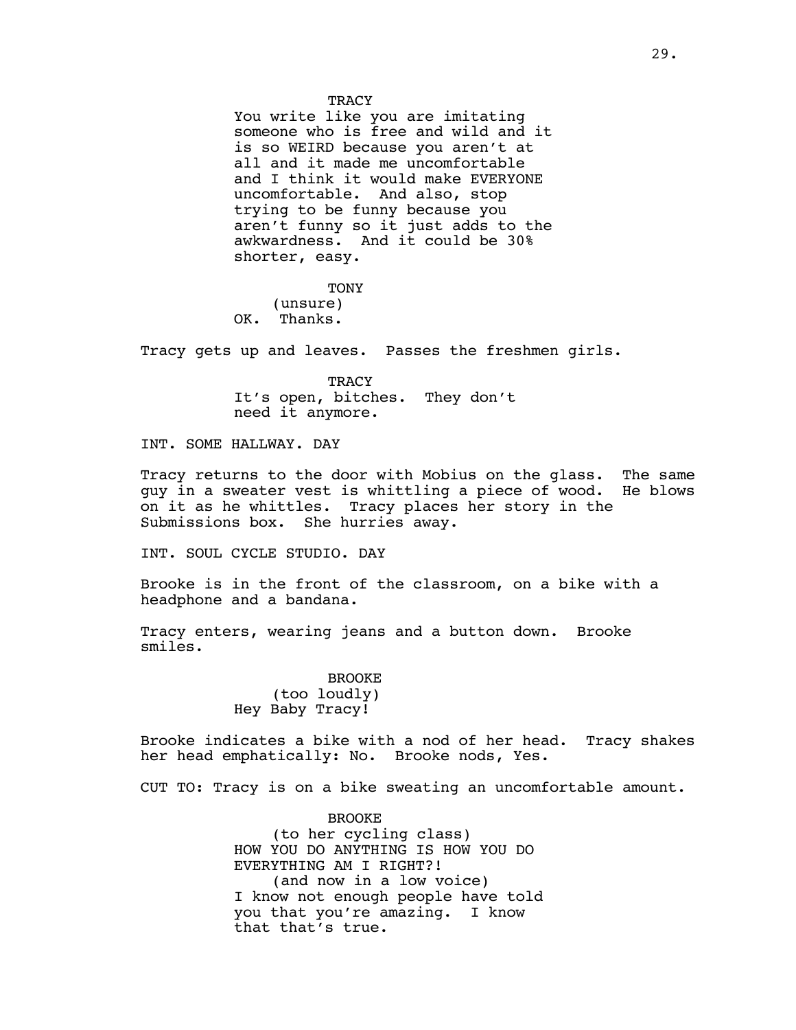TRACY

You write like you are imitating someone who is free and wild and it is so WEIRD because you aren't at all and it made me uncomfortable and I think it would make EVERYONE uncomfortable. And also, stop trying to be funny because you aren't funny so it just adds to the awkwardness. And it could be 30% shorter, easy.

TONY

(unsure)

OK. Thanks.

Tracy gets up and leaves. Passes the freshmen girls.

TRACY

It's open, bitches. They don't need it anymore.

INT. SOME HALLWAY. DAY

Tracy returns to the door with Mobius on the glass. The same guy in a sweater vest is whittling a piece of wood. He blows on it as he whittles. Tracy places her story in the Submissions box. She hurries away.

INT. SOUL CYCLE STUDIO. DAY

Brooke is in the front of the classroom, on a bike with a headphone and a bandana.

Tracy enters, wearing jeans and a button down. Brooke smiles.

BROOKE

(too loudly)

Hey Baby Tracy!

Brooke indicates a bike with a nod of her head. Tracy shakes her head emphatically: No. Brooke nods, Yes.

CUT TO: Tracy is on a bike sweating an uncomfortable amount.

BROOKE

(to her cycling class)

HOW YOU DO ANYTHING IS HOW YOU DO EVERYTHING AM I RIGHT?!

(and now in a low voice)

I know not enough people have told you that you're amazing. I know that that's true.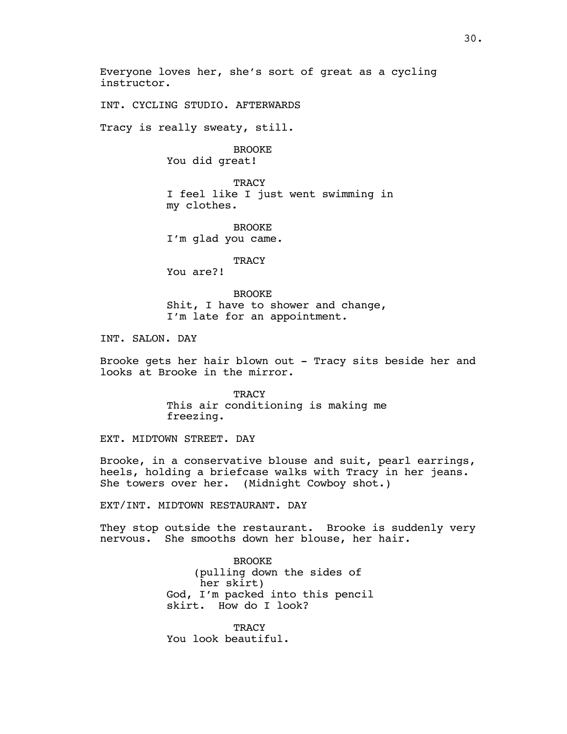Everyone loves her, she's sort of great as a cycling instructor.

INT. CYCLING STUDIO. AFTERWARDS

Tracy is really sweaty, still.

BROOKE
You did great!

TRACY
I feel like I just went swimming in my clothes.

BROOKE
I'm glad you came.

TRACY
You are?!

BROOKE
Shit, I have to shower and change, I'm late for an appointment.

INT. SALON. DAY

Brooke gets her hair blown out - Tracy sits beside her and looks at Brooke in the mirror.

TRACY
This air conditioning is making me freezing.

EXT. MIDTOWN STREET. DAY

Brooke, in a conservative blouse and suit, pearl earrings, heels, holding a briefcase walks with Tracy in her jeans. She towers over her. (Midnight Cowboy shot.)

EXT/INT. MIDTOWN RESTAURANT. DAY

They stop outside the restaurant. Brooke is suddenly very nervous. She smooths down her blouse, her hair.

BROOKE
(pulling down the sides of her skirt)
God, I'm packed into this pencil skirt. How do I look?

TRACY
You look beautiful.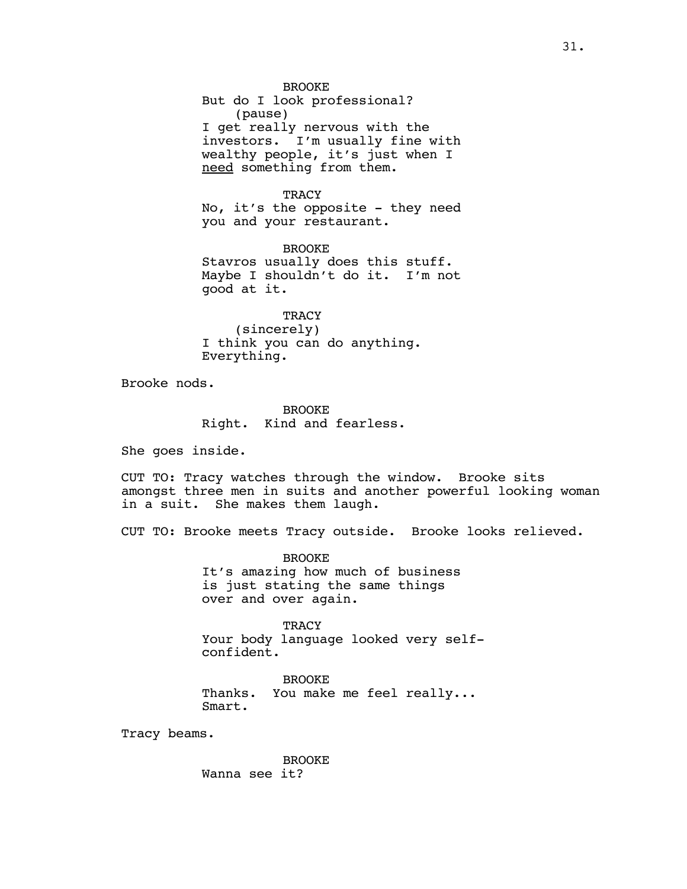BROOKE
But do I look professional?
(pause)
I get really nervous with the investors. I'm usually fine with wealthy people, it's just when I <u>need</u> something from them.

TRACY
No, it's the opposite - they need you and your restaurant.

BROOKE
Stavros usually does this stuff. Maybe I shouldn't do it. I'm not good at it.

TRACY
(sincerely)
I think you can do anything. Everything.

Brooke nods.

BROOKE
Right. Kind and fearless.

She goes inside.

CUT TO: Tracy watches through the window. Brooke sits amongst three men in suits and another powerful looking woman in a suit. She makes them laugh.

CUT TO: Brooke meets Tracy outside. Brooke looks relieved.

BROOKE
It's amazing how much of business is just stating the same things over and over again.

TRACY
Your body language looked very self-confident.

BROOKE
Thanks. You make me feel really... Smart.

Tracy beams.

BROOKE
Wanna see it?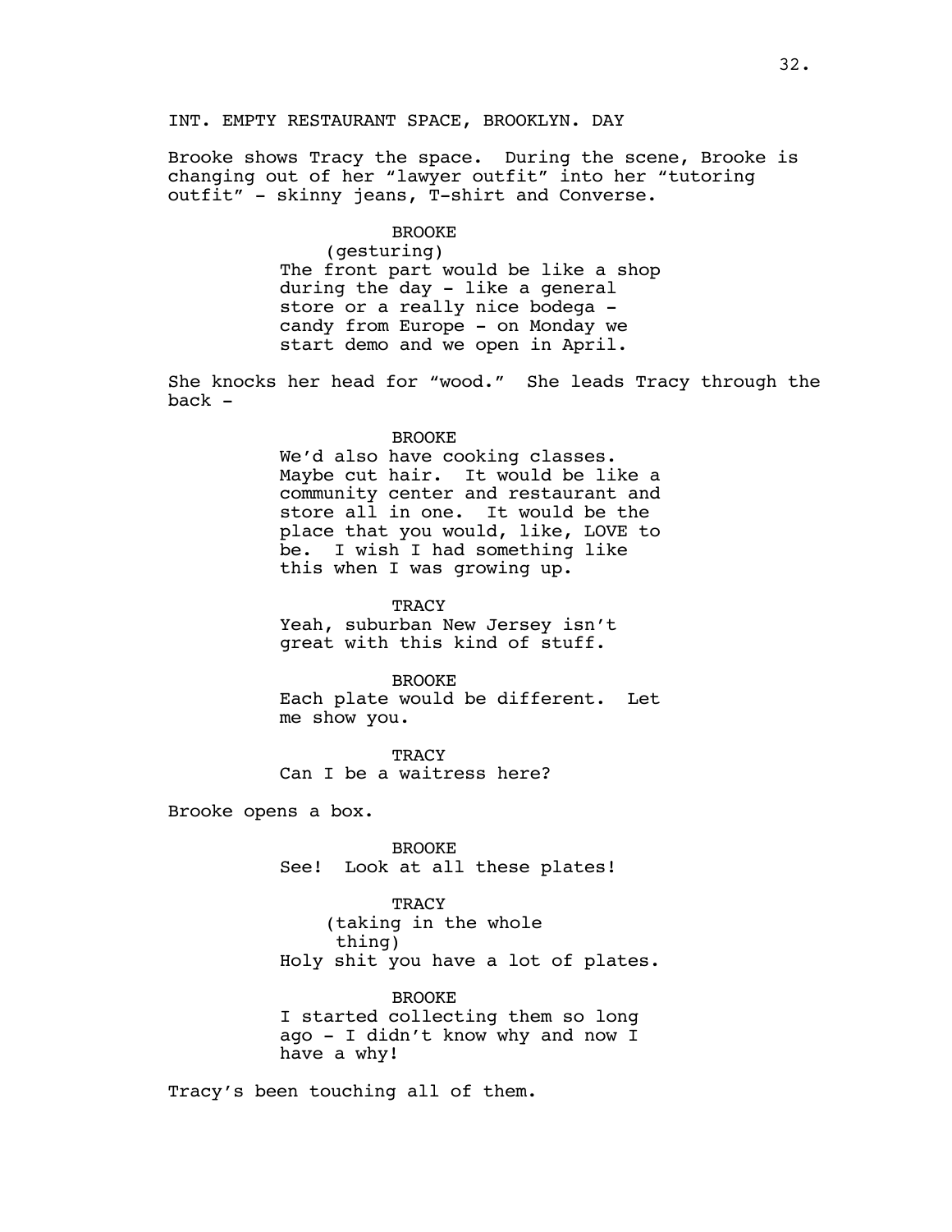INT. EMPTY RESTAURANT SPACE, BROOKLYN. DAY

Brooke shows Tracy the space. During the scene, Brooke is changing out of her "lawyer outfit" into her "tutoring outfit" - skinny jeans, T-shirt and Converse.

BROOKE
(gesturing)
The front part would be like a shop during the day - like a general store or a really nice bodega - candy from Europe - on Monday we start demo and we open in April.

She knocks her head for "wood." She leads Tracy through the back -

BROOKE
We'd also have cooking classes. Maybe cut hair. It would be like a community center and restaurant and store all in one. It would be the place that you would, like, LOVE to be. I wish I had something like this when I was growing up.

TRACY
Yeah, suburban New Jersey isn't great with this kind of stuff.

BROOKE
Each plate would be different. Let me show you.

TRACY
Can I be a waitress here?

Brooke opens a box.

BROOKE
See! Look at all these plates!

TRACY
(taking in the whole thing)
Holy shit you have a lot of plates.

BROOKE
I started collecting them so long ago - I didn't know why and now I have a why!

Tracy's been touching all of them.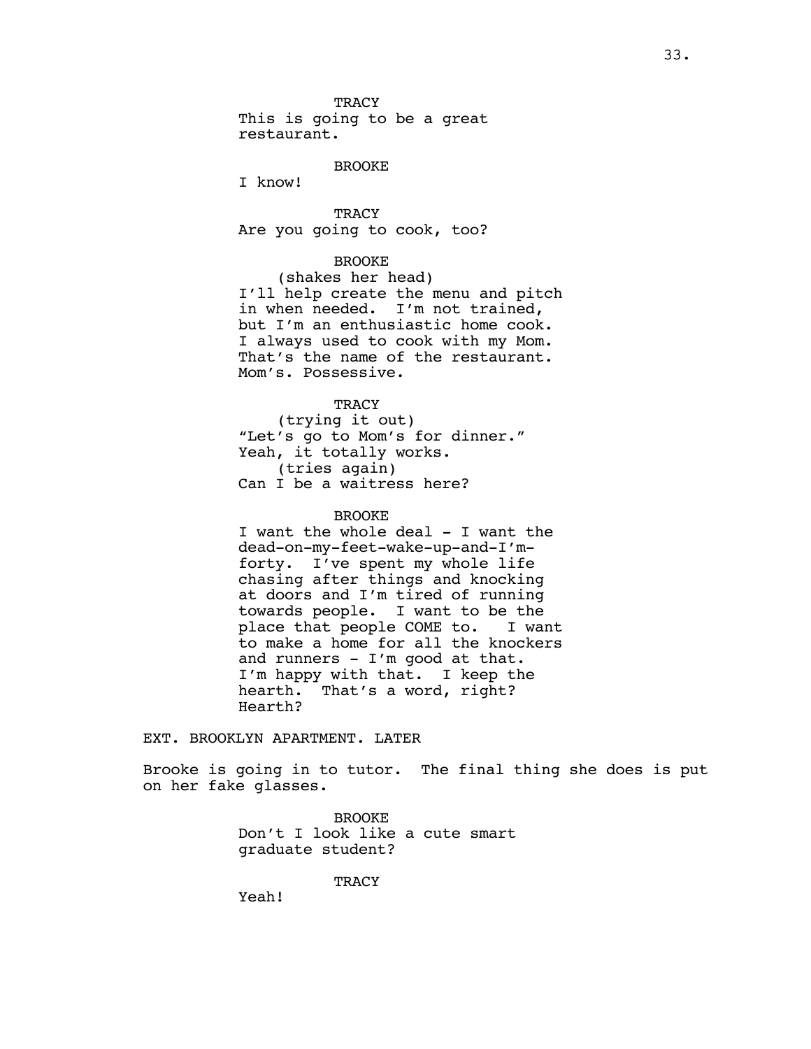TRACY
This is going to be a great restaurant.

BROOKE
I know!

TRACY
Are you going to cook, too?

BROOKE
(shakes her head)
I'll help create the menu and pitch in when needed. I'm not trained, but I'm an enthusiastic home cook. I always used to cook with my Mom. That's the name of the restaurant. Mom's. Possessive.

TRACY
(trying it out)
"Let's go to Mom's for dinner." Yeah, it totally works.
(tries again)
Can I be a waitress here?

BROOKE
I want the whole deal - I want the dead-on-my-feet-wake-up-and-I'm-forty. I've spent my whole life chasing after things and knocking at doors and I'm tired of running towards people. I want to be the place that people COME to. I want to make a home for all the knockers and runners - I'm good at that. I'm happy with that. I keep the hearth. That's a word, right? Hearth?

EXT. BROOKLYN APARTMENT. LATER

Brooke is going in to tutor. The final thing she does is put on her fake glasses.

BROOKE
Don't I look like a cute smart graduate student?

TRACY
Yeah!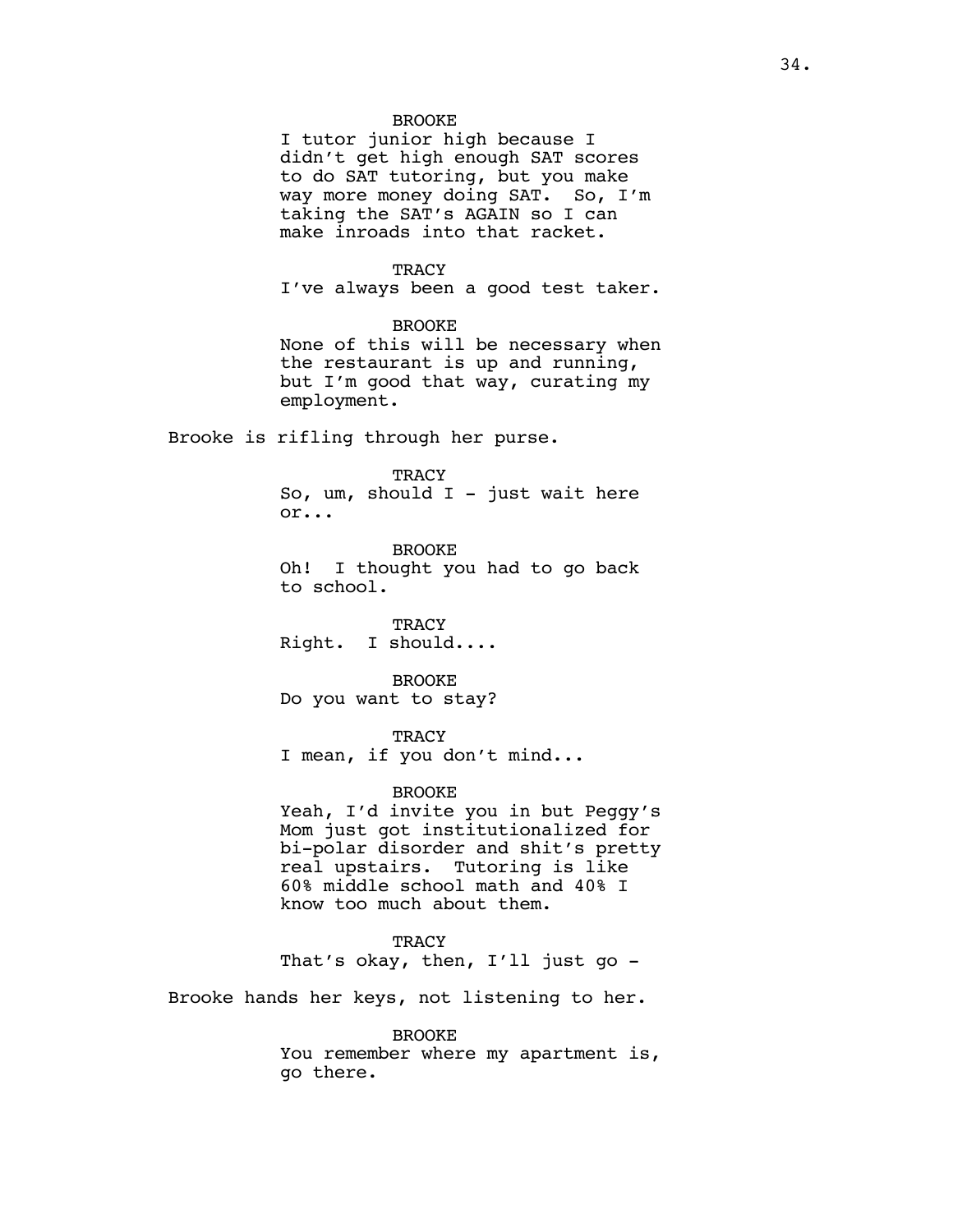BROOKE

I tutor junior high because I didn't get high enough SAT scores to do SAT tutoring, but you make way more money doing SAT.  So, I'm taking the SAT's AGAIN so I can make inroads into that racket.

TRACY

I've always been a good test taker.

BROOKE

None of this will be necessary when the restaurant is up and running, but I'm good that way, curating my employment.

Brooke is rifling through her purse.

TRACY

So, um, should I - just wait here or...

BROOKE

Oh!  I thought you had to go back to school.

TRACY

Right.  I should....

BROOKE

Do you want to stay?

TRACY

I mean, if you don't mind...

BROOKE

Yeah, I'd invite you in but Peggy's Mom just got institutionalized for bi-polar disorder and shit's pretty real upstairs.  Tutoring is like 60% middle school math and 40% I know too much about them.

TRACY

That's okay, then, I'll just go -

Brooke hands her keys, not listening to her.

BROOKE

You remember where my apartment is, go there.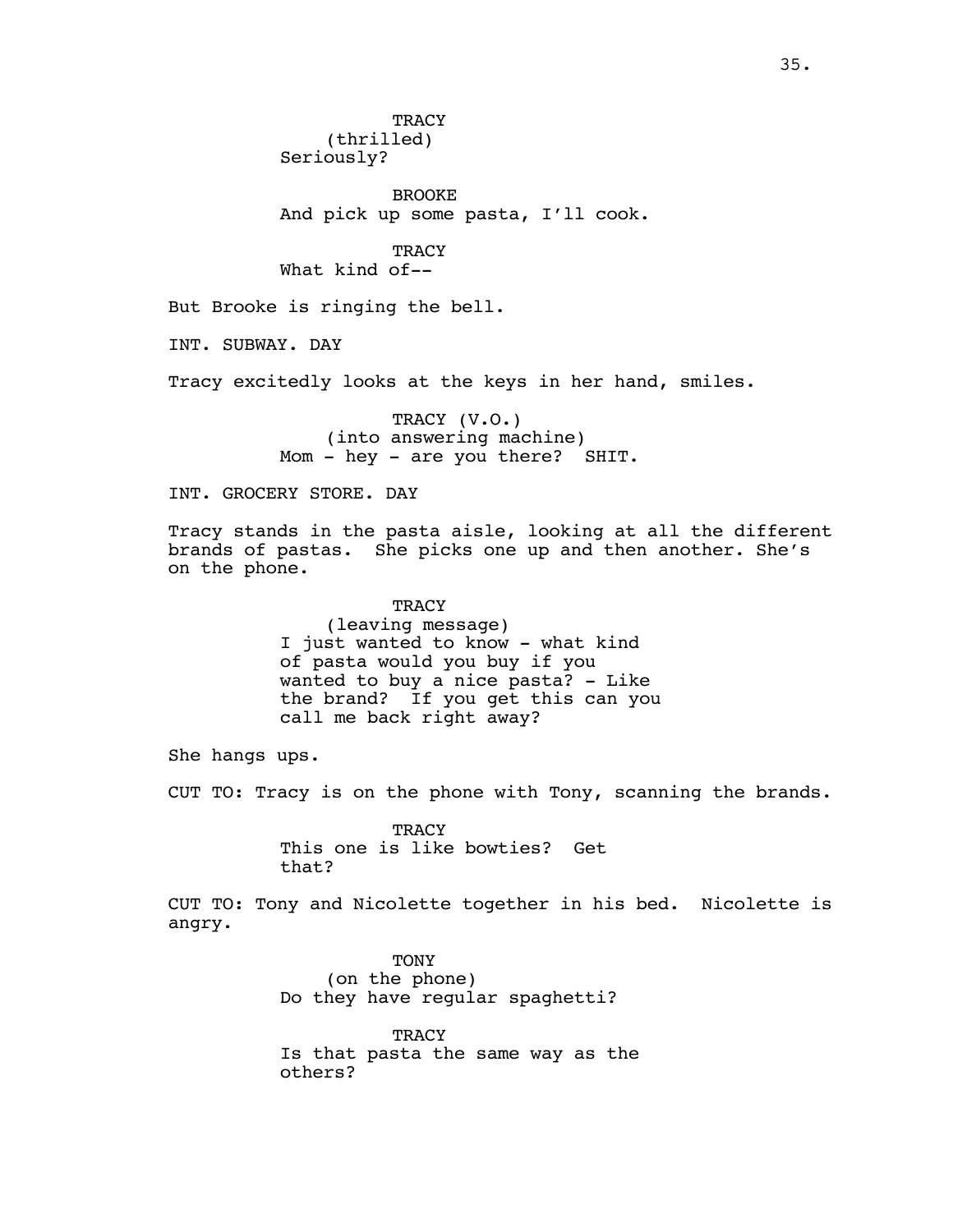TRACY
(thrilled)
Seriously?

BROOKE
And pick up some pasta, I'll cook.

TRACY
What kind of--

But Brooke is ringing the bell.

INT. SUBWAY. DAY

Tracy excitedly looks at the keys in her hand, smiles.

TRACY (V.O.)
(into answering machine)
Mom - hey - are you there? SHIT.

INT. GROCERY STORE. DAY

Tracy stands in the pasta aisle, looking at all the different brands of pastas. She picks one up and then another. She's on the phone.

TRACY
(leaving message)
I just wanted to know - what kind of pasta would you buy if you wanted to buy a nice pasta? - Like the brand? If you get this can you call me back right away?

She hangs ups.

CUT TO: Tracy is on the phone with Tony, scanning the brands.

TRACY
This one is like bowties? Get that?

CUT TO: Tony and Nicolette together in his bed. Nicolette is angry.

TONY
(on the phone)
Do they have regular spaghetti?

TRACY
Is that pasta the same way as the others?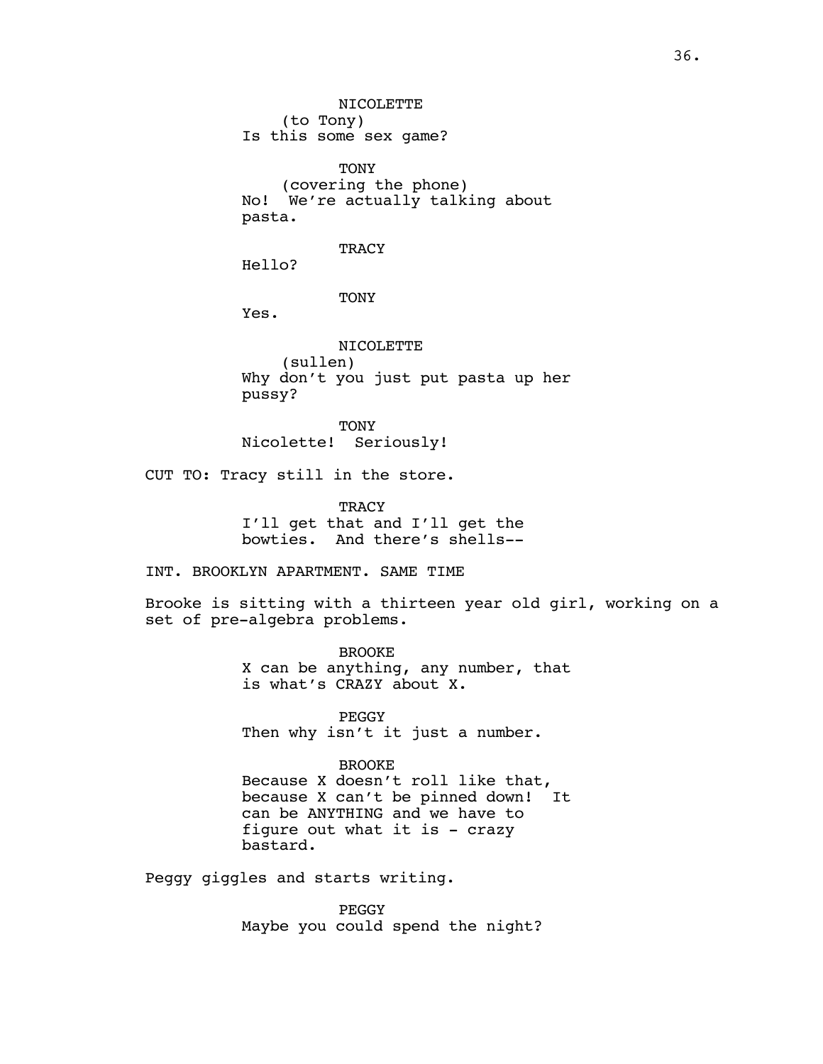NICOLETTE
(to Tony)
Is this some sex game?

TONY
(covering the phone)
No! We're actually talking about pasta.

TRACY
Hello?

TONY
Yes.

NICOLETTE
(sullen)
Why don't you just put pasta up her pussy?

TONY
Nicolette! Seriously!

CUT TO: Tracy still in the store.

TRACY
I'll get that and I'll get the bowties. And there's shells--

INT. BROOKLYN APARTMENT. SAME TIME

Brooke is sitting with a thirteen year old girl, working on a set of pre-algebra problems.

BROOKE
X can be anything, any number, that is what's CRAZY about X.

PEGGY
Then why isn't it just a number.

BROOKE
Because X doesn't roll like that, because X can't be pinned down! It can be ANYTHING and we have to figure out what it is - crazy bastard.

Peggy giggles and starts writing.

PEGGY
Maybe you could spend the night?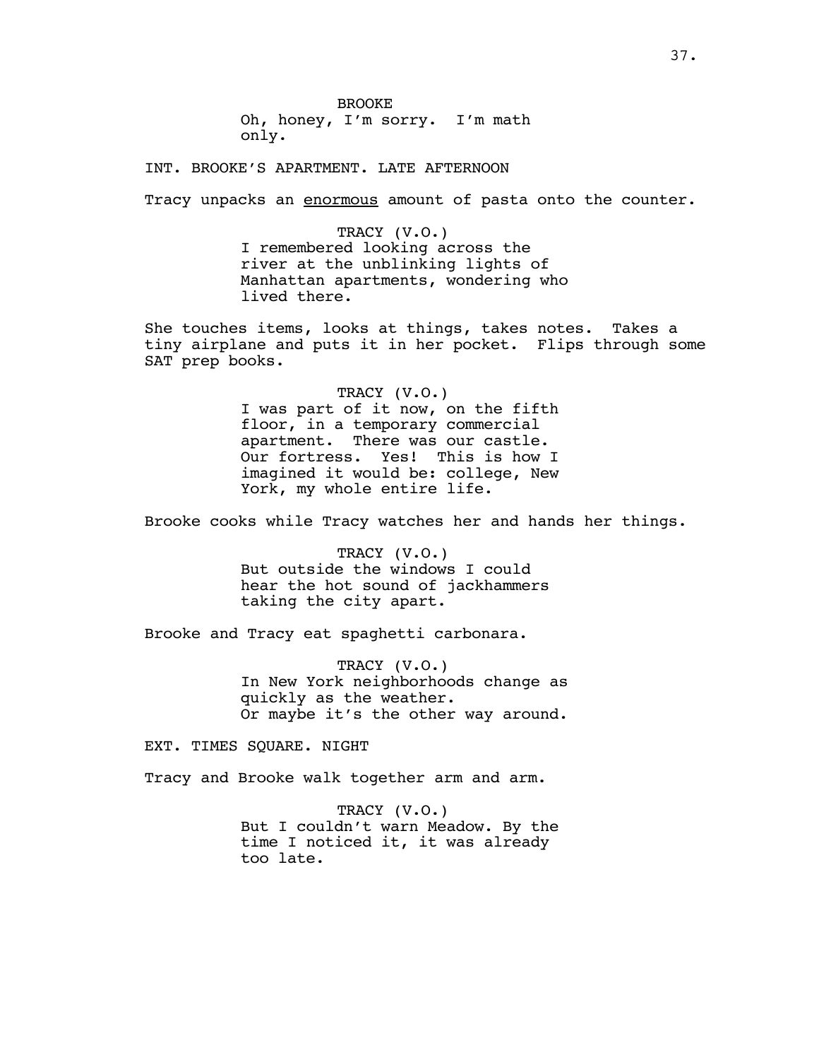BROOKE
Oh, honey, I'm sorry. I'm math only.

INT. BROOKE'S APARTMENT. LATE AFTERNOON

Tracy unpacks an <u>enormous</u> amount of pasta onto the counter.

TRACY (V.O.)
I remembered looking across the river at the unblinking lights of Manhattan apartments, wondering who lived there.

She touches items, looks at things, takes notes. Takes a tiny airplane and puts it in her pocket. Flips through some SAT prep books.

TRACY (V.O.)
I was part of it now, on the fifth floor, in a temporary commercial apartment. There was our castle. Our fortress. Yes! This is how I imagined it would be: college, New York, my whole entire life.

Brooke cooks while Tracy watches her and hands her things.

TRACY (V.O.)
But outside the windows I could hear the hot sound of jackhammers taking the city apart.

Brooke and Tracy eat spaghetti carbonara.

TRACY (V.O.)
In New York neighborhoods change as quickly as the weather.
Or maybe it's the other way around.

EXT. TIMES SQUARE. NIGHT

Tracy and Brooke walk together arm and arm.

TRACY (V.O.)
But I couldn't warn Meadow. By the time I noticed it, it was already too late.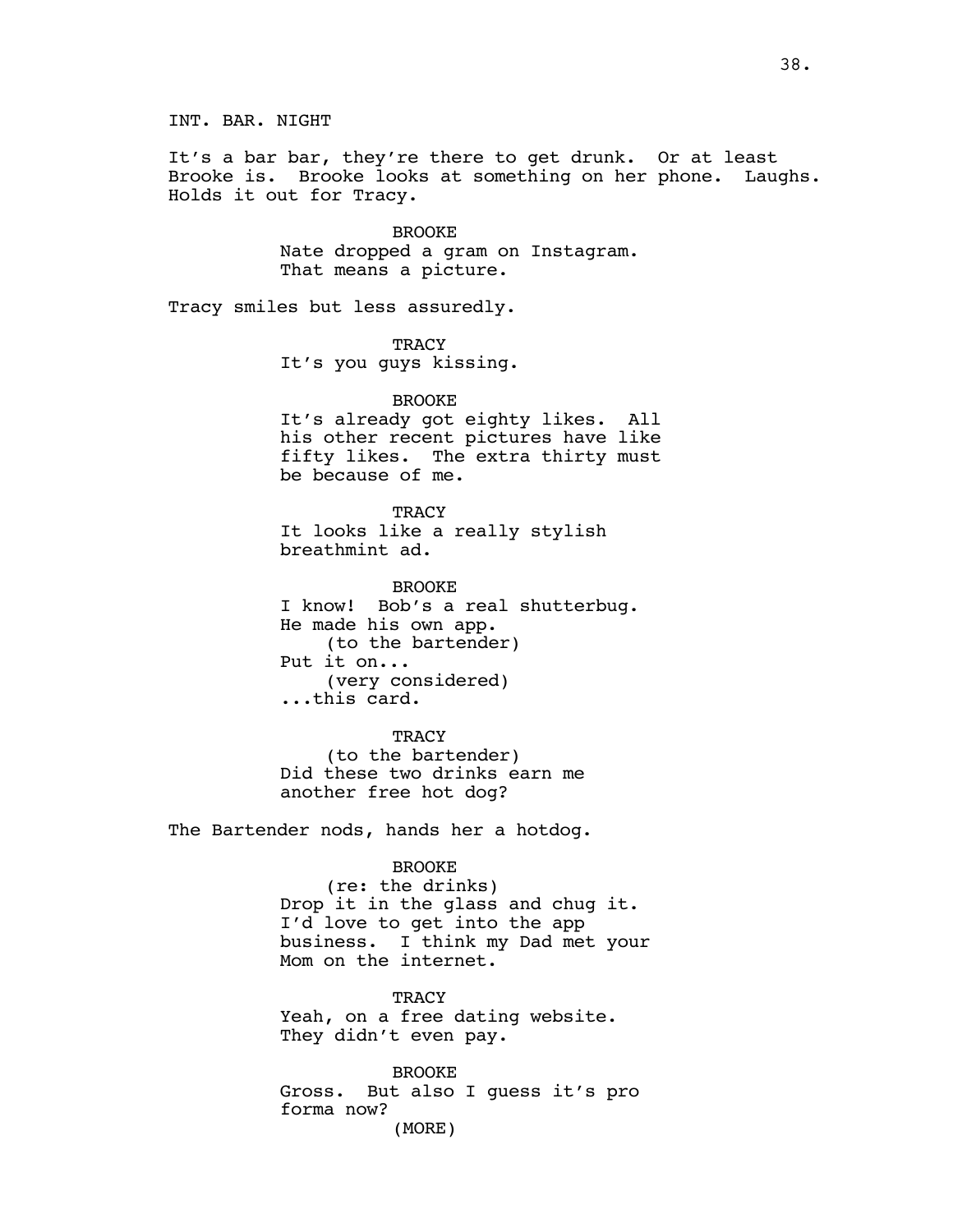INT. BAR. NIGHT

It's a bar bar, they're there to get drunk. Or at least Brooke is. Brooke looks at something on her phone. Laughs. Holds it out for Tracy.

BROOKE
Nate dropped a gram on Instagram. That means a picture.

Tracy smiles but less assuredly.

TRACY
It's you guys kissing.

BROOKE
It's already got eighty likes. All his other recent pictures have like fifty likes. The extra thirty must be because of me.

TRACY
It looks like a really stylish breathmint ad.

BROOKE
I know! Bob's a real shutterbug. He made his own app.
(to the bartender)
Put it on...
(very considered)
...this card.

TRACY
(to the bartender)
Did these two drinks earn me another free hot dog?

The Bartender nods, hands her a hotdog.

BROOKE
(re: the drinks)
Drop it in the glass and chug it. I'd love to get into the app business. I think my Dad met your Mom on the internet.

TRACY
Yeah, on a free dating website. They didn't even pay.

BROOKE
Gross. But also I guess it's pro forma now?
(MORE)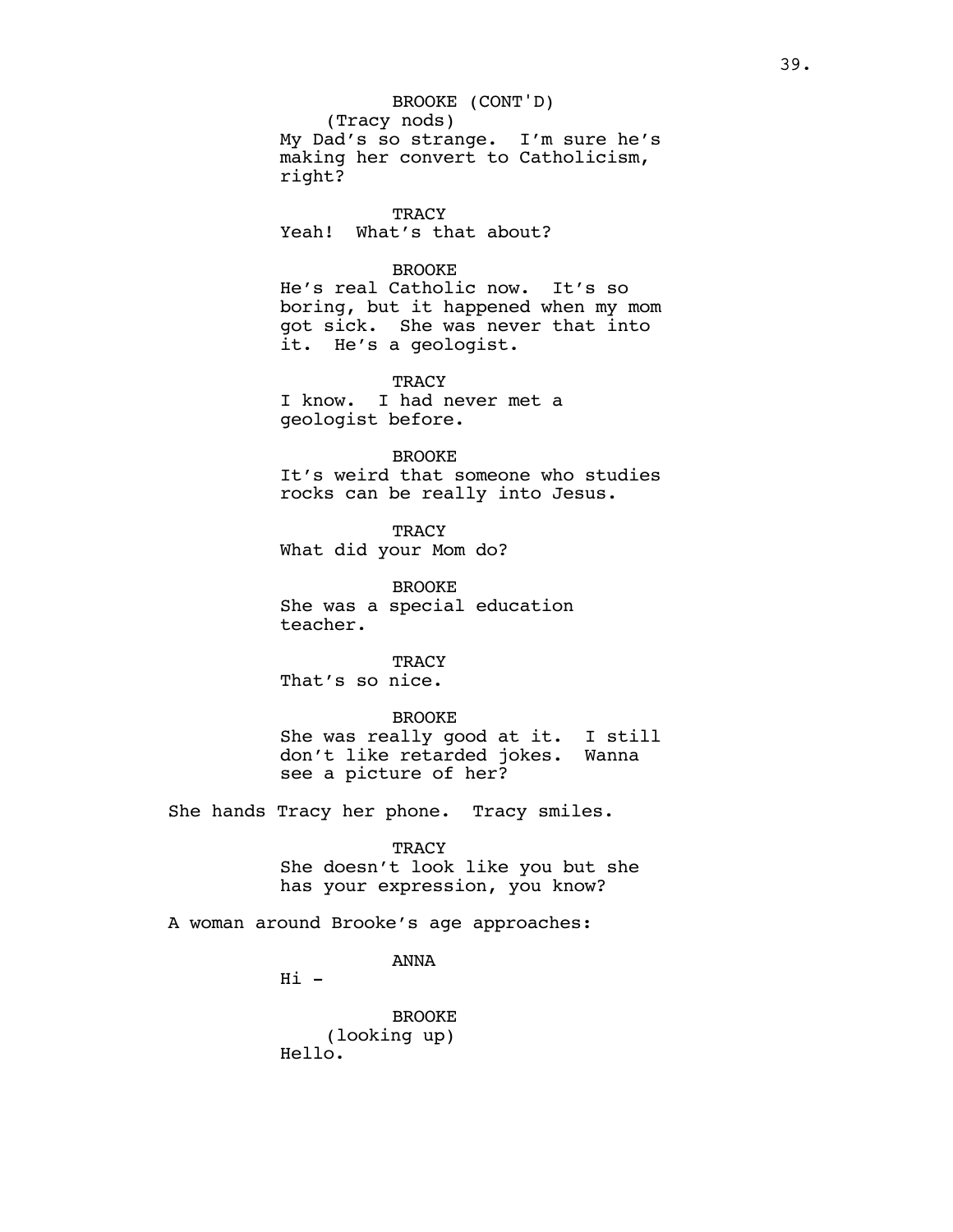BROOKE (CONT'D)
(Tracy nods)
My Dad's so strange. I'm sure he's making her convert to Catholicism, right?

TRACY
Yeah! What's that about?

BROOKE
He's real Catholic now. It's so boring, but it happened when my mom got sick. She was never that into it. He's a geologist.

TRACY
I know. I had never met a geologist before.

BROOKE
It's weird that someone who studies rocks can be really into Jesus.

TRACY
What did your Mom do?

BROOKE
She was a special education teacher.

TRACY
That's so nice.

BROOKE
She was really good at it. I still don't like retarded jokes. Wanna see a picture of her?

She hands Tracy her phone. Tracy smiles.

TRACY
She doesn't look like you but she has your expression, you know?

A woman around Brooke's age approaches:

ANNA
Hi -

BROOKE
(looking up)
Hello.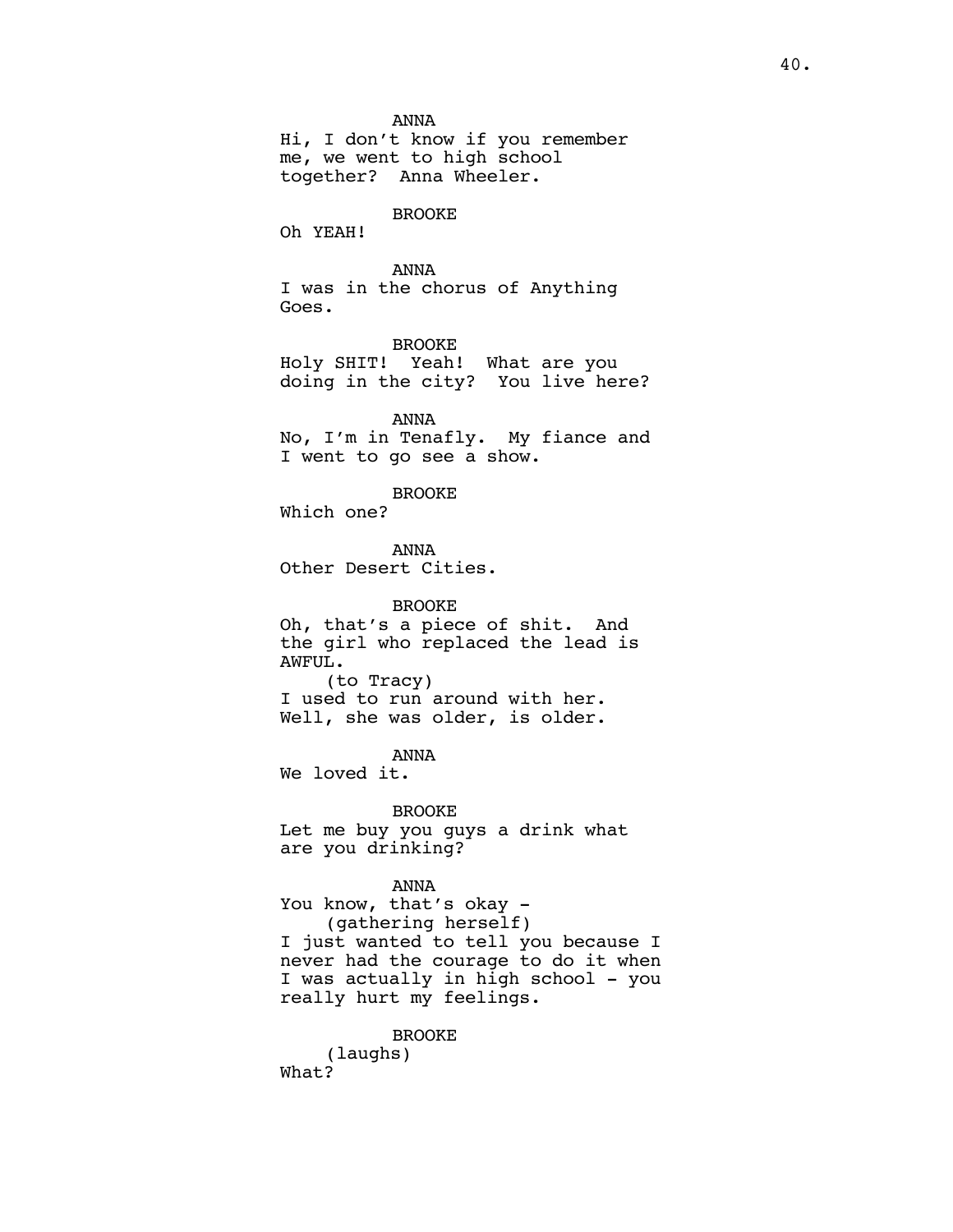ANNA

Hi, I don't know if you remember me, we went to high school together? Anna Wheeler.

BROOKE

Oh YEAH!

ANNA

I was in the chorus of Anything Goes.

BROOKE

Holy SHIT! Yeah! What are you doing in the city? You live here?

ANNA

No, I'm in Tenafly. My fiance and I went to go see a show.

BROOKE

Which one?

ANNA

Other Desert Cities.

BROOKE

Oh, that's a piece of shit. And the girl who replaced the lead is AWFUL.

(to Tracy)

I used to run around with her. Well, she was older, is older.

ANNA

We loved it.

BROOKE

Let me buy you guys a drink what are you drinking?

ANNA

You know, that's okay -

(gathering herself)

I just wanted to tell you because I never had the courage to do it when I was actually in high school - you really hurt my feelings.

BROOKE

(laughs)

What?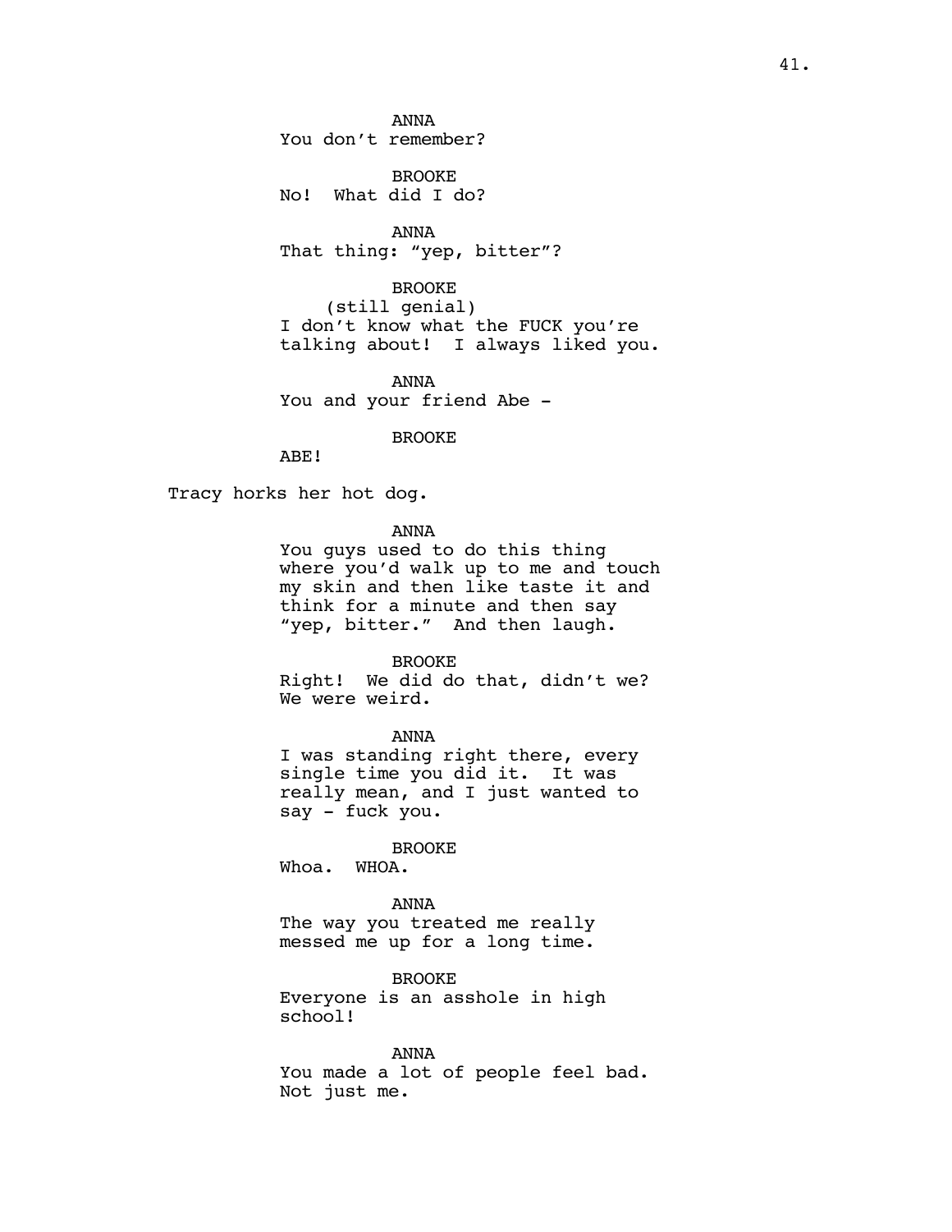ANNA
You don't remember?

BROOKE
No! What did I do?

ANNA
That thing: "yep, bitter"?

BROOKE
(still genial)
I don't know what the FUCK you're talking about! I always liked you.

ANNA
You and your friend Abe -

BROOKE
ABE!

Tracy horks her hot dog.

ANNA
You guys used to do this thing where you'd walk up to me and touch my skin and then like taste it and think for a minute and then say "yep, bitter." And then laugh.

BROOKE
Right! We did do that, didn't we? We were weird.

ANNA
I was standing right there, every single time you did it. It was really mean, and I just wanted to say - fuck you.

BROOKE
Whoa. WHOA.

ANNA
The way you treated me really messed me up for a long time.

BROOKE
Everyone is an asshole in high school!

ANNA
You made a lot of people feel bad. Not just me.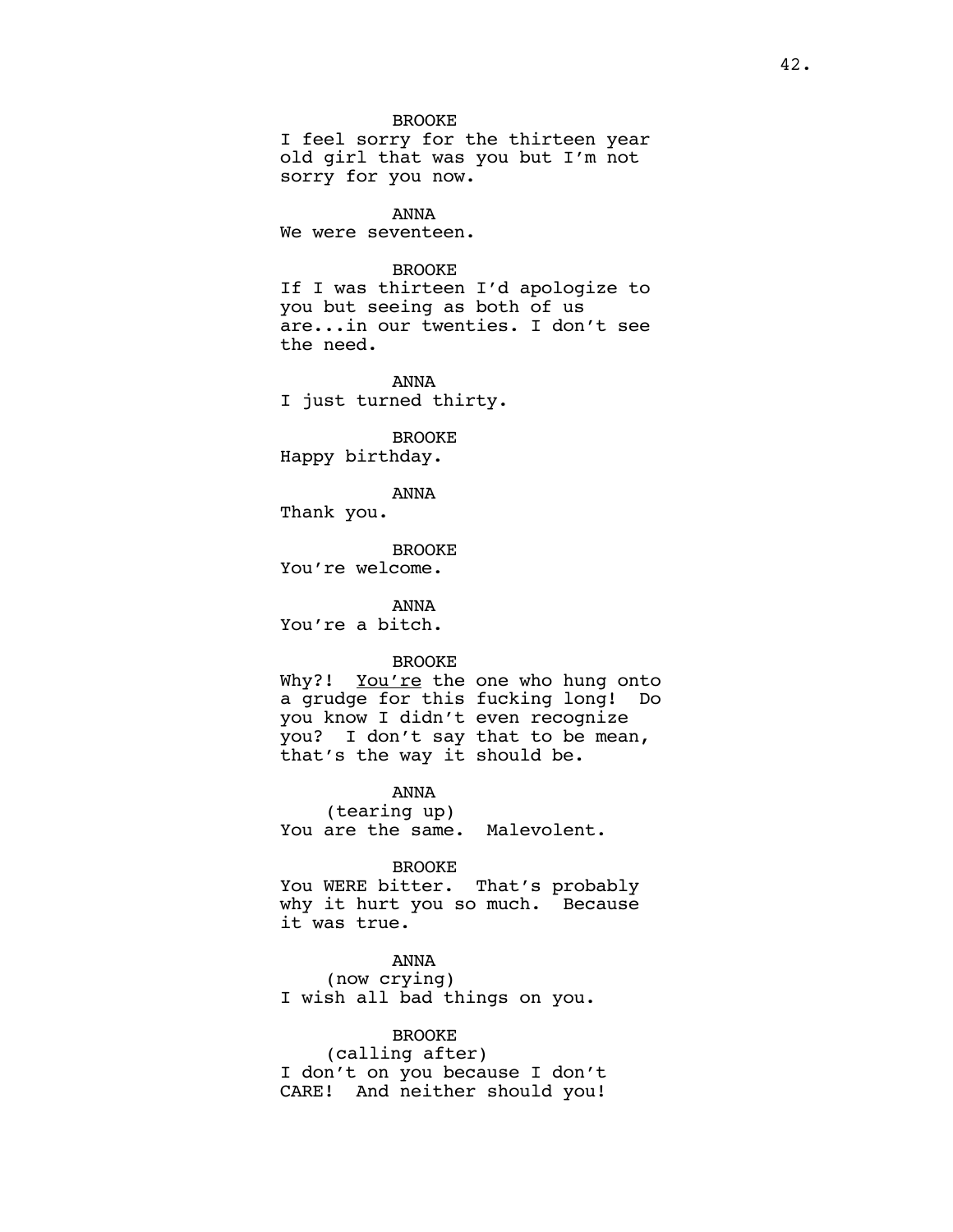BROOKE
I feel sorry for the thirteen year old girl that was you but I'm not sorry for you now.

ANNA
We were seventeen.

BROOKE
If I was thirteen I'd apologize to you but seeing as both of us are...in our twenties. I don't see the need.

ANNA
I just turned thirty.

BROOKE
Happy birthday.

ANNA
Thank you.

BROOKE
You're welcome.

ANNA
You're a bitch.

BROOKE
Why?! <u>You're</u> the one who hung onto a grudge for this fucking long! Do you know I didn't even recognize you? I don't say that to be mean, that's the way it should be.

ANNA
(tearing up)
You are the same. Malevolent.

BROOKE
You WERE bitter. That's probably why it hurt you so much. Because it was true.

ANNA
(now crying)
I wish all bad things on you.

BROOKE
(calling after)
I don't on you because I don't CARE! And neither should you!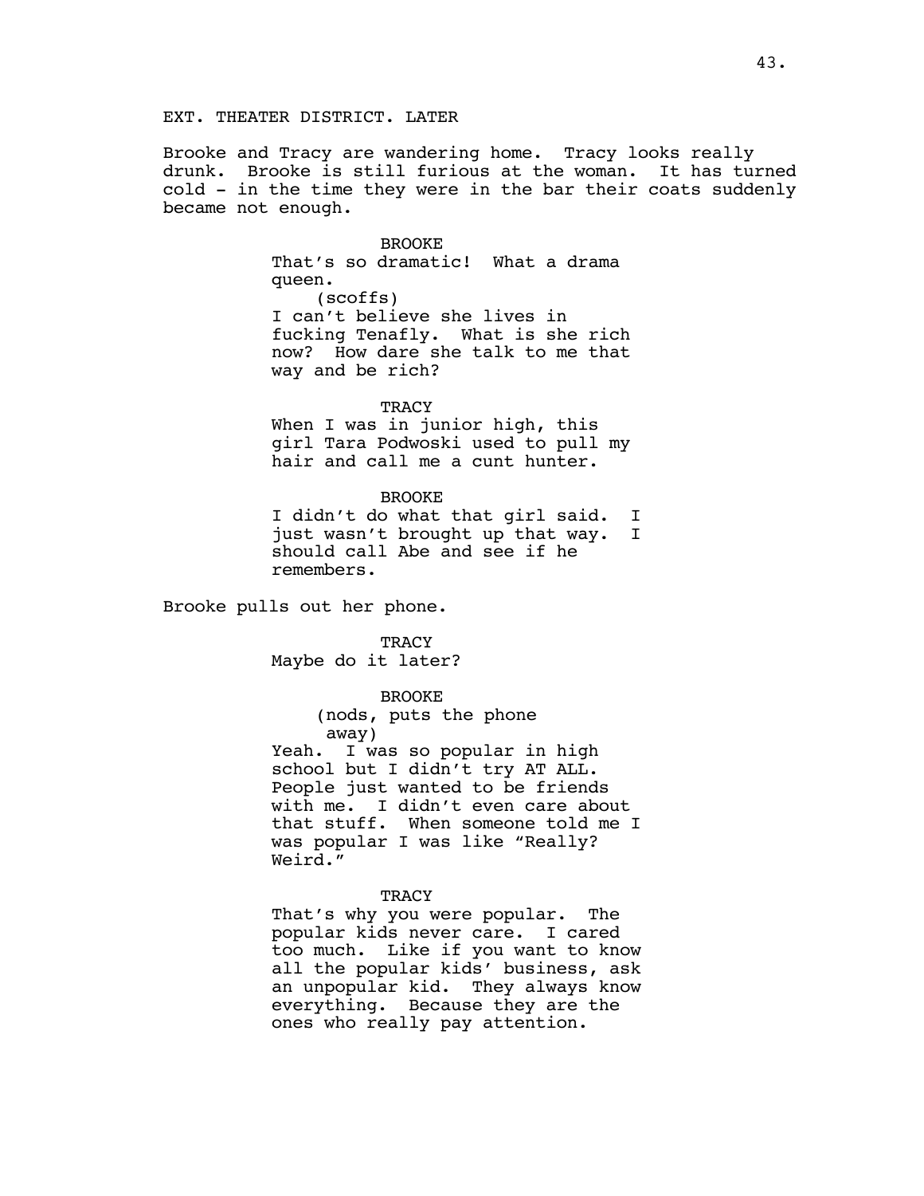EXT. THEATER DISTRICT. LATER

Brooke and Tracy are wandering home. Tracy looks really drunk. Brooke is still furious at the woman. It has turned cold - in the time they were in the bar their coats suddenly became not enough.

BROOKE
That's so dramatic! What a drama queen.
(scoffs)
I can't believe she lives in fucking Tenafly. What is she rich now? How dare she talk to me that way and be rich?

TRACY
When I was in junior high, this girl Tara Podwoski used to pull my hair and call me a cunt hunter.

BROOKE
I didn't do what that girl said. I just wasn't brought up that way. I should call Abe and see if he remembers.

Brooke pulls out her phone.

TRACY
Maybe do it later?

BROOKE
(nods, puts the phone away)
Yeah. I was so popular in high school but I didn't try AT ALL. People just wanted to be friends with me. I didn't even care about that stuff. When someone told me I was popular I was like "Really? Weird."

TRACY
That's why you were popular. The popular kids never care. I cared too much. Like if you want to know all the popular kids' business, ask an unpopular kid. They always know everything. Because they are the ones who really pay attention.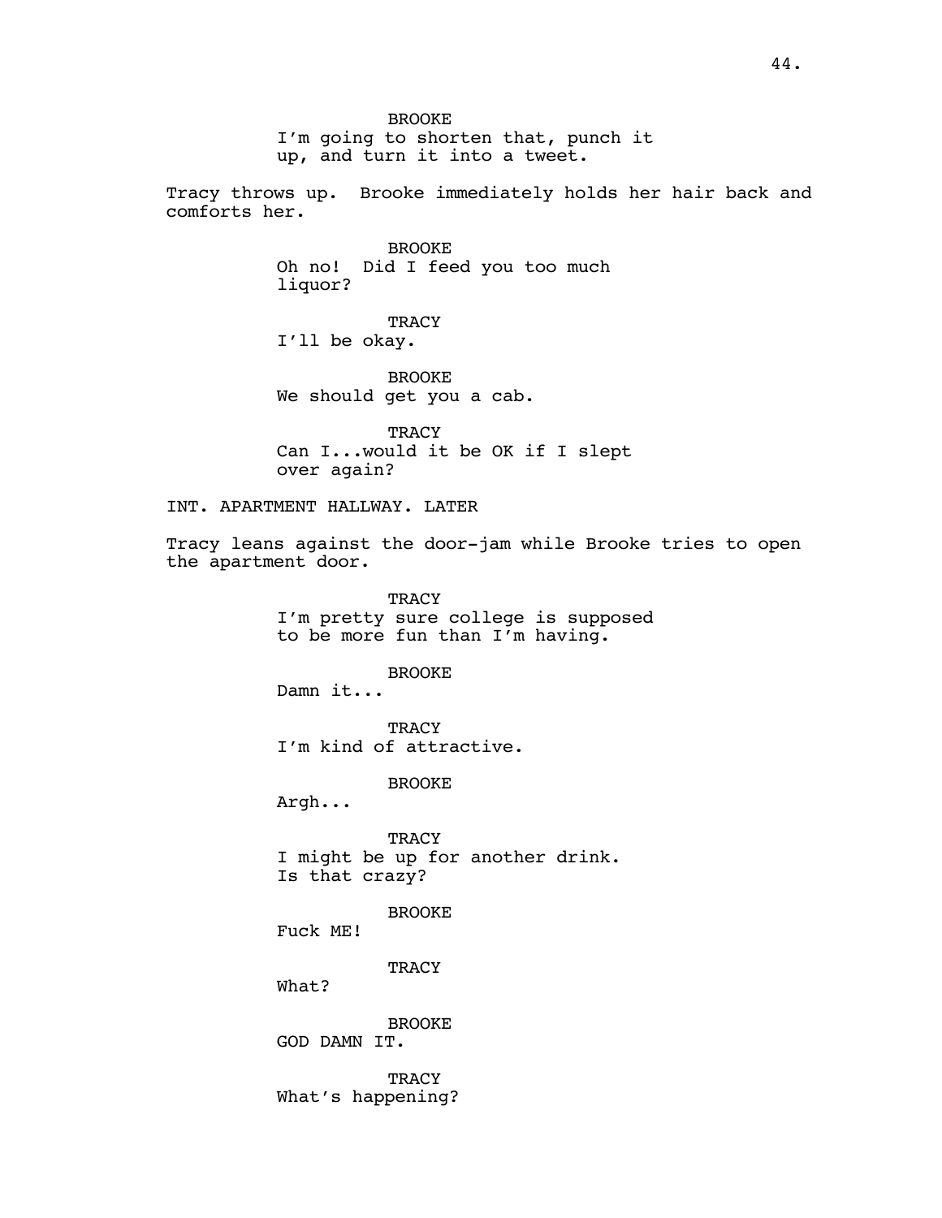BROOKE
I'm going to shorten that, punch it up, and turn it into a tweet.

Tracy throws up. Brooke immediately holds her hair back and comforts her.

BROOKE
Oh no! Did I feed you too much liquor?

TRACY
I'll be okay.

BROOKE
We should get you a cab.

TRACY
Can I...would it be OK if I slept over again?

INT. APARTMENT HALLWAY. LATER

Tracy leans against the door-jam while Brooke tries to open the apartment door.

TRACY
I'm pretty sure college is supposed to be more fun than I'm having.

BROOKE
Damn it...

TRACY
I'm kind of attractive.

BROOKE
Argh...

TRACY
I might be up for another drink. Is that crazy?

BROOKE
Fuck ME!

TRACY
What?

BROOKE
GOD DAMN IT.

TRACY
What's happening?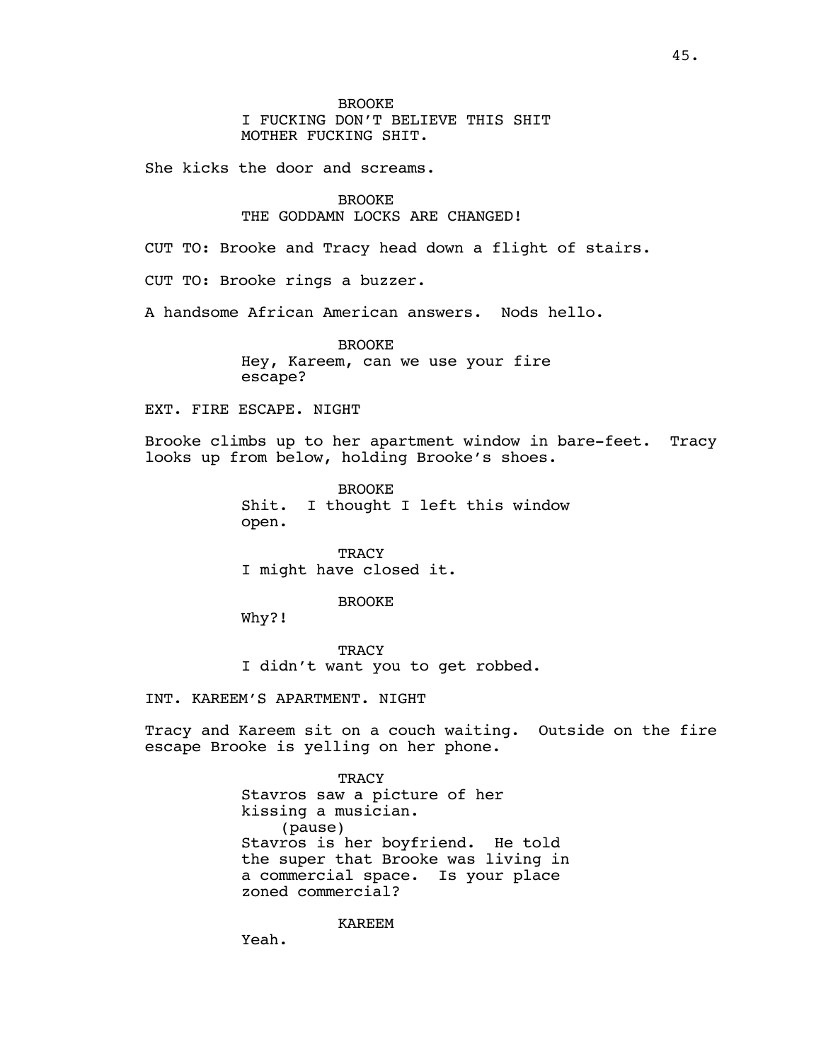BROOKE
I FUCKING DON'T BELIEVE THIS SHIT
MOTHER FUCKING SHIT.

She kicks the door and screams.

BROOKE
THE GODDAMN LOCKS ARE CHANGED!

CUT TO: Brooke and Tracy head down a flight of stairs.

CUT TO: Brooke rings a buzzer.

A handsome African American answers. Nods hello.

BROOKE
Hey, Kareem, can we use your fire
escape?

EXT. FIRE ESCAPE. NIGHT

Brooke climbs up to her apartment window in bare-feet. Tracy looks up from below, holding Brooke's shoes.

BROOKE
Shit. I thought I left this window
open.

TRACY
I might have closed it.

BROOKE
Why?!

TRACY
I didn't want you to get robbed.

INT. KAREEM'S APARTMENT. NIGHT

Tracy and Kareem sit on a couch waiting. Outside on the fire escape Brooke is yelling on her phone.

TRACY
Stavros saw a picture of her
kissing a musician.
(pause)
Stavros is her boyfriend. He told
the super that Brooke was living in
a commercial space. Is your place
zoned commercial?

KAREEM
Yeah.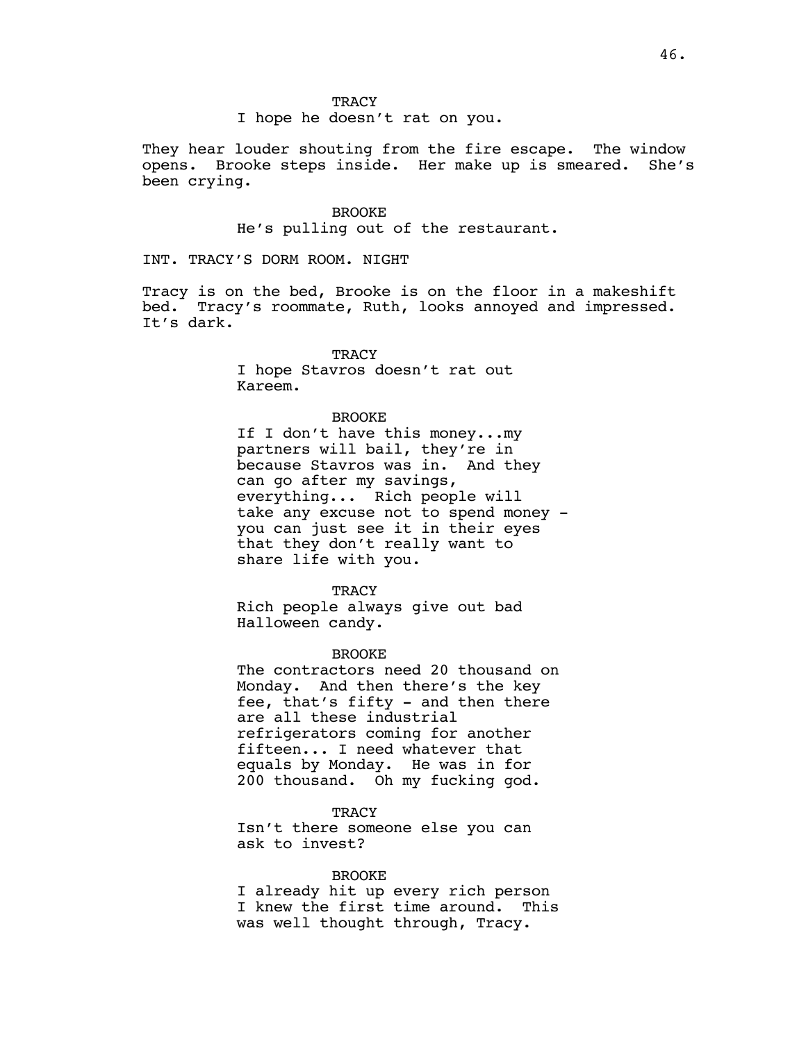TRACY

I hope he doesn't rat on you.

They hear louder shouting from the fire escape. The window opens. Brooke steps inside. Her make up is smeared. She's been crying.

BROOKE

He's pulling out of the restaurant.

INT. TRACY'S DORM ROOM. NIGHT

Tracy is on the bed, Brooke is on the floor in a makeshift bed. Tracy's roommate, Ruth, looks annoyed and impressed. It's dark.

TRACY

I hope Stavros doesn't rat out Kareem.

BROOKE

If I don't have this money...my partners will bail, they're in because Stavros was in. And they can go after my savings, everything... Rich people will take any excuse not to spend money - you can just see it in their eyes that they don't really want to share life with you.

TRACY

Rich people always give out bad Halloween candy.

BROOKE

The contractors need 20 thousand on Monday. And then there's the key fee, that's fifty - and then there are all these industrial refrigerators coming for another fifteen... I need whatever that equals by Monday. He was in for 200 thousand. Oh my fucking god.

TRACY

Isn't there someone else you can ask to invest?

BROOKE

I already hit up every rich person I knew the first time around. This was well thought through, Tracy.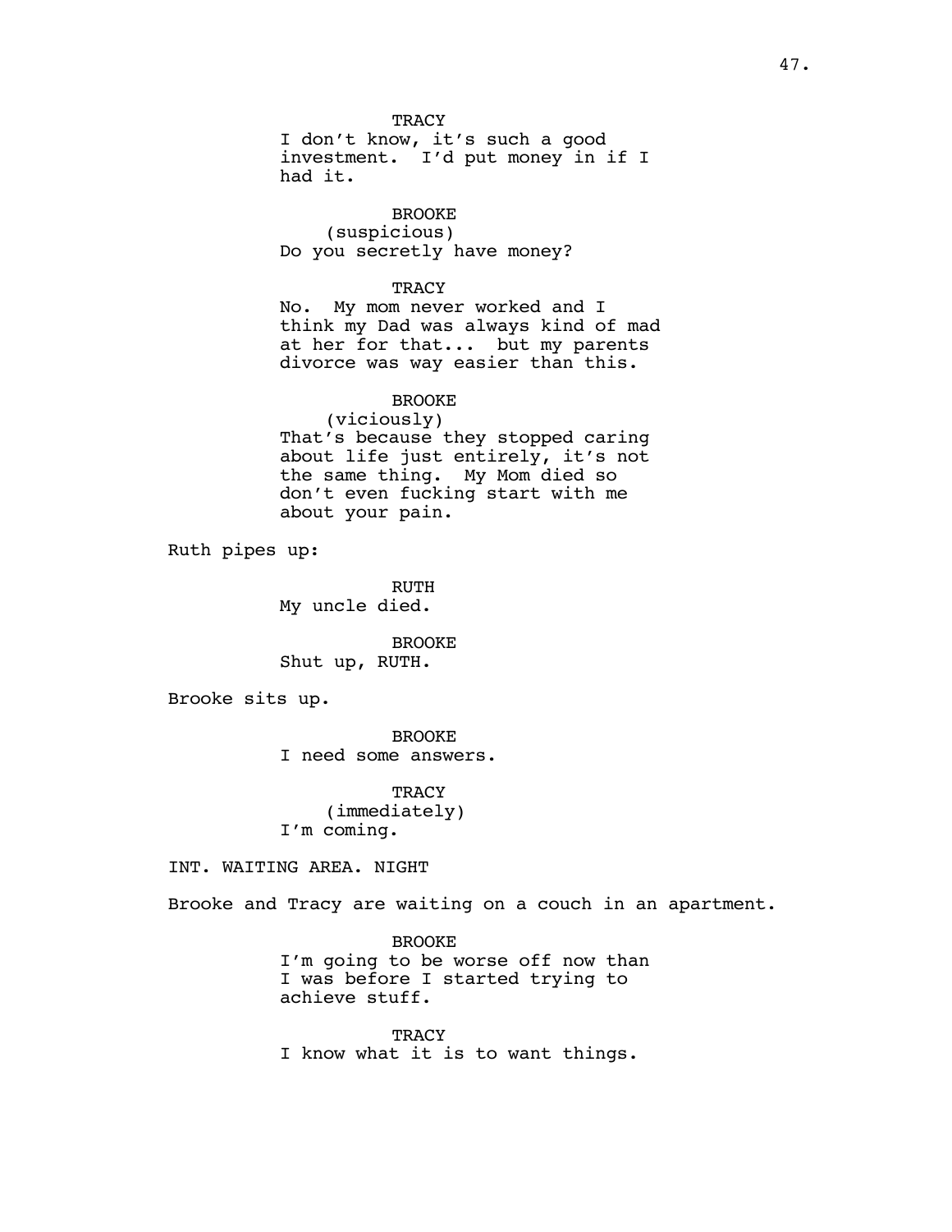TRACY

I don't know, it's such a good investment. I'd put money in if I had it.

BROOKE

(suspicious)

Do you secretly have money?

TRACY

No. My mom never worked and I think my Dad was always kind of mad at her for that... but my parents divorce was way easier than this.

BROOKE

(viciously)

That's because they stopped caring about life just entirely, it's not the same thing. My Mom died so don't even fucking start with me about your pain.

Ruth pipes up:

RUTH

My uncle died.

BROOKE

Shut up, RUTH.

Brooke sits up.

BROOKE

I need some answers.

TRACY

(immediately)

I'm coming.

INT. WAITING AREA. NIGHT

Brooke and Tracy are waiting on a couch in an apartment.

BROOKE

I'm going to be worse off now than I was before I started trying to achieve stuff.

TRACY

I know what it is to want things.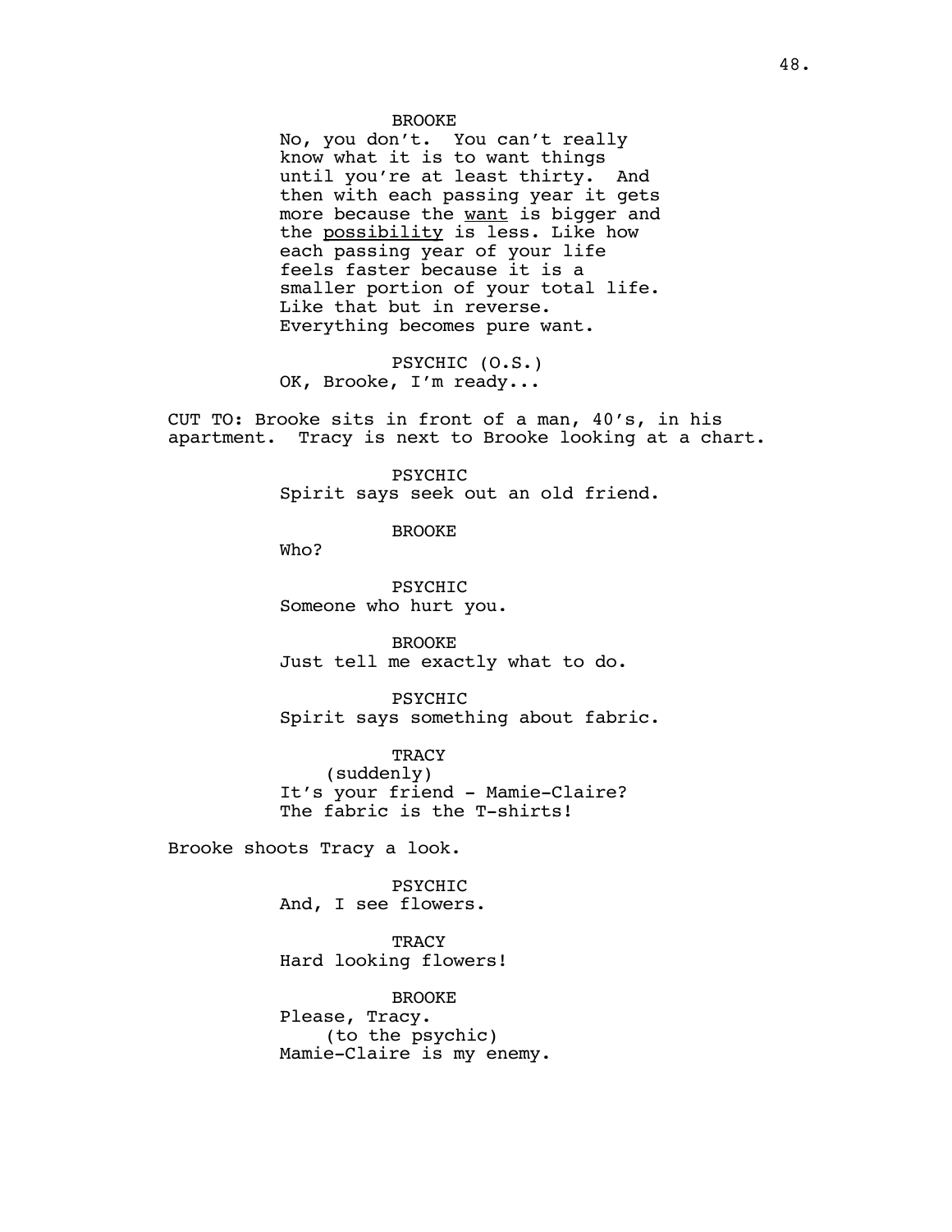BROOKE
No, you don't. You can't really know what it is to want things until you're at least thirty. And then with each passing year it gets more because the <u>want</u> is bigger and the <u>possibility</u> is less. Like how each passing year of your life feels faster because it is a smaller portion of your total life. Like that but in reverse. Everything becomes pure want.

PSYCHIC (O.S.)
OK, Brooke, I'm ready...

CUT TO: Brooke sits in front of a man, 40's, in his apartment. Tracy is next to Brooke looking at a chart.

PSYCHIC
Spirit says seek out an old friend.

BROOKE
Who?

PSYCHIC
Someone who hurt you.

BROOKE
Just tell me exactly what to do.

PSYCHIC
Spirit says something about fabric.

TRACY
(suddenly)
It's your friend - Mamie-Claire? The fabric is the T-shirts!

Brooke shoots Tracy a look.

PSYCHIC
And, I see flowers.

TRACY
Hard looking flowers!

BROOKE
Please, Tracy.
(to the psychic)
Mamie-Claire is my enemy.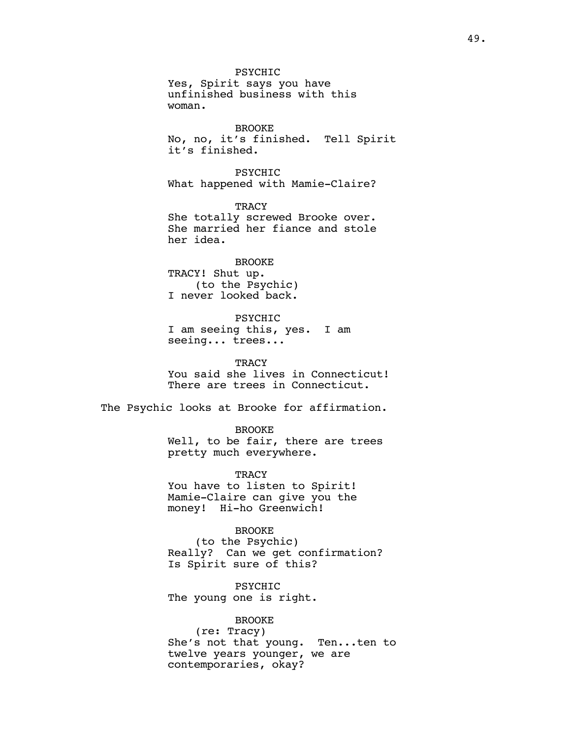PSYCHIC
Yes, Spirit says you have unfinished business with this woman.

BROOKE
No, no, it's finished. Tell Spirit it's finished.

PSYCHIC
What happened with Mamie-Claire?

TRACY
She totally screwed Brooke over. She married her fiance and stole her idea.

BROOKE
TRACY! Shut up.
(to the Psychic)
I never looked back.

PSYCHIC
I am seeing this, yes. I am seeing... trees...

TRACY
You said she lives in Connecticut! There are trees in Connecticut.

The Psychic looks at Brooke for affirmation.

BROOKE
Well, to be fair, there are trees pretty much everywhere.

TRACY
You have to listen to Spirit! Mamie-Claire can give you the money! Hi-ho Greenwich!

BROOKE
(to the Psychic)
Really? Can we get confirmation? Is Spirit sure of this?

PSYCHIC
The young one is right.

BROOKE
(re: Tracy)
She's not that young. Ten...ten to twelve years younger, we are contemporaries, okay?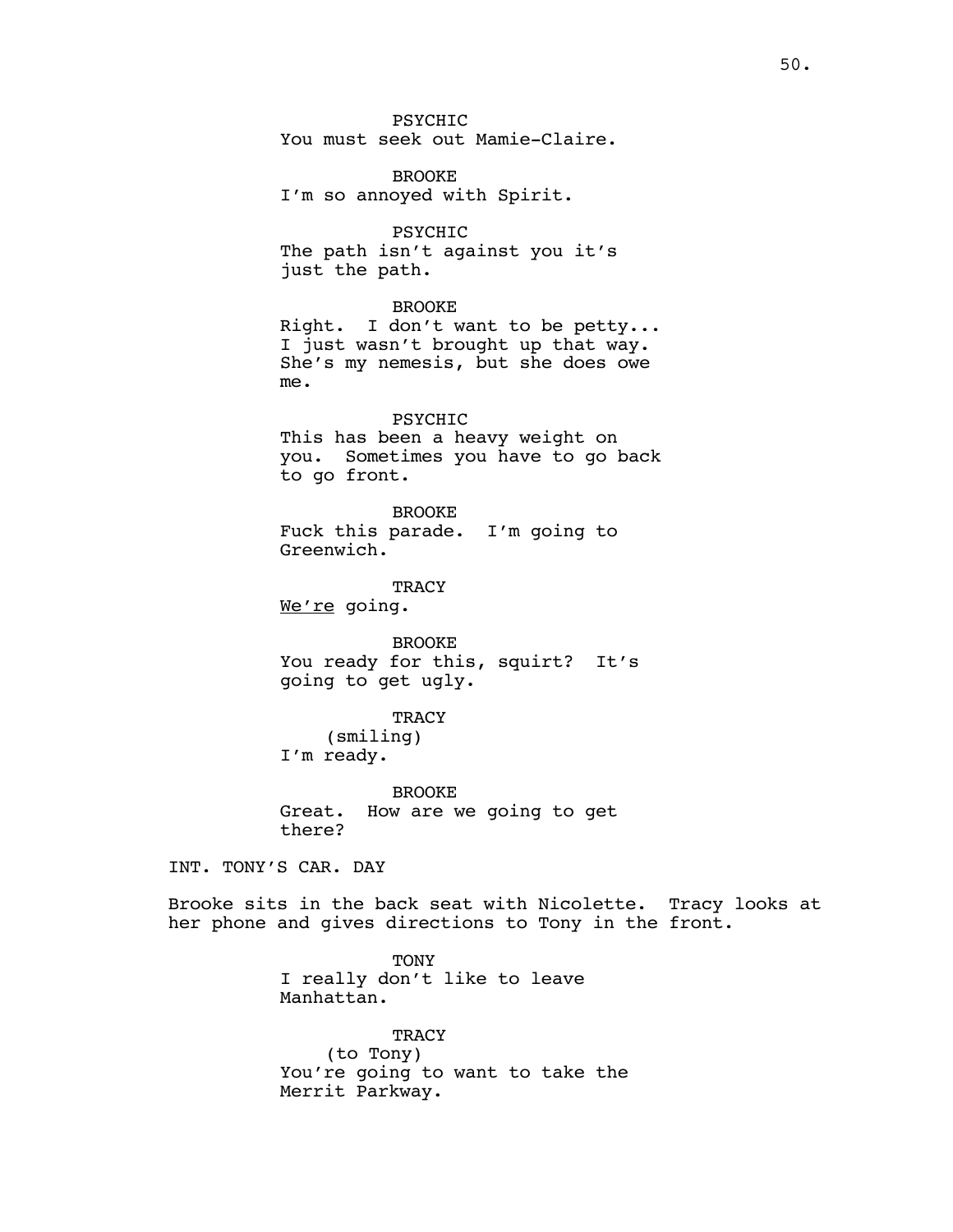PSYCHIC
You must seek out Mamie-Claire.

BROOKE
I'm so annoyed with Spirit.

PSYCHIC
The path isn't against you it's just the path.

BROOKE
Right. I don't want to be petty... I just wasn't brought up that way. She's my nemesis, but she does owe me.

PSYCHIC
This has been a heavy weight on you. Sometimes you have to go back to go front.

BROOKE
Fuck this parade. I'm going to Greenwich.

TRACY
<u>We're</u> going.

BROOKE
You ready for this, squirt? It's going to get ugly.

TRACY
(smiling)
I'm ready.

BROOKE
Great. How are we going to get there?

INT. TONY'S CAR. DAY

Brooke sits in the back seat with Nicolette. Tracy looks at her phone and gives directions to Tony in the front.

TONY
I really don't like to leave Manhattan.

TRACY
(to Tony)
You're going to want to take the Merrit Parkway.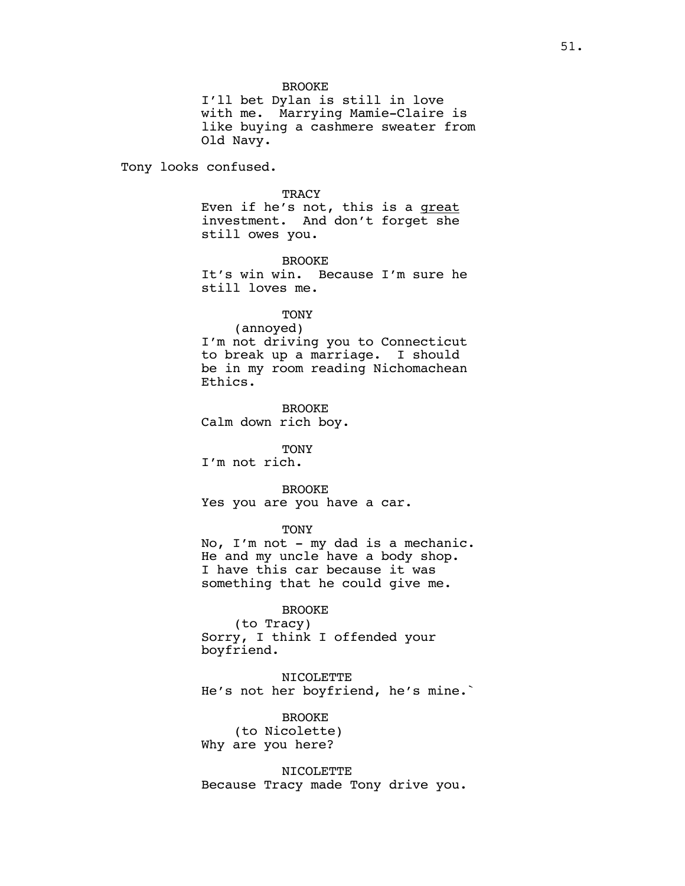BROOKE
I'll bet Dylan is still in love with me. Marrying Mamie-Claire is like buying a cashmere sweater from Old Navy.

Tony looks confused.

TRACY
Even if he's not, this is a <u>great</u> investment. And don't forget she still owes you.

BROOKE
It's win win. Because I'm sure he still loves me.

TONY
(annoyed)
I'm not driving you to Connecticut to break up a marriage. I should be in my room reading Nichomachean Ethics.

BROOKE
Calm down rich boy.

TONY
I'm not rich.

BROOKE
Yes you are you have a car.

TONY
No, I'm not - my dad is a mechanic. He and my uncle have a body shop. I have this car because it was something that he could give me.

BROOKE
(to Tracy)
Sorry, I think I offended your boyfriend.

NICOLETTE
He's not her boyfriend, he's mine.`

BROOKE
(to Nicolette)
Why are you here?

NICOLETTE
Because Tracy made Tony drive you.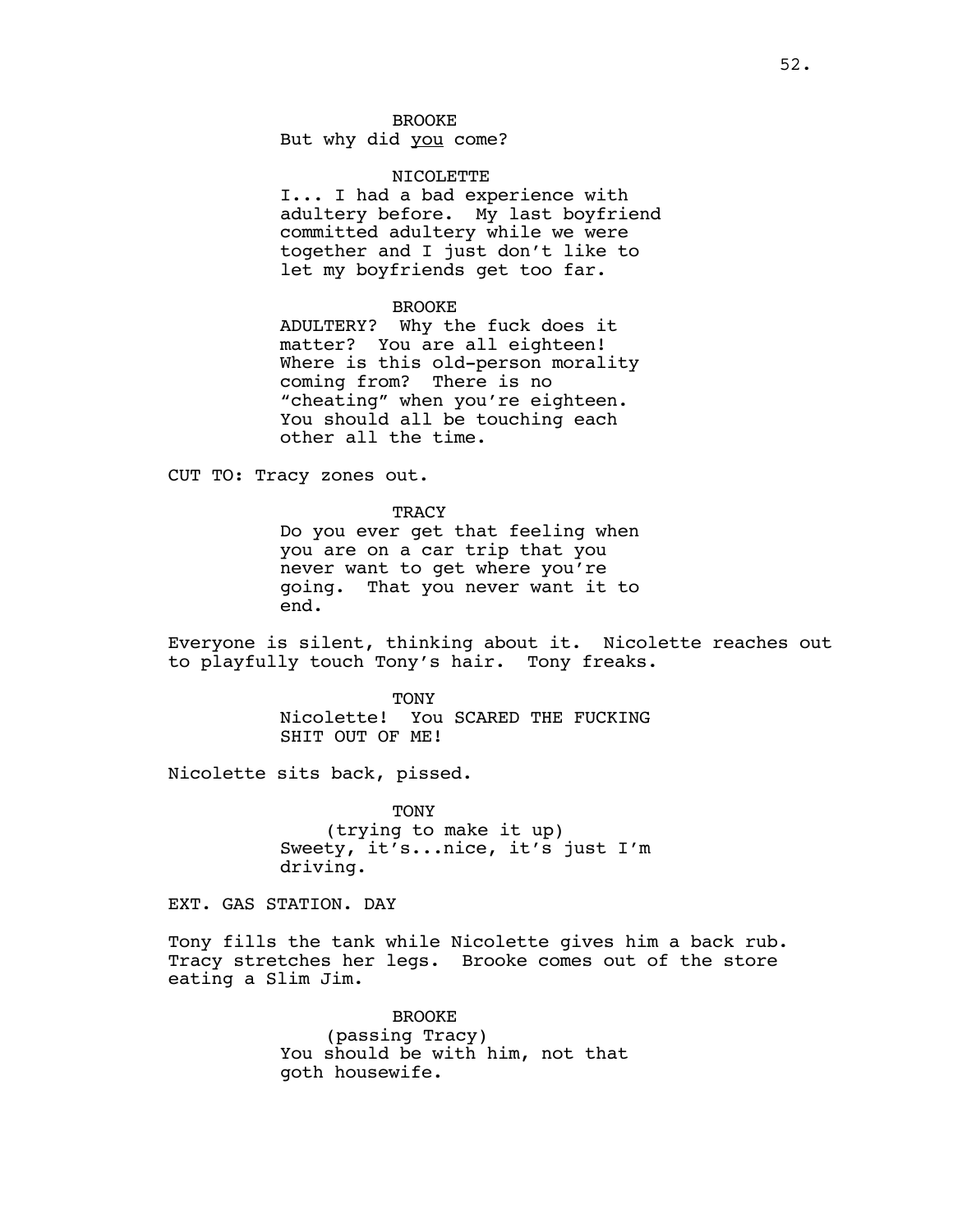BROOKE
But why did _you_ come?

NICOLETTE
I... I had a bad experience with adultery before. My last boyfriend committed adultery while we were together and I just don't like to let my boyfriends get too far.

BROOKE
ADULTERY? Why the fuck does it matter? You are all eighteen! Where is this old-person morality coming from? There is no "cheating" when you're eighteen. You should all be touching each other all the time.

CUT TO: Tracy zones out.

TRACY
Do you ever get that feeling when you are on a car trip that you never want to get where you're going. That you never want it to end.

Everyone is silent, thinking about it. Nicolette reaches out to playfully touch Tony's hair. Tony freaks.

TONY
Nicolette! You SCARED THE FUCKING SHIT OUT OF ME!

Nicolette sits back, pissed.

TONY
(trying to make it up)
Sweety, it's...nice, it's just I'm driving.

EXT. GAS STATION. DAY

Tony fills the tank while Nicolette gives him a back rub. Tracy stretches her legs. Brooke comes out of the store eating a Slim Jim.

BROOKE
(passing Tracy)
You should be with him, not that goth housewife.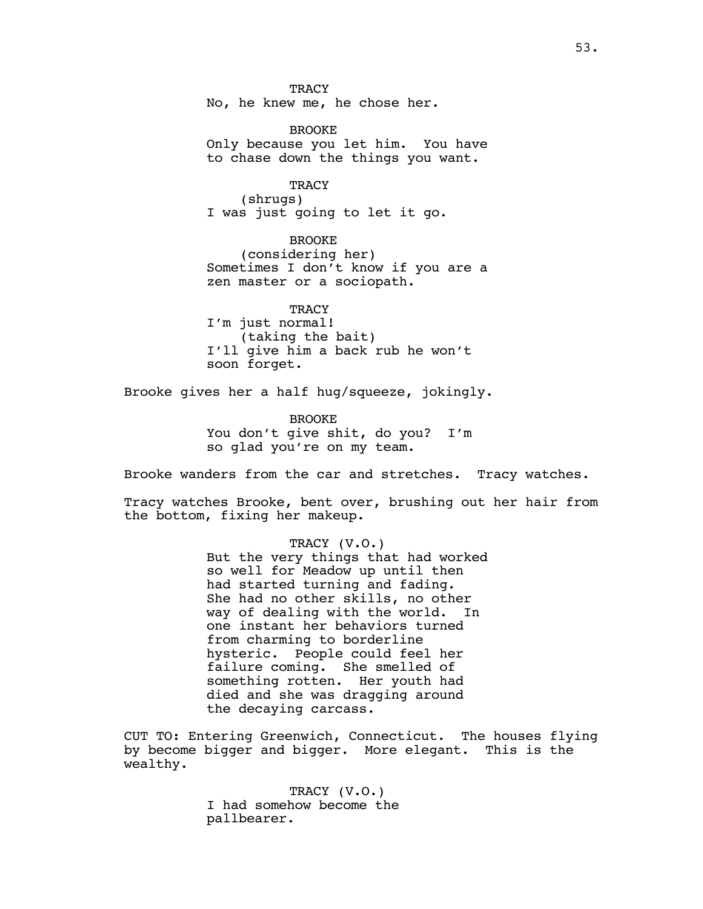TRACY
No, he knew me, he chose her.

BROOKE
Only because you let him. You have to chase down the things you want.

TRACY
(shrugs)
I was just going to let it go.

BROOKE
(considering her)
Sometimes I don't know if you are a zen master or a sociopath.

TRACY
I'm just normal!
(taking the bait)
I'll give him a back rub he won't soon forget.

Brooke gives her a half hug/squeeze, jokingly.

BROOKE
You don't give shit, do you? I'm so glad you're on my team.

Brooke wanders from the car and stretches. Tracy watches.

Tracy watches Brooke, bent over, brushing out her hair from the bottom, fixing her makeup.

TRACY (V.O.)
But the very things that had worked so well for Meadow up until then had started turning and fading. She had no other skills, no other way of dealing with the world. In one instant her behaviors turned from charming to borderline hysteric. People could feel her failure coming. She smelled of something rotten. Her youth had died and she was dragging around the decaying carcass.

CUT TO: Entering Greenwich, Connecticut. The houses flying by become bigger and bigger. More elegant. This is the wealthy.

TRACY (V.O.)
I had somehow become the pallbearer.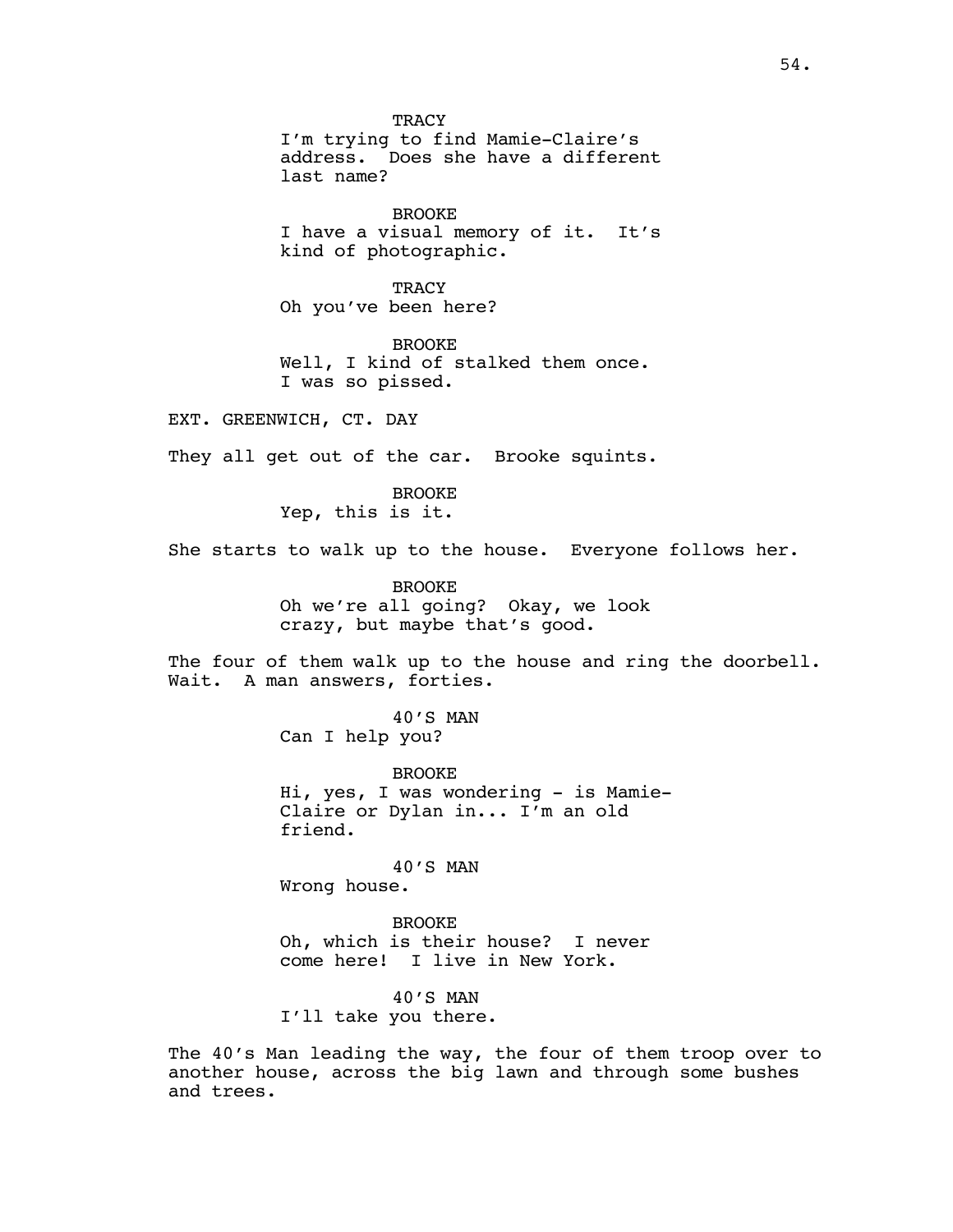TRACY

I'm trying to find Mamie-Claire's address. Does she have a different last name?

BROOKE

I have a visual memory of it. It's kind of photographic.

TRACY

Oh you've been here?

BROOKE

Well, I kind of stalked them once. I was so pissed.

EXT. GREENWICH, CT. DAY

They all get out of the car. Brooke squints.

BROOKE

Yep, this is it.

She starts to walk up to the house. Everyone follows her.

BROOKE

Oh we're all going? Okay, we look crazy, but maybe that's good.

The four of them walk up to the house and ring the doorbell. Wait. A man answers, forties.

40'S MAN

Can I help you?

BROOKE

Hi, yes, I was wondering - is Mamie-Claire or Dylan in... I'm an old friend.

40'S MAN

Wrong house.

BROOKE

Oh, which is their house? I never come here! I live in New York.

40'S MAN

I'll take you there.

The 40's Man leading the way, the four of them troop over to another house, across the big lawn and through some bushes and trees.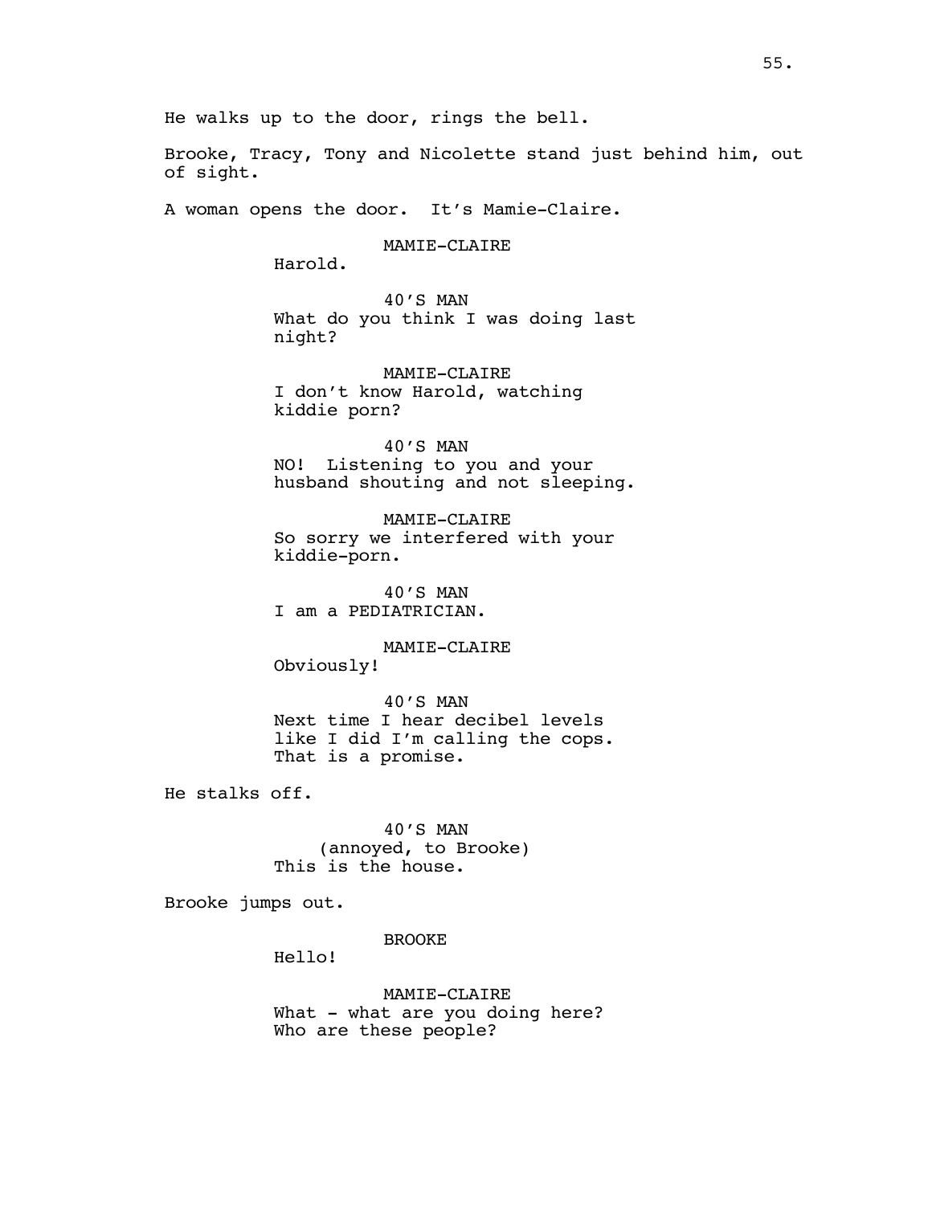He walks up to the door, rings the bell.

Brooke, Tracy, Tony and Nicolette stand just behind him, out of sight.

A woman opens the door. It's Mamie-Claire.

MAMIE-CLAIRE
Harold.

40'S MAN
What do you think I was doing last night?

MAMIE-CLAIRE
I don't know Harold, watching kiddie porn?

40'S MAN
NO! Listening to you and your husband shouting and not sleeping.

MAMIE-CLAIRE
So sorry we interfered with your kiddie-porn.

40'S MAN
I am a PEDIATRICIAN.

MAMIE-CLAIRE
Obviously!

40'S MAN
Next time I hear decibel levels like I did I'm calling the cops. That is a promise.

He stalks off.

40'S MAN
(annoyed, to Brooke)
This is the house.

Brooke jumps out.

BROOKE
Hello!

MAMIE-CLAIRE
What - what are you doing here? Who are these people?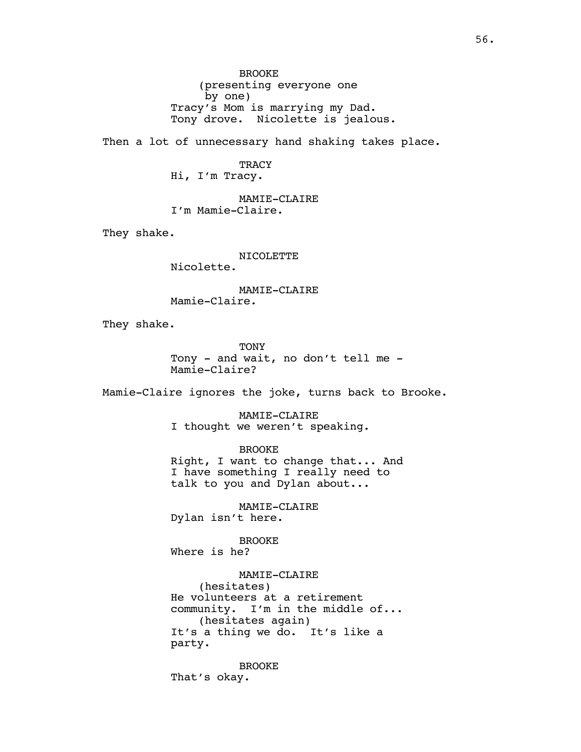BROOKE
(presenting everyone one by one)
Tracy's Mom is marrying my Dad. Tony drove. Nicolette is jealous.

Then a lot of unnecessary hand shaking takes place.

TRACY
Hi, I'm Tracy.

MAMIE-CLAIRE
I'm Mamie-Claire.

They shake.

NICOLETTE
Nicolette.

MAMIE-CLAIRE
Mamie-Claire.

They shake.

TONY
Tony - and wait, no don't tell me - Mamie-Claire?

Mamie-Claire ignores the joke, turns back to Brooke.

MAMIE-CLAIRE
I thought we weren't speaking.

BROOKE
Right, I want to change that... And I have something I really need to talk to you and Dylan about...

MAMIE-CLAIRE
Dylan isn't here.

BROOKE
Where is he?

MAMIE-CLAIRE
(hesitates)
He volunteers at a retirement community. I'm in the middle of...
(hesitates again)
It's a thing we do. It's like a party.

BROOKE
That's okay.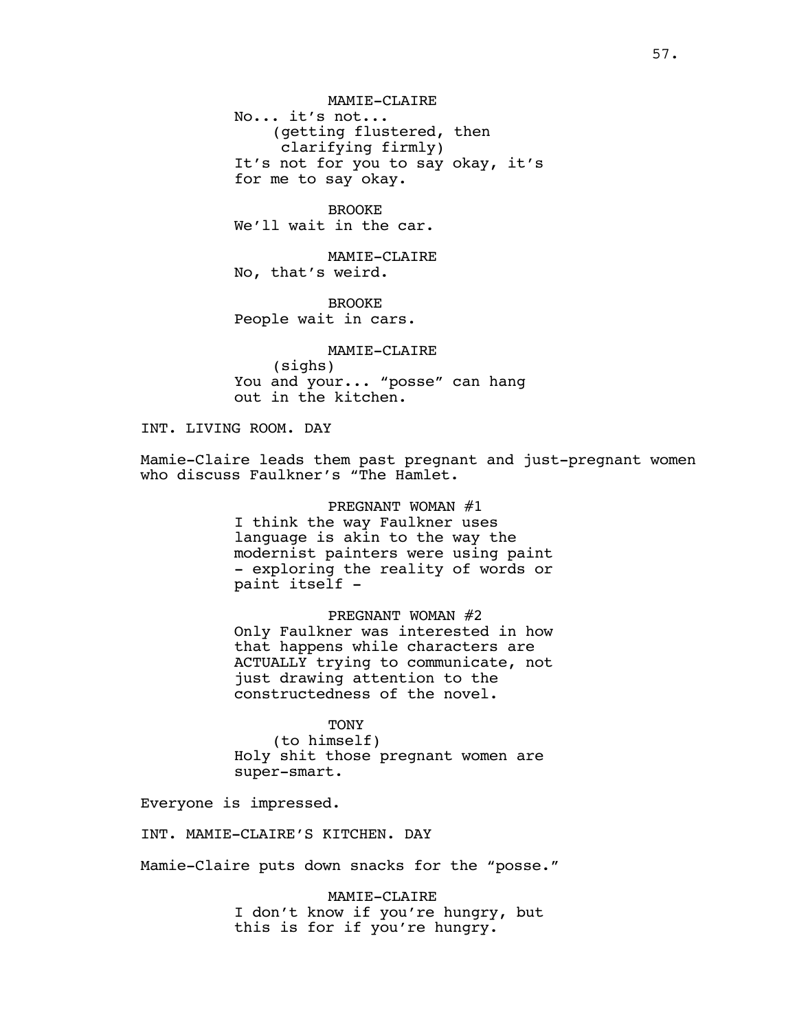MAMIE-CLAIRE
No... it's not...
(getting flustered, then clarifying firmly)
It's not for you to say okay, it's for me to say okay.

BROOKE
We'll wait in the car.

MAMIE-CLAIRE
No, that's weird.

BROOKE
People wait in cars.

MAMIE-CLAIRE
(sighs)
You and your... "posse" can hang out in the kitchen.

INT. LIVING ROOM. DAY

Mamie-Claire leads them past pregnant and just-pregnant women who discuss Faulkner's "The Hamlet.

PREGNANT WOMAN #1
I think the way Faulkner uses language is akin to the way the modernist painters were using paint - exploring the reality of words or paint itself -

PREGNANT WOMAN #2
Only Faulkner was interested in how that happens while characters are ACTUALLY trying to communicate, not just drawing attention to the constructedness of the novel.

TONY
(to himself)
Holy shit those pregnant women are super-smart.

Everyone is impressed.

INT. MAMIE-CLAIRE'S KITCHEN. DAY

Mamie-Claire puts down snacks for the "posse."

MAMIE-CLAIRE
I don't know if you're hungry, but this is for if you're hungry.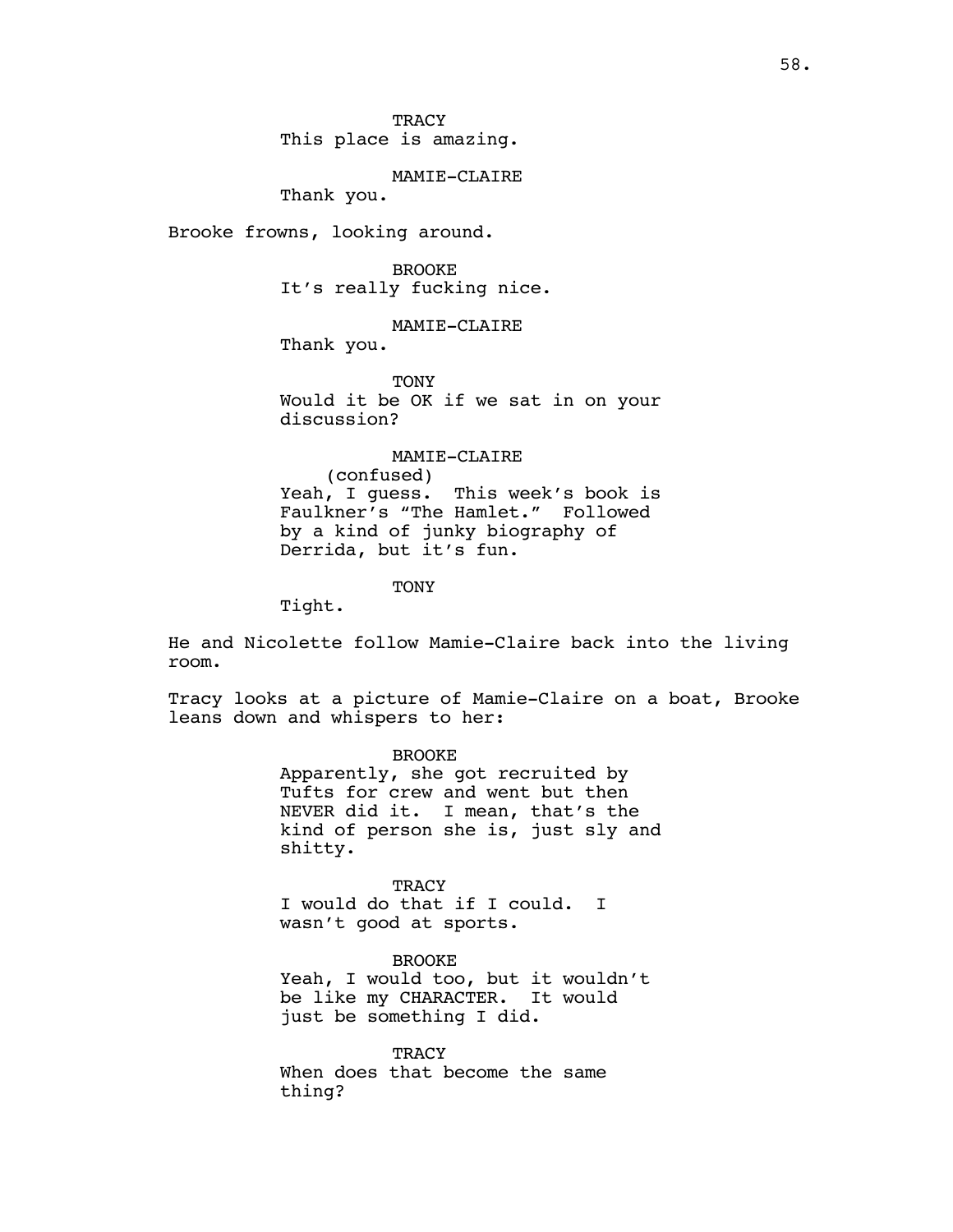TRACY
This place is amazing.

MAMIE-CLAIRE
Thank you.

Brooke frowns, looking around.

BROOKE
It's really fucking nice.

MAMIE-CLAIRE
Thank you.

TONY
Would it be OK if we sat in on your discussion?

MAMIE-CLAIRE
(confused)
Yeah, I guess. This week's book is Faulkner's "The Hamlet." Followed by a kind of junky biography of Derrida, but it's fun.

TONY
Tight.

He and Nicolette follow Mamie-Claire back into the living room.

Tracy looks at a picture of Mamie-Claire on a boat, Brooke leans down and whispers to her:

BROOKE
Apparently, she got recruited by Tufts for crew and went but then NEVER did it. I mean, that's the kind of person she is, just sly and shitty.

TRACY
I would do that if I could. I wasn't good at sports.

BROOKE
Yeah, I would too, but it wouldn't be like my CHARACTER. It would just be something I did.

TRACY
When does that become the same thing?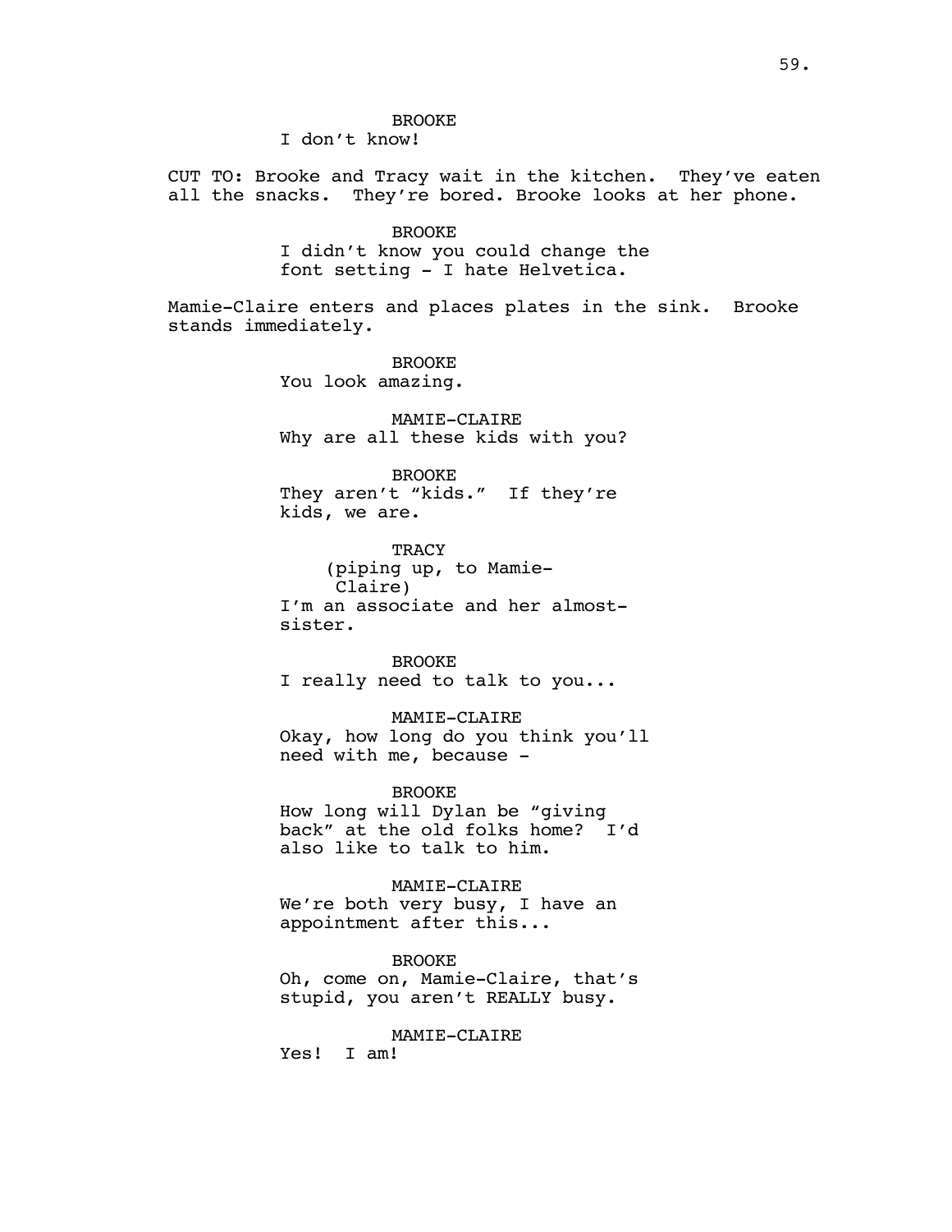BROOKE
I don't know!

CUT TO: Brooke and Tracy wait in the kitchen. They've eaten all the snacks. They're bored. Brooke looks at her phone.

BROOKE
I didn't know you could change the font setting - I hate Helvetica.

Mamie-Claire enters and places plates in the sink. Brooke stands immediately.

BROOKE
You look amazing.

MAMIE-CLAIRE
Why are all these kids with you?

BROOKE
They aren't "kids." If they're kids, we are.

TRACY
(piping up, to Mamie-Claire)
I'm an associate and her almost-sister.

BROOKE
I really need to talk to you...

MAMIE-CLAIRE
Okay, how long do you think you'll need with me, because -

BROOKE
How long will Dylan be "giving back" at the old folks home? I'd also like to talk to him.

MAMIE-CLAIRE
We're both very busy, I have an appointment after this...

BROOKE
Oh, come on, Mamie-Claire, that's stupid, you aren't REALLY busy.

MAMIE-CLAIRE
Yes! I am!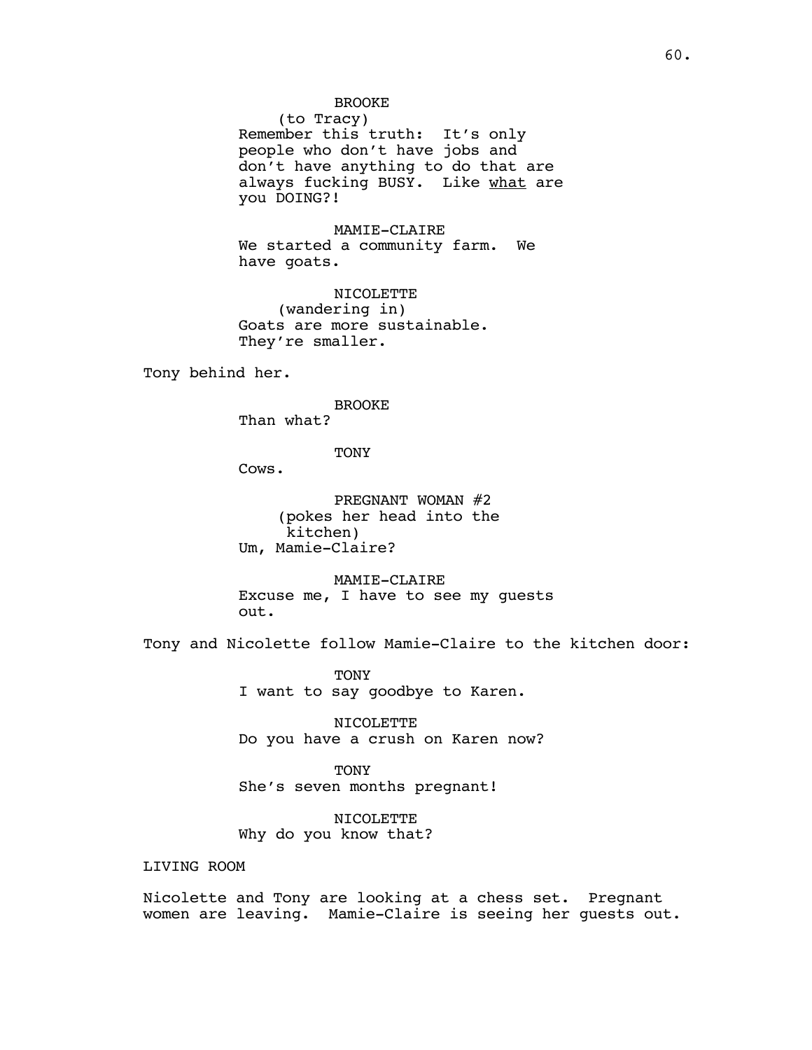BROOKE
(to Tracy)
Remember this truth: It's only people who don't have jobs and don't have anything to do that are always fucking BUSY. Like <u>what</u> are you DOING?!

MAMIE-CLAIRE
We started a community farm. We have goats.

NICOLETTE
(wandering in)
Goats are more sustainable. They're smaller.

Tony behind her.

BROOKE
Than what?

TONY
Cows.

PREGNANT WOMAN #2
(pokes her head into the kitchen)
Um, Mamie-Claire?

MAMIE-CLAIRE
Excuse me, I have to see my guests out.

Tony and Nicolette follow Mamie-Claire to the kitchen door:

TONY
I want to say goodbye to Karen.

NICOLETTE
Do you have a crush on Karen now?

TONY
She's seven months pregnant!

NICOLETTE
Why do you know that?

LIVING ROOM

Nicolette and Tony are looking at a chess set. Pregnant women are leaving. Mamie-Claire is seeing her guests out.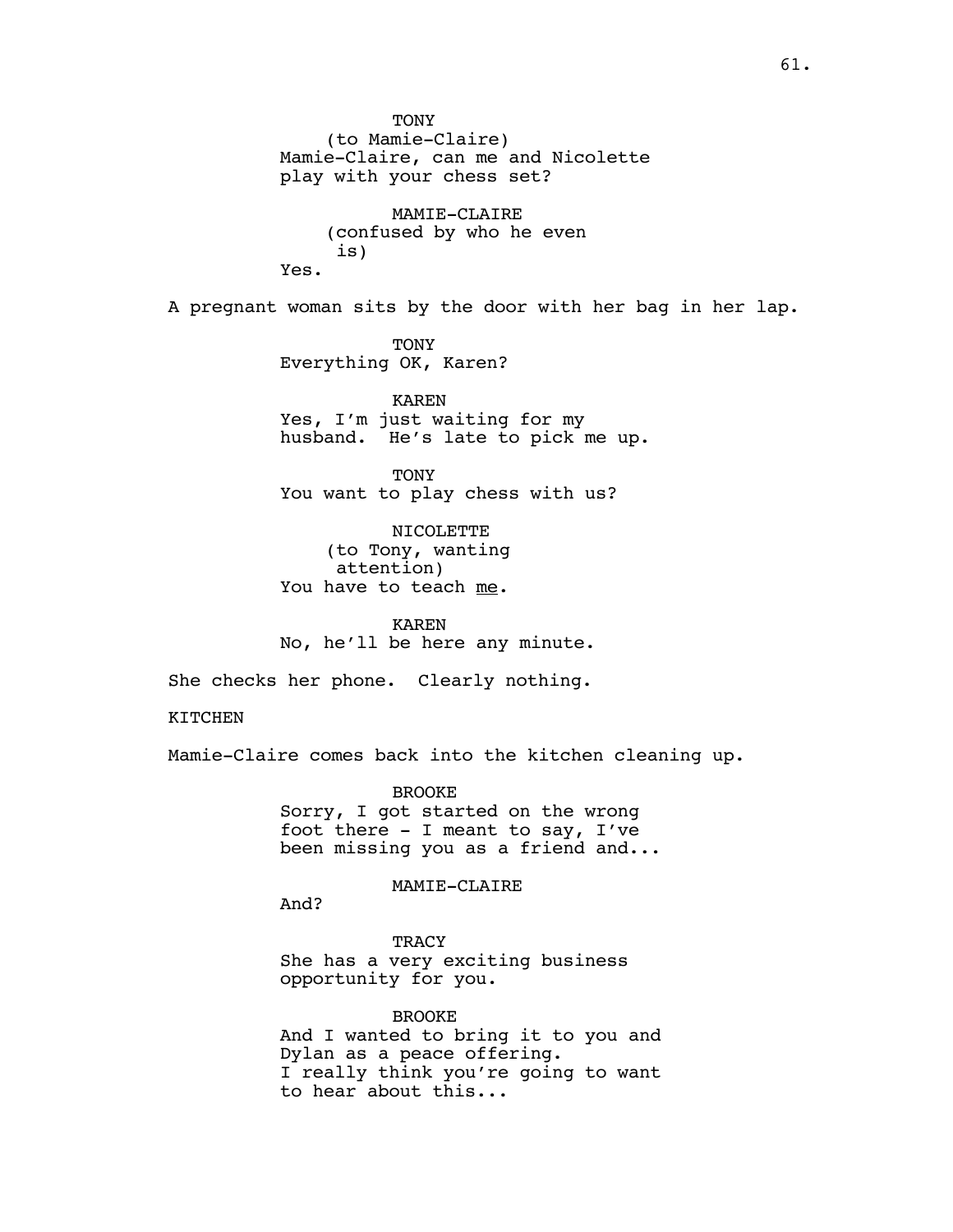TONY
(to Mamie-Claire)
Mamie-Claire, can me and Nicolette play with your chess set?

MAMIE-CLAIRE
(confused by who he even is)
Yes.

A pregnant woman sits by the door with her bag in her lap.

TONY
Everything OK, Karen?

KAREN
Yes, I'm just waiting for my husband. He's late to pick me up.

TONY
You want to play chess with us?

NICOLETTE
(to Tony, wanting attention)
You have to teach <u>me</u>.

KAREN
No, he'll be here any minute.

She checks her phone. Clearly nothing.

KITCHEN

Mamie-Claire comes back into the kitchen cleaning up.

BROOKE
Sorry, I got started on the wrong foot there - I meant to say, I've been missing you as a friend and...

MAMIE-CLAIRE
And?

TRACY
She has a very exciting business opportunity for you.

BROOKE
And I wanted to bring it to you and Dylan as a peace offering.
I really think you're going to want to hear about this...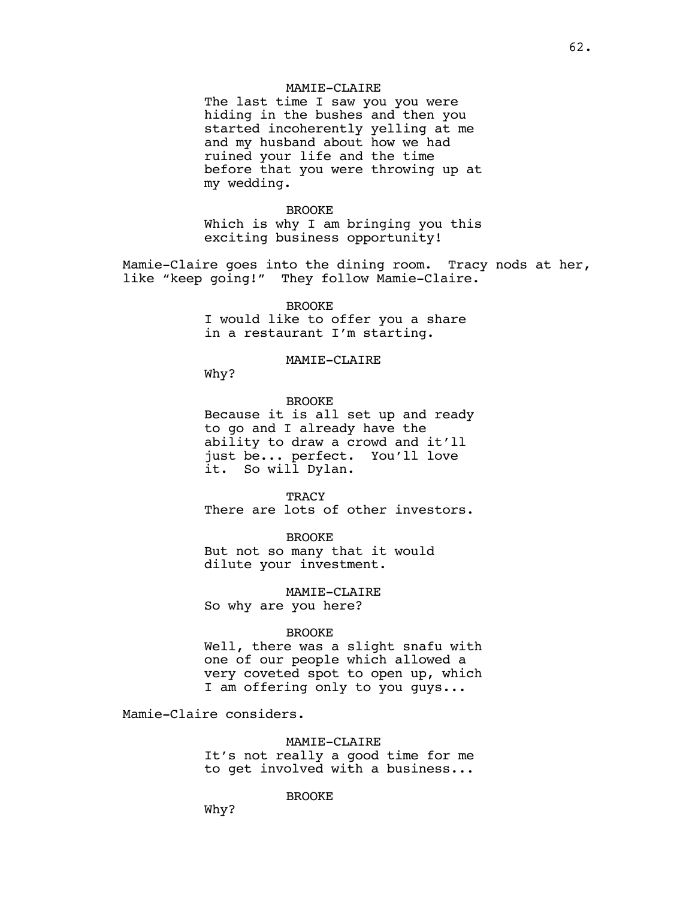MAMIE-CLAIRE

The last time I saw you you were hiding in the bushes and then you started incoherently yelling at me and my husband about how we had ruined your life and the time before that you were throwing up at my wedding.

BROOKE

Which is why I am bringing you this exciting business opportunity!

Mamie-Claire goes into the dining room. Tracy nods at her, like "keep going!" They follow Mamie-Claire.

BROOKE

I would like to offer you a share in a restaurant I'm starting.

MAMIE-CLAIRE

Why?

BROOKE

Because it is all set up and ready to go and I already have the ability to draw a crowd and it'll just be... perfect. You'll love it. So will Dylan.

TRACY

There are lots of other investors.

BROOKE

But not so many that it would dilute your investment.

MAMIE-CLAIRE

So why are you here?

BROOKE

Well, there was a slight snafu with one of our people which allowed a very coveted spot to open up, which I am offering only to you guys...

Mamie-Claire considers.

MAMIE-CLAIRE

It's not really a good time for me to get involved with a business...

BROOKE

Why?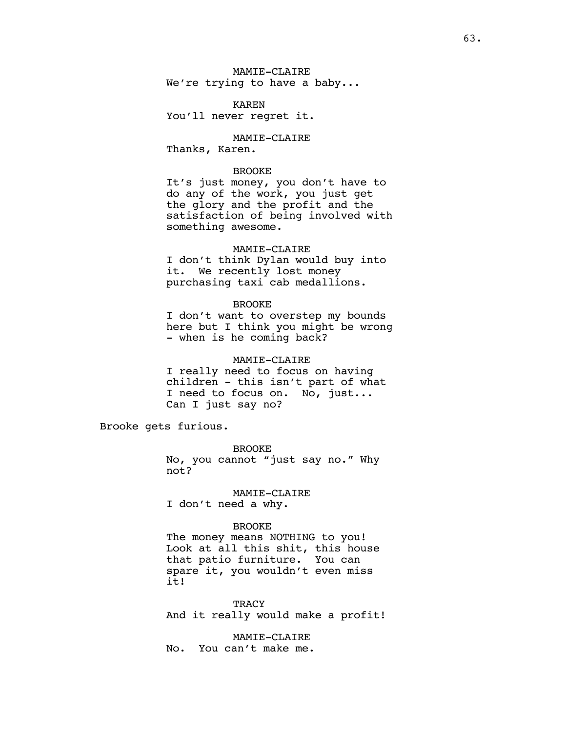MAMIE-CLAIRE
We're trying to have a baby...

KAREN
You'll never regret it.

MAMIE-CLAIRE
Thanks, Karen.

BROOKE
It's just money, you don't have to do any of the work, you just get the glory and the profit and the satisfaction of being involved with something awesome.

MAMIE-CLAIRE
I don't think Dylan would buy into it. We recently lost money purchasing taxi cab medallions.

BROOKE
I don't want to overstep my bounds here but I think you might be wrong - when is he coming back?

MAMIE-CLAIRE
I really need to focus on having children - this isn't part of what I need to focus on. No, just... Can I just say no?

Brooke gets furious.

BROOKE
No, you cannot "just say no." Why not?

MAMIE-CLAIRE
I don't need a why.

BROOKE
The money means NOTHING to you! Look at all this shit, this house that patio furniture. You can spare it, you wouldn't even miss it!

TRACY
And it really would make a profit!

MAMIE-CLAIRE
No. You can't make me.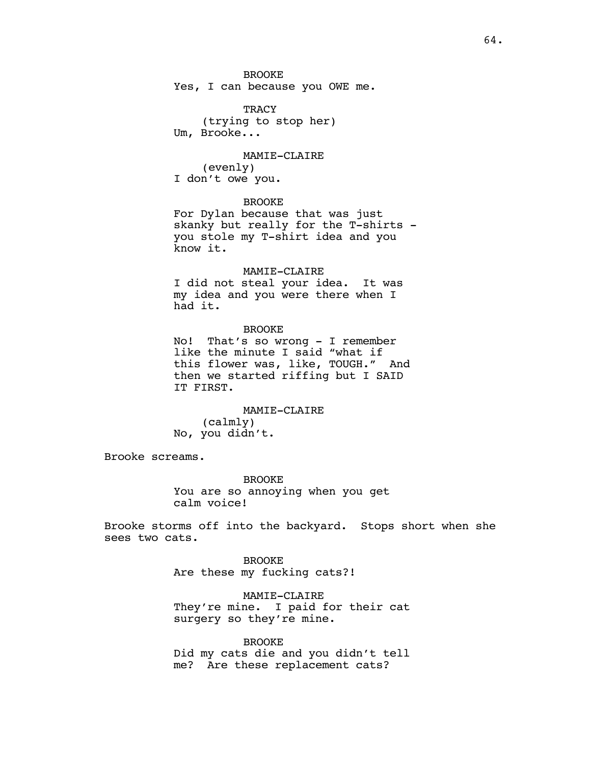BROOKE
Yes, I can because you OWE me.

TRACY
(trying to stop her)
Um, Brooke...

MAMIE-CLAIRE
(evenly)
I don't owe you.

BROOKE
For Dylan because that was just skanky but really for the T-shirts - you stole my T-shirt idea and you know it.

MAMIE-CLAIRE
I did not steal your idea. It was my idea and you were there when I had it.

BROOKE
No! That's so wrong - I remember like the minute I said "what if this flower was, like, TOUGH." And then we started riffing but I SAID IT FIRST.

MAMIE-CLAIRE
(calmly)
No, you didn't.

Brooke screams.

BROOKE
You are so annoying when you get calm voice!

Brooke storms off into the backyard. Stops short when she sees two cats.

BROOKE
Are these my fucking cats?!

MAMIE-CLAIRE
They're mine. I paid for their cat surgery so they're mine.

BROOKE
Did my cats die and you didn't tell me? Are these replacement cats?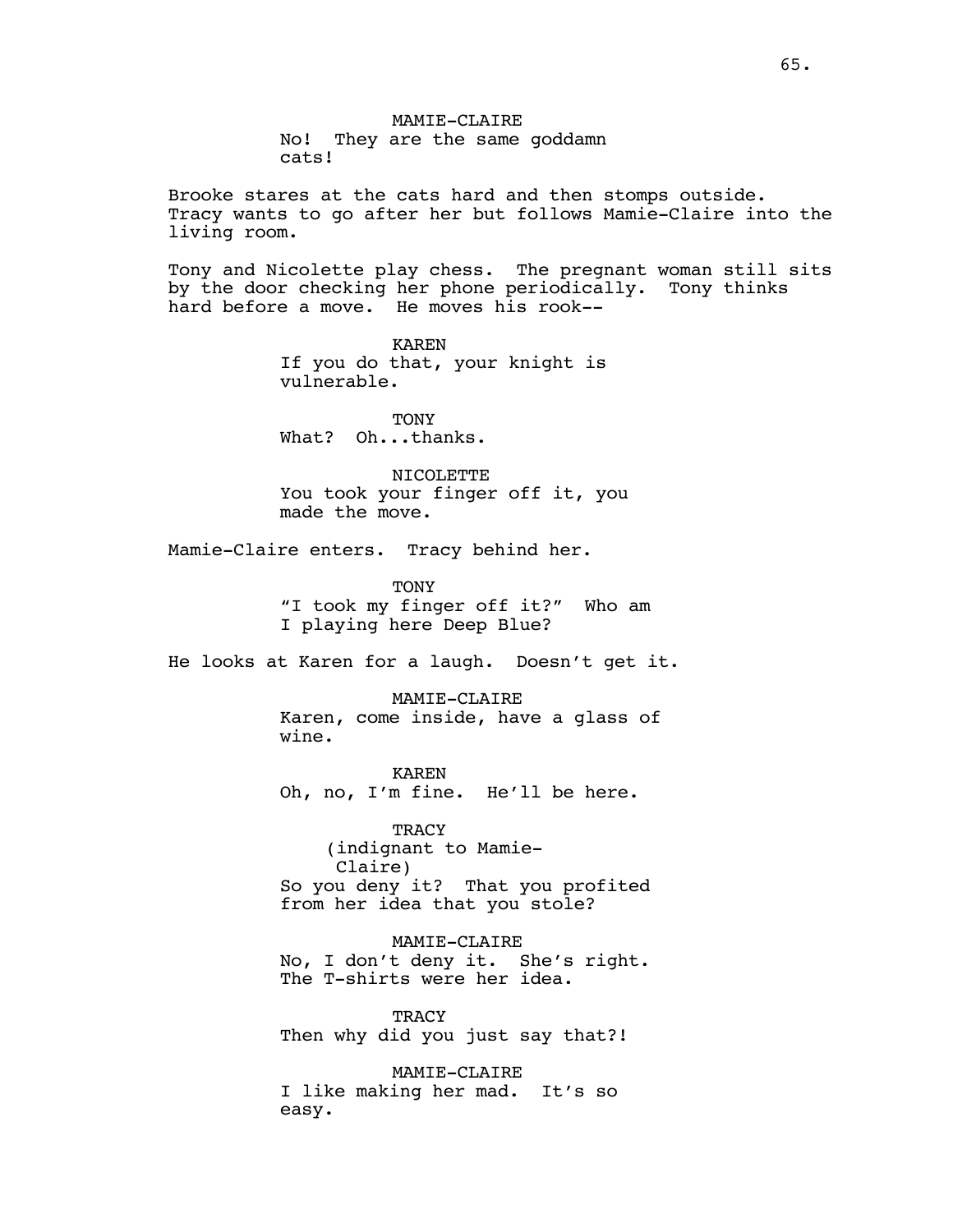MAMIE-CLAIRE
No! They are the same goddamn cats!

Brooke stares at the cats hard and then stomps outside. Tracy wants to go after her but follows Mamie-Claire into the living room.

Tony and Nicolette play chess. The pregnant woman still sits by the door checking her phone periodically. Tony thinks hard before a move. He moves his rook--

KAREN
If you do that, your knight is vulnerable.

TONY
What? Oh...thanks.

NICOLETTE
You took your finger off it, you made the move.

Mamie-Claire enters. Tracy behind her.

TONY
"I took my finger off it?" Who am I playing here Deep Blue?

He looks at Karen for a laugh. Doesn't get it.

MAMIE-CLAIRE
Karen, come inside, have a glass of wine.

KAREN
Oh, no, I'm fine. He'll be here.

TRACY
(indignant to Mamie-Claire)
So you deny it? That you profited from her idea that you stole?

MAMIE-CLAIRE
No, I don't deny it. She's right. The T-shirts were her idea.

TRACY
Then why did you just say that?!

MAMIE-CLAIRE
I like making her mad. It's so easy.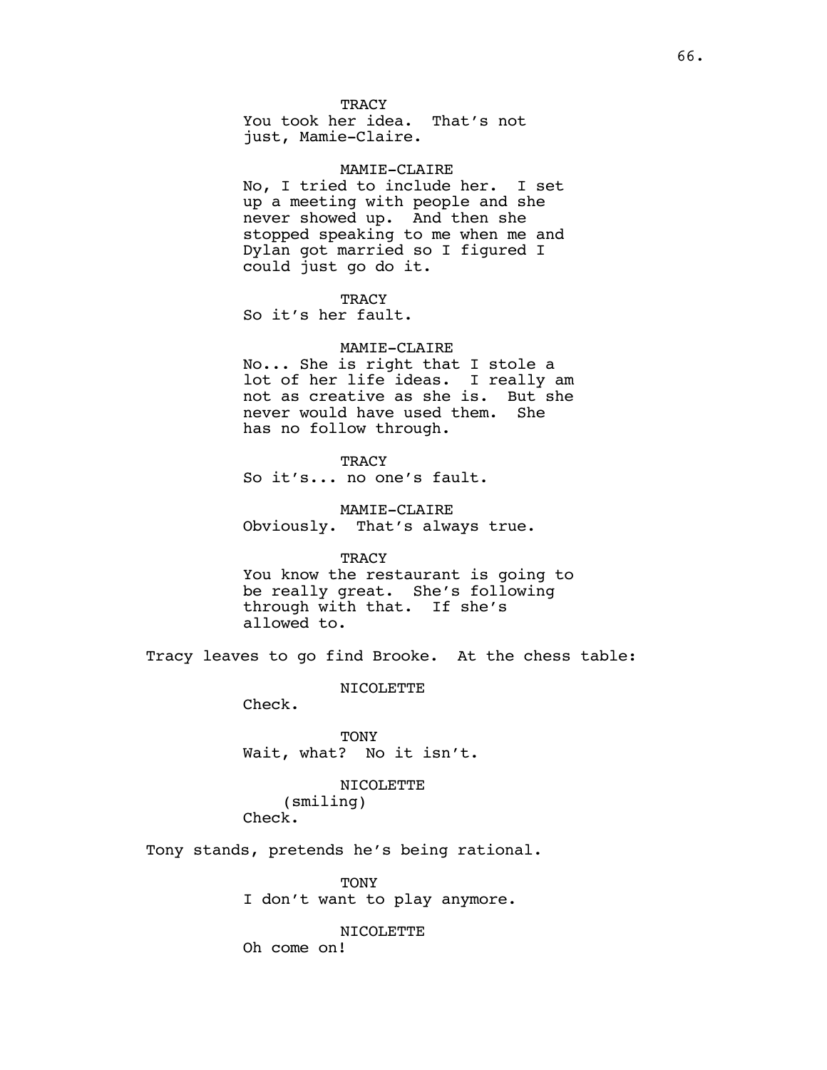TRACY
You took her idea. That's not just, Mamie-Claire.

MAMIE-CLAIRE
No, I tried to include her. I set up a meeting with people and she never showed up. And then she stopped speaking to me when me and Dylan got married so I figured I could just go do it.

TRACY
So it's her fault.

MAMIE-CLAIRE
No... She is right that I stole a lot of her life ideas. I really am not as creative as she is. But she never would have used them. She has no follow through.

TRACY
So it's... no one's fault.

MAMIE-CLAIRE
Obviously. That's always true.

TRACY
You know the restaurant is going to be really great. She's following through with that. If she's allowed to.

Tracy leaves to go find Brooke. At the chess table:

NICOLETTE
Check.

TONY
Wait, what? No it isn't.

NICOLETTE
(smiling)
Check.

Tony stands, pretends he's being rational.

TONY
I don't want to play anymore.

NICOLETTE
Oh come on!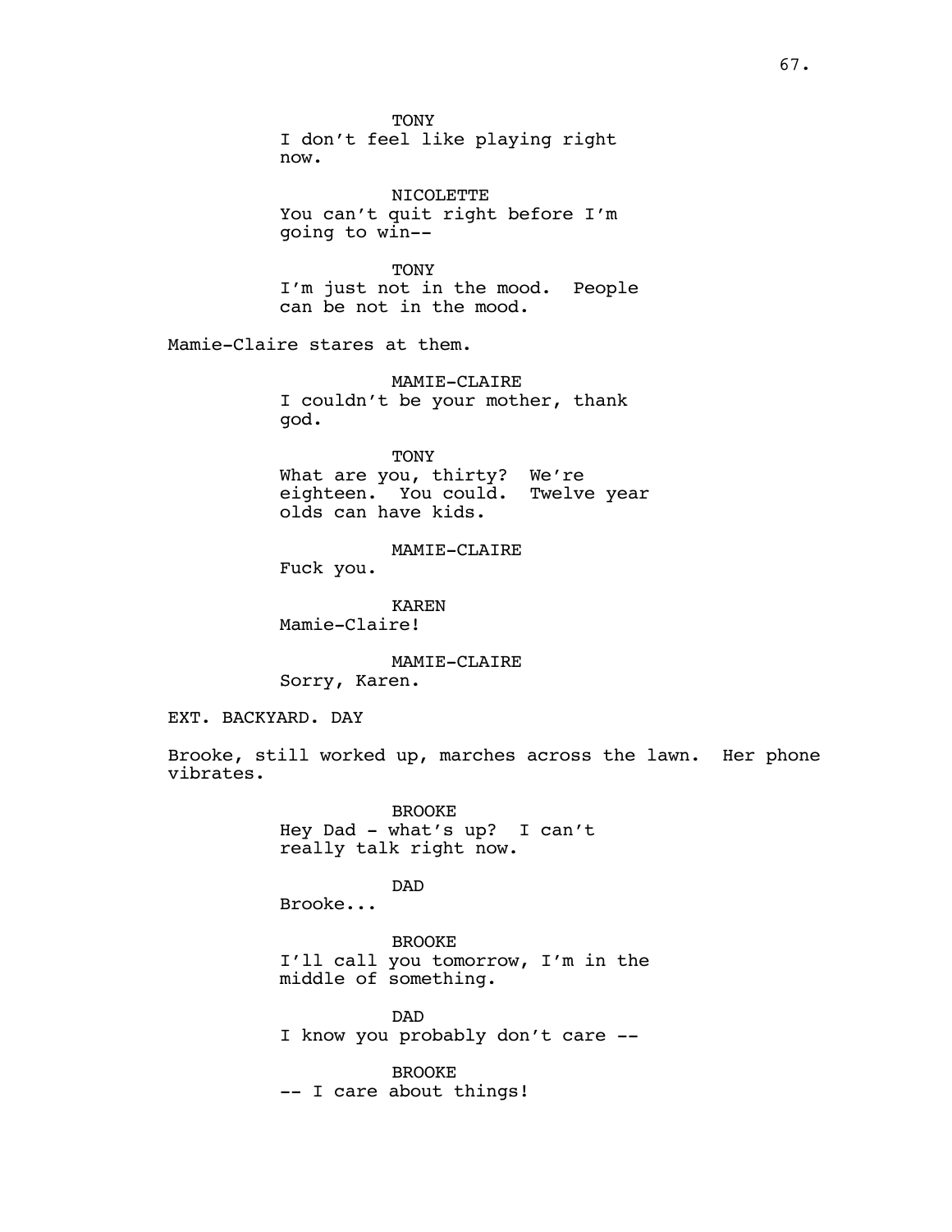TONY
I don't feel like playing right now.

NICOLETTE
You can't quit right before I'm going to win--

TONY
I'm just not in the mood. People can be not in the mood.

Mamie-Claire stares at them.

MAMIE-CLAIRE
I couldn't be your mother, thank god.

TONY
What are you, thirty? We're eighteen. You could. Twelve year olds can have kids.

MAMIE-CLAIRE
Fuck you.

KAREN
Mamie-Claire!

MAMIE-CLAIRE
Sorry, Karen.

EXT. BACKYARD. DAY

Brooke, still worked up, marches across the lawn. Her phone vibrates.

BROOKE
Hey Dad - what's up? I can't really talk right now.

DAD
Brooke...

BROOKE
I'll call you tomorrow, I'm in the middle of something.

DAD
I know you probably don't care --

BROOKE
-- I care about things!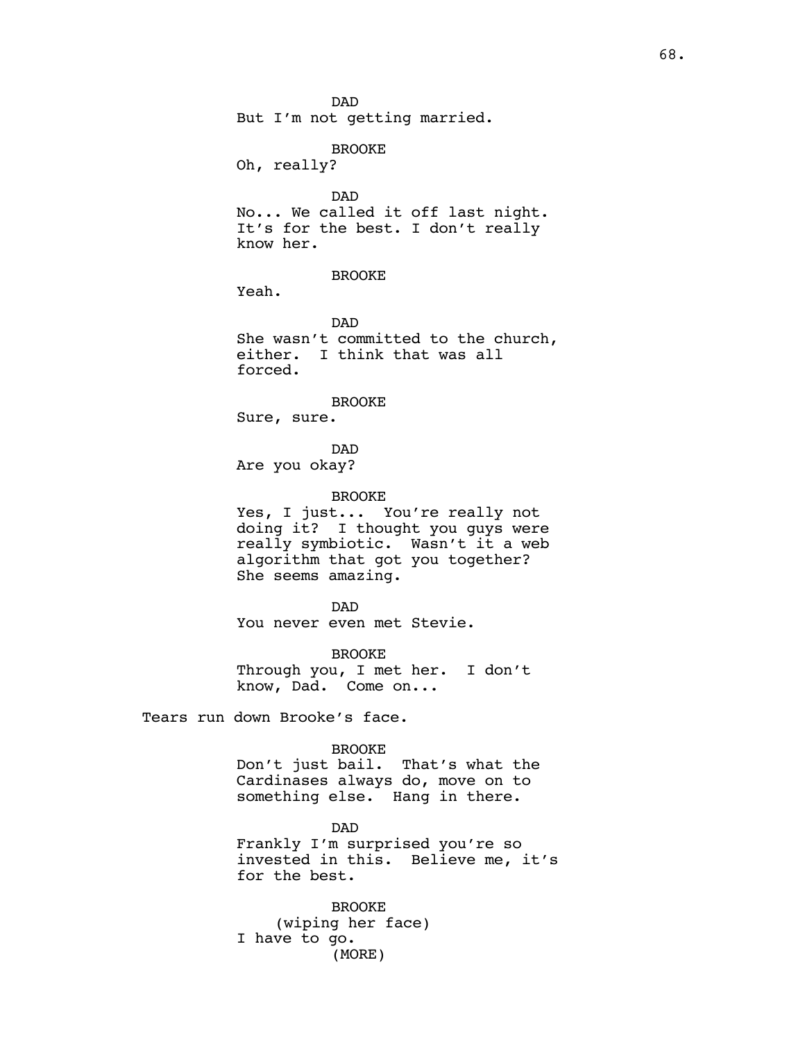DAD
But I'm not getting married.

BROOKE
Oh, really?

DAD
No... We called it off last night. It's for the best. I don't really know her.

BROOKE
Yeah.

DAD
She wasn't committed to the church, either. I think that was all forced.

BROOKE
Sure, sure.

DAD
Are you okay?

BROOKE
Yes, I just... You're really not doing it? I thought you guys were really symbiotic. Wasn't it a web algorithm that got you together? She seems amazing.

DAD
You never even met Stevie.

BROOKE
Through you, I met her. I don't know, Dad. Come on...

Tears run down Brooke's face.

BROOKE
Don't just bail. That's what the Cardinases always do, move on to something else. Hang in there.

DAD
Frankly I'm surprised you're so invested in this. Believe me, it's for the best.

BROOKE
(wiping her face)
I have to go.
(MORE)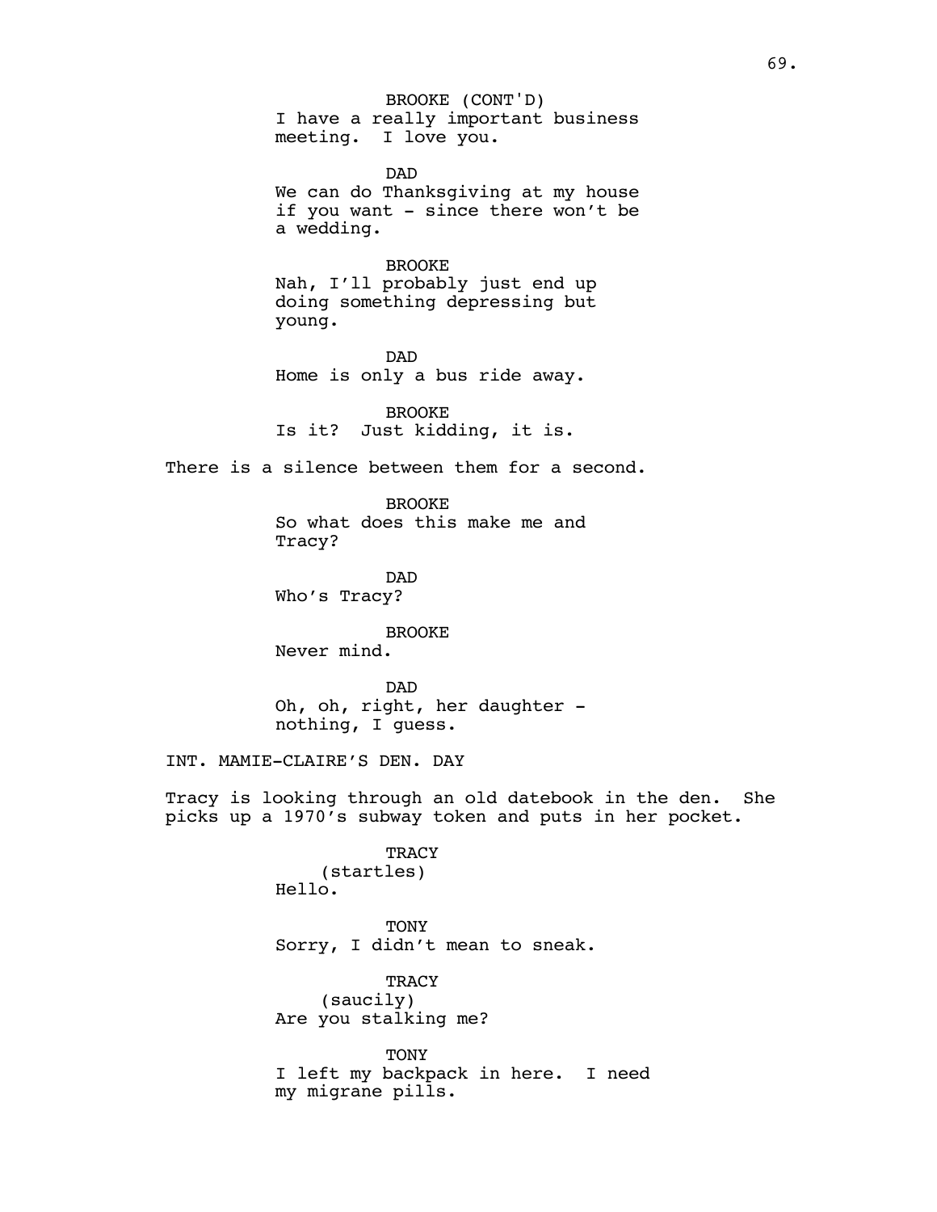BROOKE (CONT'D)
I have a really important business meeting. I love you.

DAD
We can do Thanksgiving at my house if you want - since there won't be a wedding.

BROOKE
Nah, I'll probably just end up doing something depressing but young.

DAD
Home is only a bus ride away.

BROOKE
Is it? Just kidding, it is.

There is a silence between them for a second.

BROOKE
So what does this make me and Tracy?

DAD
Who's Tracy?

BROOKE
Never mind.

DAD
Oh, oh, right, her daughter - nothing, I guess.

INT. MAMIE-CLAIRE'S DEN. DAY

Tracy is looking through an old datebook in the den. She picks up a 1970's subway token and puts in her pocket.

TRACY
(startles)
Hello.

TONY
Sorry, I didn't mean to sneak.

TRACY
(saucily)
Are you stalking me?

TONY
I left my backpack in here. I need my migrane pills.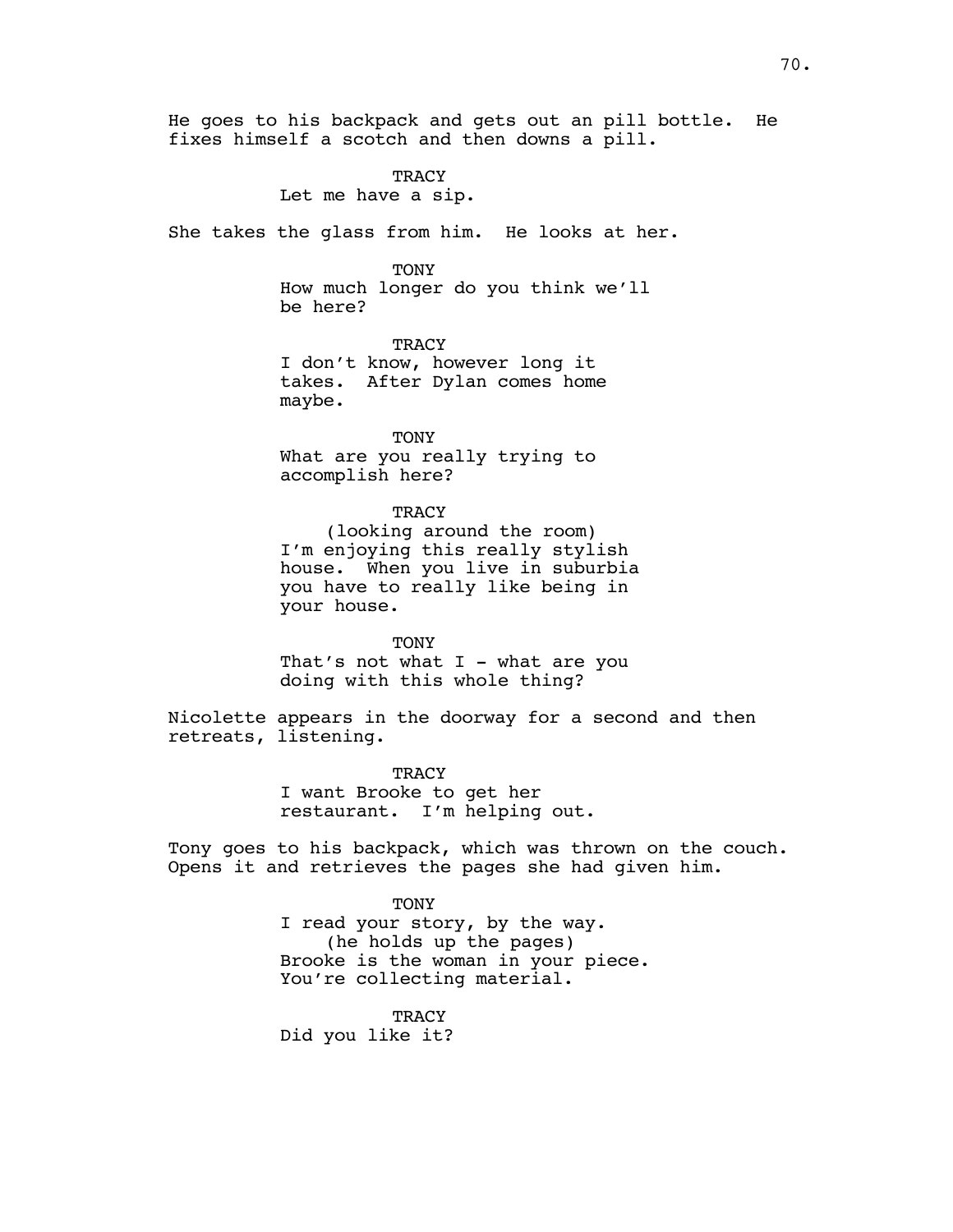He goes to his backpack and gets out an pill bottle. He fixes himself a scotch and then downs a pill.

TRACY
Let me have a sip.

She takes the glass from him. He looks at her.

TONY
How much longer do you think we'll be here?

TRACY
I don't know, however long it takes. After Dylan comes home maybe.

TONY
What are you really trying to accomplish here?

TRACY
(looking around the room)
I'm enjoying this really stylish house. When you live in suburbia you have to really like being in your house.

TONY
That's not what I - what are you doing with this whole thing?

Nicolette appears in the doorway for a second and then retreats, listening.

TRACY
I want Brooke to get her restaurant. I'm helping out.

Tony goes to his backpack, which was thrown on the couch. Opens it and retrieves the pages she had given him.

TONY
I read your story, by the way.
(he holds up the pages)
Brooke is the woman in your piece. You're collecting material.

TRACY
Did you like it?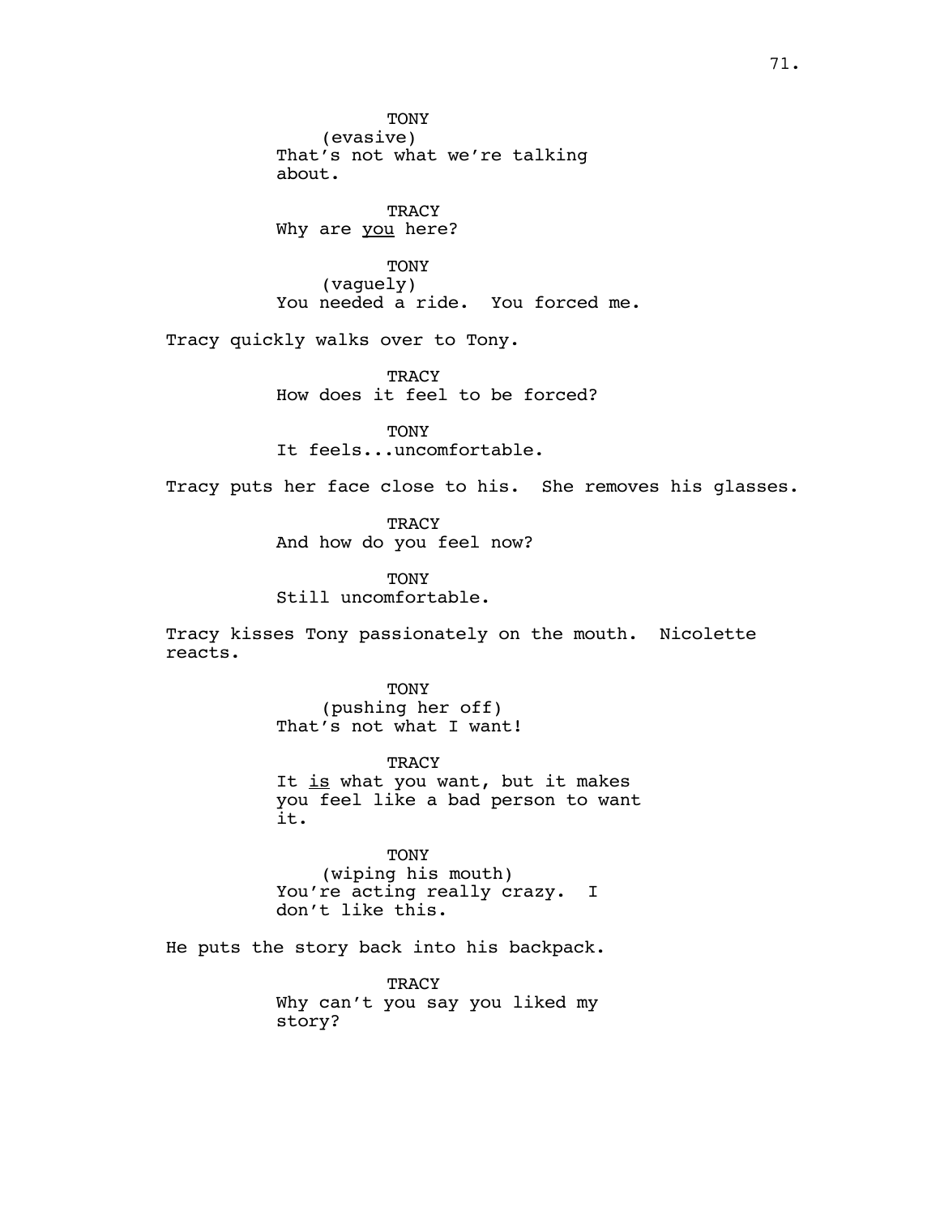TONY
(evasive)
That's not what we're talking about.

TRACY
Why are <u>you</u> here?

TONY
(vaguely)
You needed a ride. You forced me.

Tracy quickly walks over to Tony.

TRACY
How does it feel to be forced?

TONY
It feels...uncomfortable.

Tracy puts her face close to his. She removes his glasses.

TRACY
And how do you feel now?

TONY
Still uncomfortable.

Tracy kisses Tony passionately on the mouth. Nicolette reacts.

TONY
(pushing her off)
That's not what I want!

TRACY
It <u>is</u> what you want, but it makes you feel like a bad person to want it.

TONY
(wiping his mouth)
You're acting really crazy. I don't like this.

He puts the story back into his backpack.

TRACY
Why can't you say you liked my story?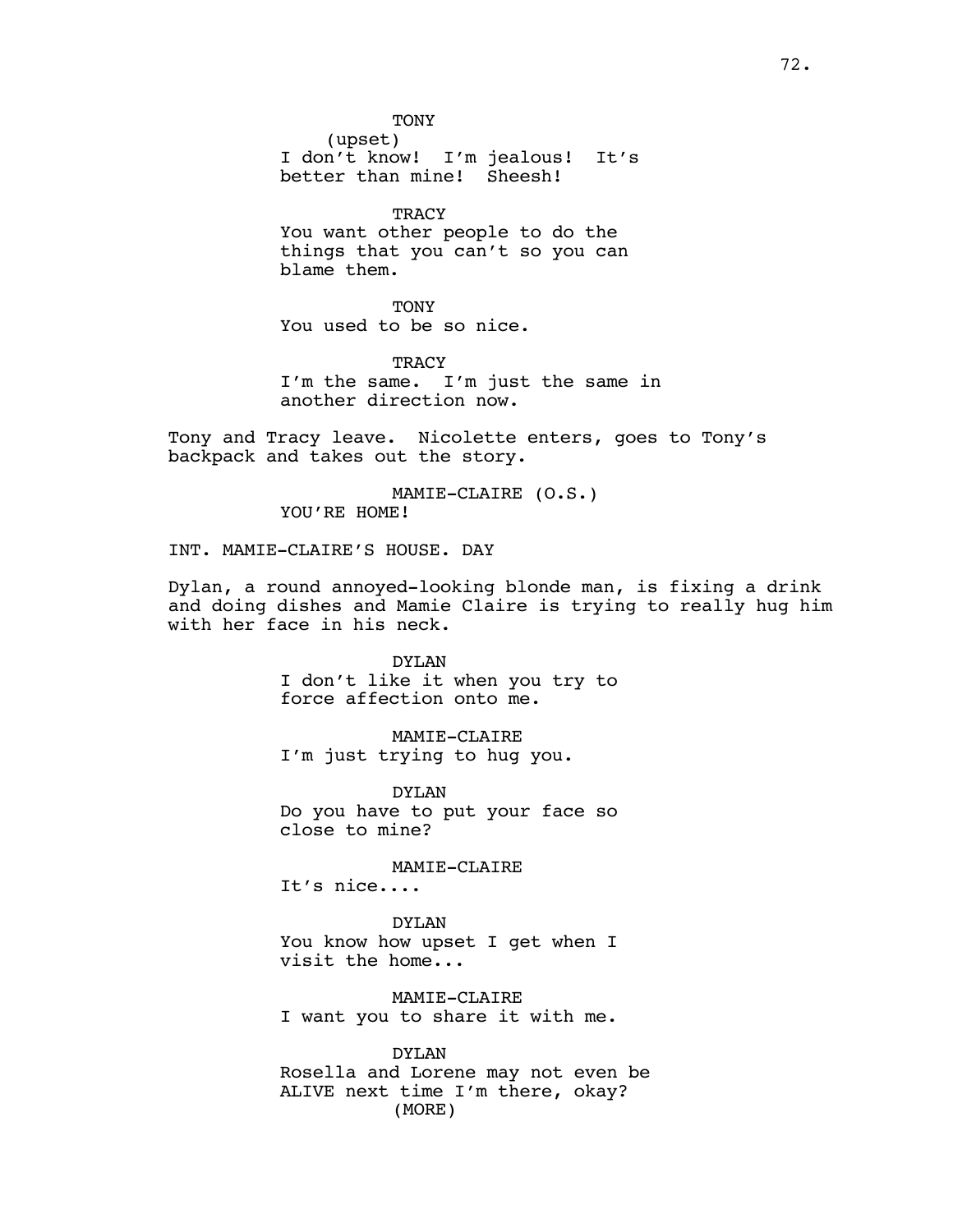TONY
(upset)
I don't know! I'm jealous! It's better than mine! Sheesh!

TRACY
You want other people to do the things that you can't so you can blame them.

TONY
You used to be so nice.

TRACY
I'm the same. I'm just the same in another direction now.

Tony and Tracy leave. Nicolette enters, goes to Tony's backpack and takes out the story.

MAMIE-CLAIRE (O.S.)
YOU'RE HOME!

INT. MAMIE-CLAIRE'S HOUSE. DAY

Dylan, a round annoyed-looking blonde man, is fixing a drink and doing dishes and Mamie Claire is trying to really hug him with her face in his neck.

DYLAN
I don't like it when you try to force affection onto me.

MAMIE-CLAIRE
I'm just trying to hug you.

DYLAN
Do you have to put your face so close to mine?

MAMIE-CLAIRE
It's nice....

DYLAN
You know how upset I get when I visit the home...

MAMIE-CLAIRE
I want you to share it with me.

DYLAN
Rosella and Lorene may not even be ALIVE next time I'm there, okay?
(MORE)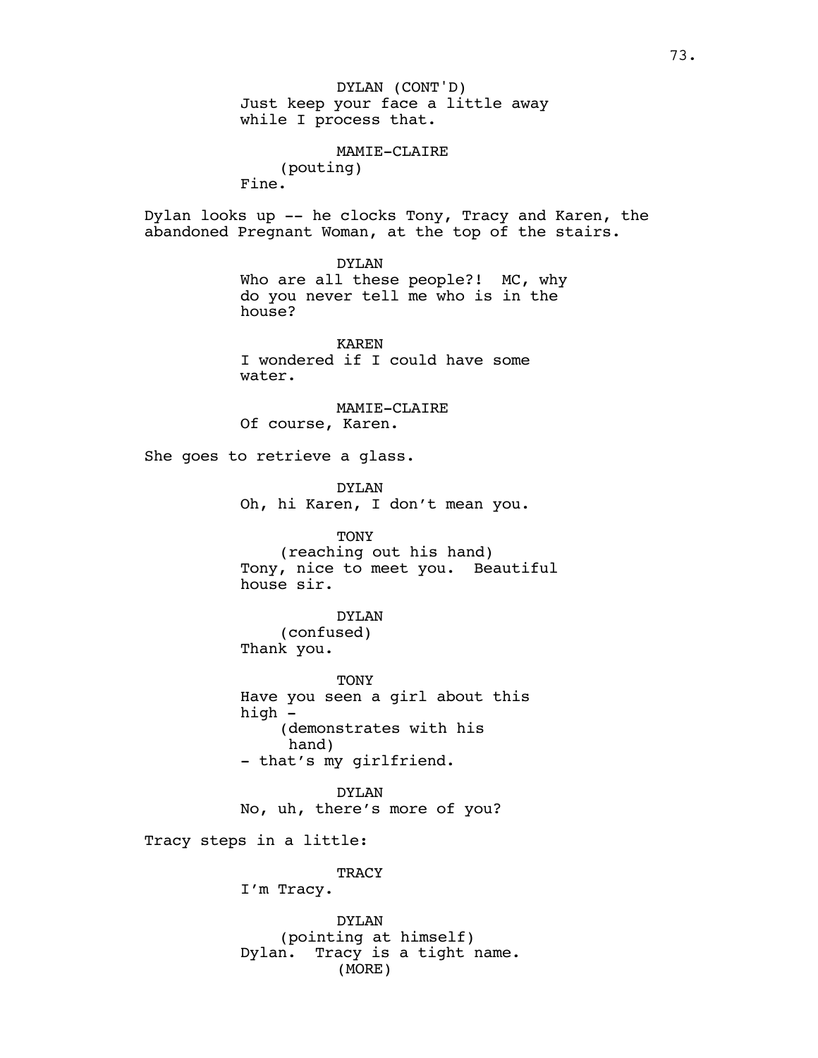DYLAN (CONT'D)
Just keep your face a little away while I process that.

MAMIE-CLAIRE
(pouting)
Fine.

Dylan looks up -- he clocks Tony, Tracy and Karen, the abandoned Pregnant Woman, at the top of the stairs.

DYLAN
Who are all these people?! MC, why do you never tell me who is in the house?

KAREN
I wondered if I could have some water.

MAMIE-CLAIRE
Of course, Karen.

She goes to retrieve a glass.

DYLAN
Oh, hi Karen, I don't mean you.

TONY
(reaching out his hand)
Tony, nice to meet you. Beautiful house sir.

DYLAN
(confused)
Thank you.

TONY
Have you seen a girl about this high -
(demonstrates with his hand)
- that's my girlfriend.

DYLAN
No, uh, there's more of you?

Tracy steps in a little:

TRACY
I'm Tracy.

DYLAN
(pointing at himself)
Dylan. Tracy is a tight name.
(MORE)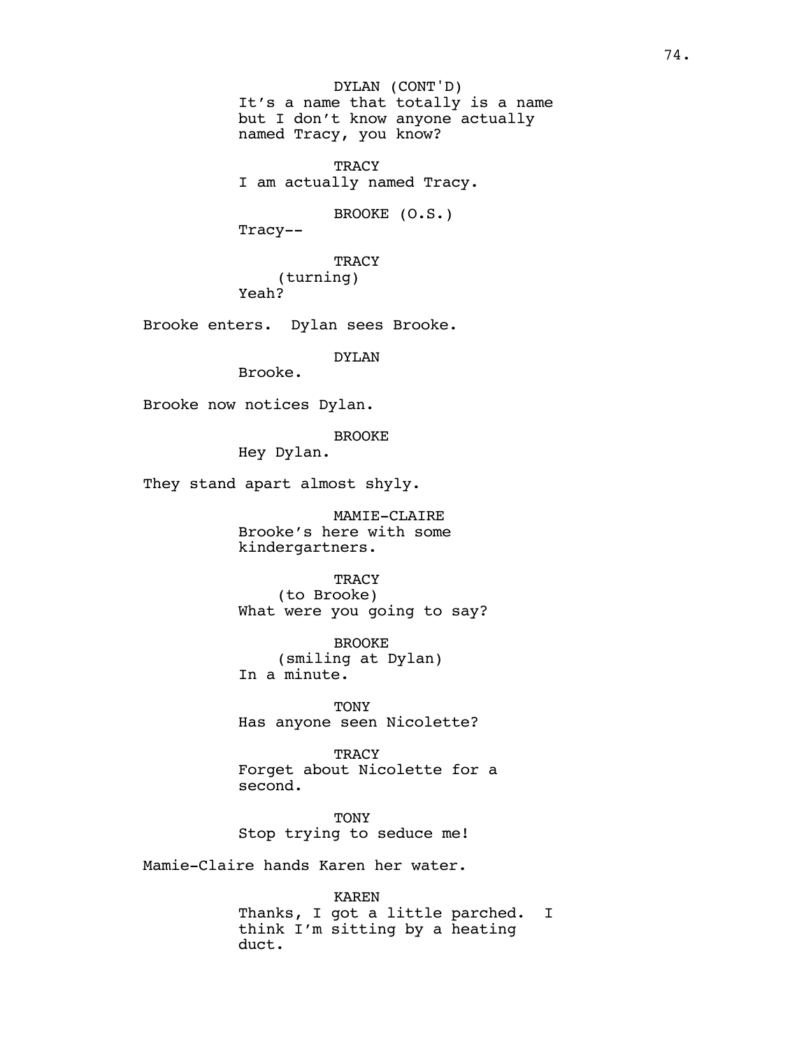DYLAN (CONT'D)
It's a name that totally is a name but I don't know anyone actually named Tracy, you know?

TRACY
I am actually named Tracy.

BROOKE (O.S.)
Tracy--

TRACY
(turning)
Yeah?

Brooke enters. Dylan sees Brooke.

DYLAN
Brooke.

Brooke now notices Dylan.

BROOKE
Hey Dylan.

They stand apart almost shyly.

MAMIE-CLAIRE
Brooke's here with some kindergartners.

TRACY
(to Brooke)
What were you going to say?

BROOKE
(smiling at Dylan)
In a minute.

TONY
Has anyone seen Nicolette?

TRACY
Forget about Nicolette for a second.

TONY
Stop trying to seduce me!

Mamie-Claire hands Karen her water.

KAREN
Thanks, I got a little parched. I think I'm sitting by a heating duct.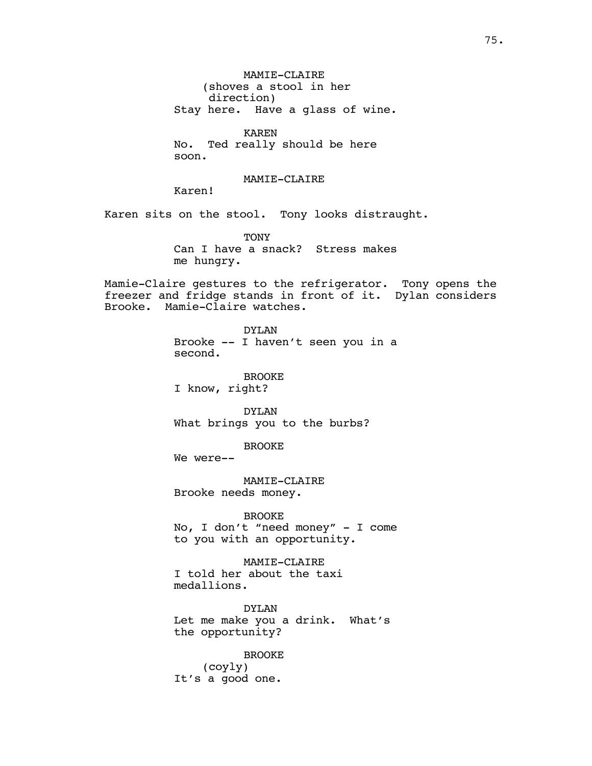MAMIE-CLAIRE
(shoves a stool in her direction)
Stay here. Have a glass of wine.

KAREN
No. Ted really should be here soon.

MAMIE-CLAIRE
Karen!

Karen sits on the stool. Tony looks distraught.

TONY
Can I have a snack? Stress makes me hungry.

Mamie-Claire gestures to the refrigerator. Tony opens the freezer and fridge stands in front of it. Dylan considers Brooke. Mamie-Claire watches.

DYLAN
Brooke -- I haven't seen you in a second.

BROOKE
I know, right?

DYLAN
What brings you to the burbs?

BROOKE
We were--

MAMIE-CLAIRE
Brooke needs money.

BROOKE
No, I don't "need money" - I come to you with an opportunity.

MAMIE-CLAIRE
I told her about the taxi medallions.

DYLAN
Let me make you a drink. What's the opportunity?

BROOKE
(coyly)
It's a good one.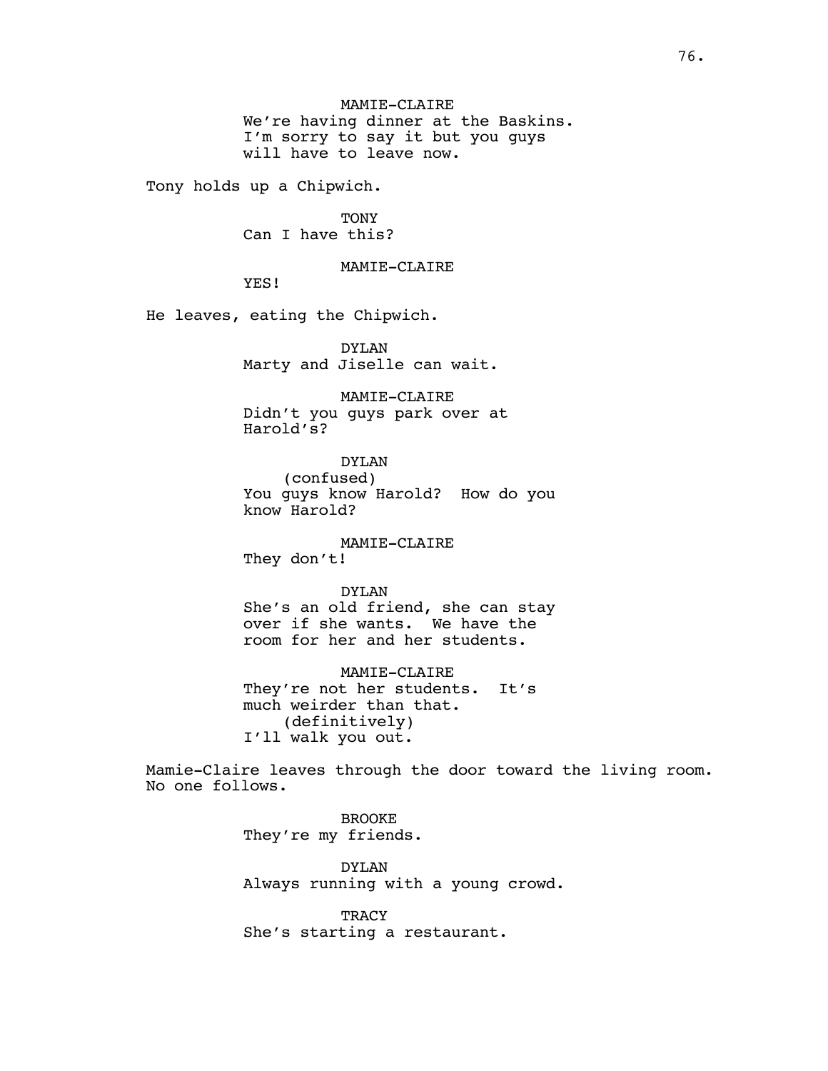MAMIE-CLAIRE
We're having dinner at the Baskins. I'm sorry to say it but you guys will have to leave now.

Tony holds up a Chipwich.

TONY
Can I have this?

MAMIE-CLAIRE
YES!

He leaves, eating the Chipwich.

DYLAN
Marty and Jiselle can wait.

MAMIE-CLAIRE
Didn't you guys park over at Harold's?

DYLAN
(confused)
You guys know Harold? How do you know Harold?

MAMIE-CLAIRE
They don't!

DYLAN
She's an old friend, she can stay over if she wants. We have the room for her and her students.

MAMIE-CLAIRE
They're not her students. It's much weirder than that.
(definitively)
I'll walk you out.

Mamie-Claire leaves through the door toward the living room. No one follows.

BROOKE
They're my friends.

DYLAN
Always running with a young crowd.

TRACY
She's starting a restaurant.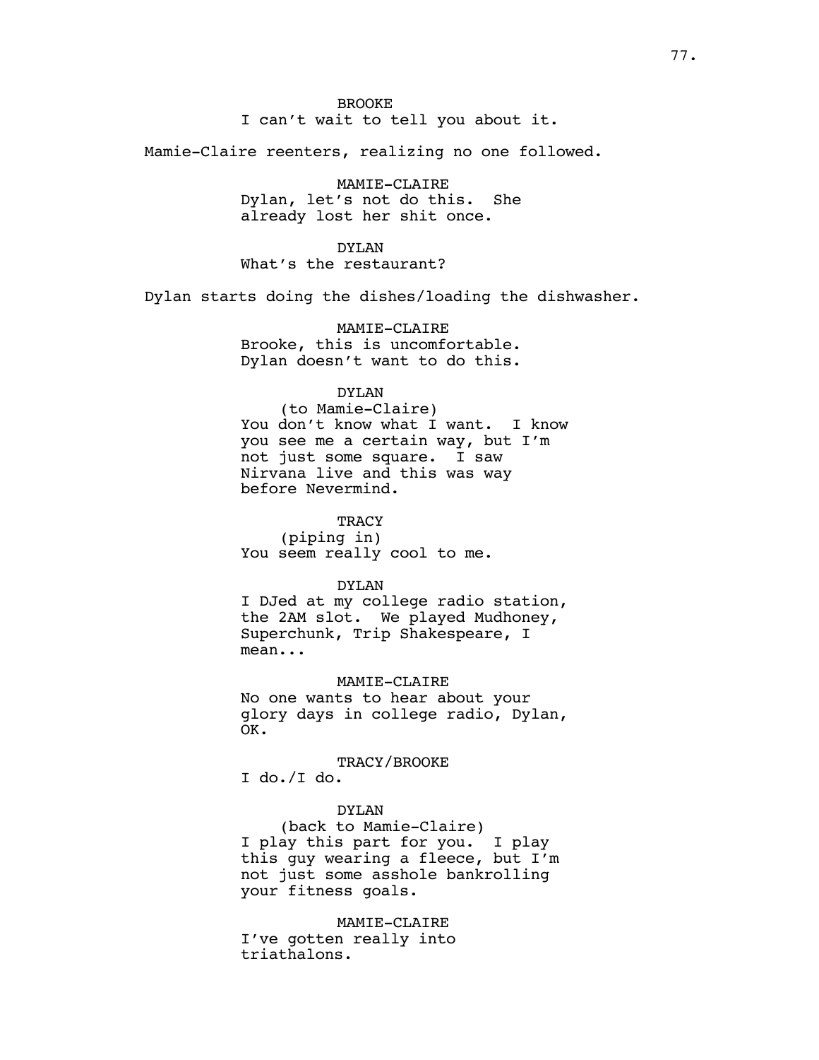BROOKE
I can't wait to tell you about it.

Mamie-Claire reenters, realizing no one followed.

MAMIE-CLAIRE
Dylan, let's not do this. She already lost her shit once.

DYLAN
What's the restaurant?

Dylan starts doing the dishes/loading the dishwasher.

MAMIE-CLAIRE
Brooke, this is uncomfortable. Dylan doesn't want to do this.

DYLAN
(to Mamie-Claire)
You don't know what I want. I know you see me a certain way, but I'm not just some square. I saw Nirvana live and this was way before Nevermind.

TRACY
(piping in)
You seem really cool to me.

DYLAN
I DJed at my college radio station, the 2AM slot. We played Mudhoney, Superchunk, Trip Shakespeare, I mean...

MAMIE-CLAIRE
No one wants to hear about your glory days in college radio, Dylan, OK.

TRACY/BROOKE
I do./I do.

DYLAN
(back to Mamie-Claire)
I play this part for you. I play this guy wearing a fleece, but I'm not just some asshole bankrolling your fitness goals.

MAMIE-CLAIRE
I've gotten really into triathalons.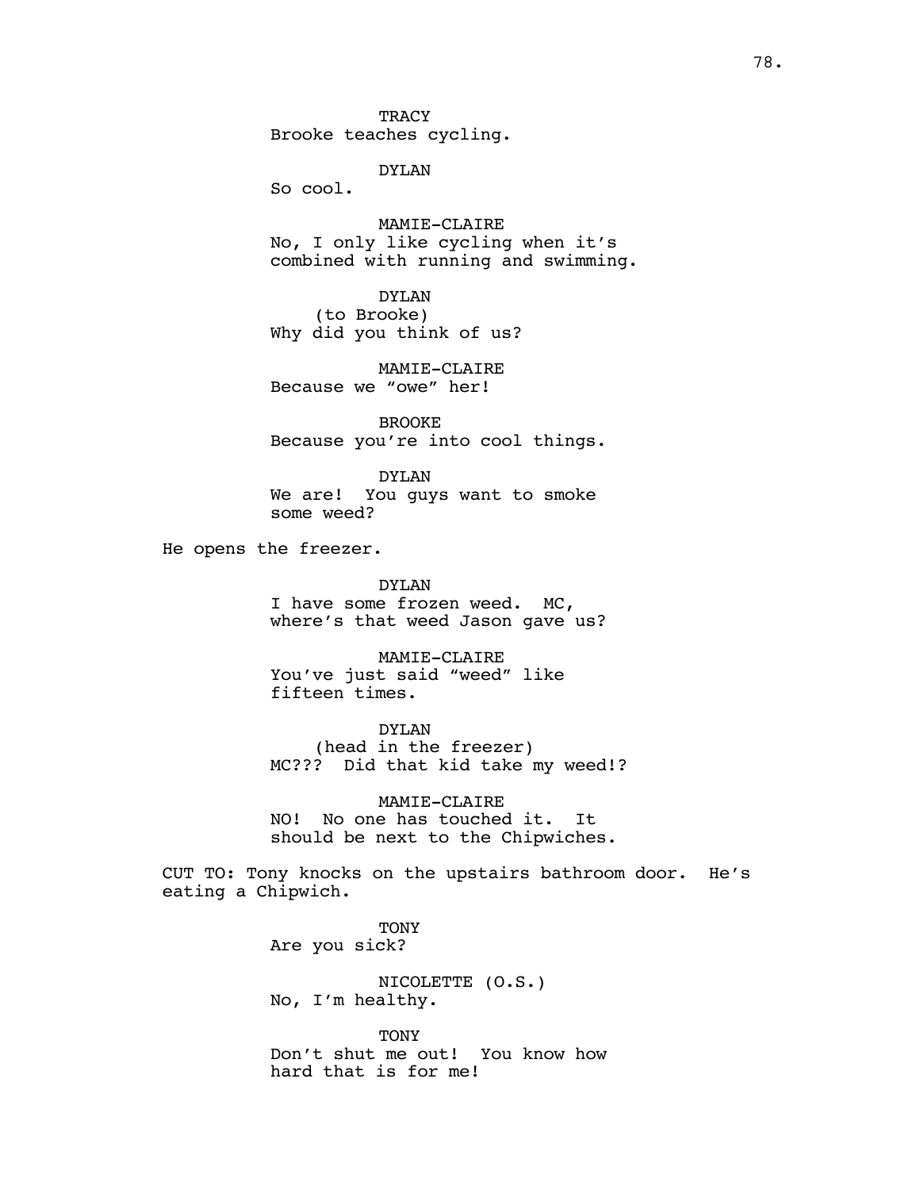TRACY
Brooke teaches cycling.

DYLAN
So cool.

MAMIE-CLAIRE
No, I only like cycling when it's combined with running and swimming.

DYLAN
(to Brooke)
Why did you think of us?

MAMIE-CLAIRE
Because we "owe" her!

BROOKE
Because you're into cool things.

DYLAN
We are! You guys want to smoke some weed?

He opens the freezer.

DYLAN
I have some frozen weed. MC, where's that weed Jason gave us?

MAMIE-CLAIRE
You've just said "weed" like fifteen times.

DYLAN
(head in the freezer)
MC??? Did that kid take my weed!?

MAMIE-CLAIRE
NO! No one has touched it. It should be next to the Chipwiches.

CUT TO: Tony knocks on the upstairs bathroom door. He's eating a Chipwich.

TONY
Are you sick?

NICOLETTE (O.S.)
No, I'm healthy.

TONY
Don't shut me out! You know how hard that is for me!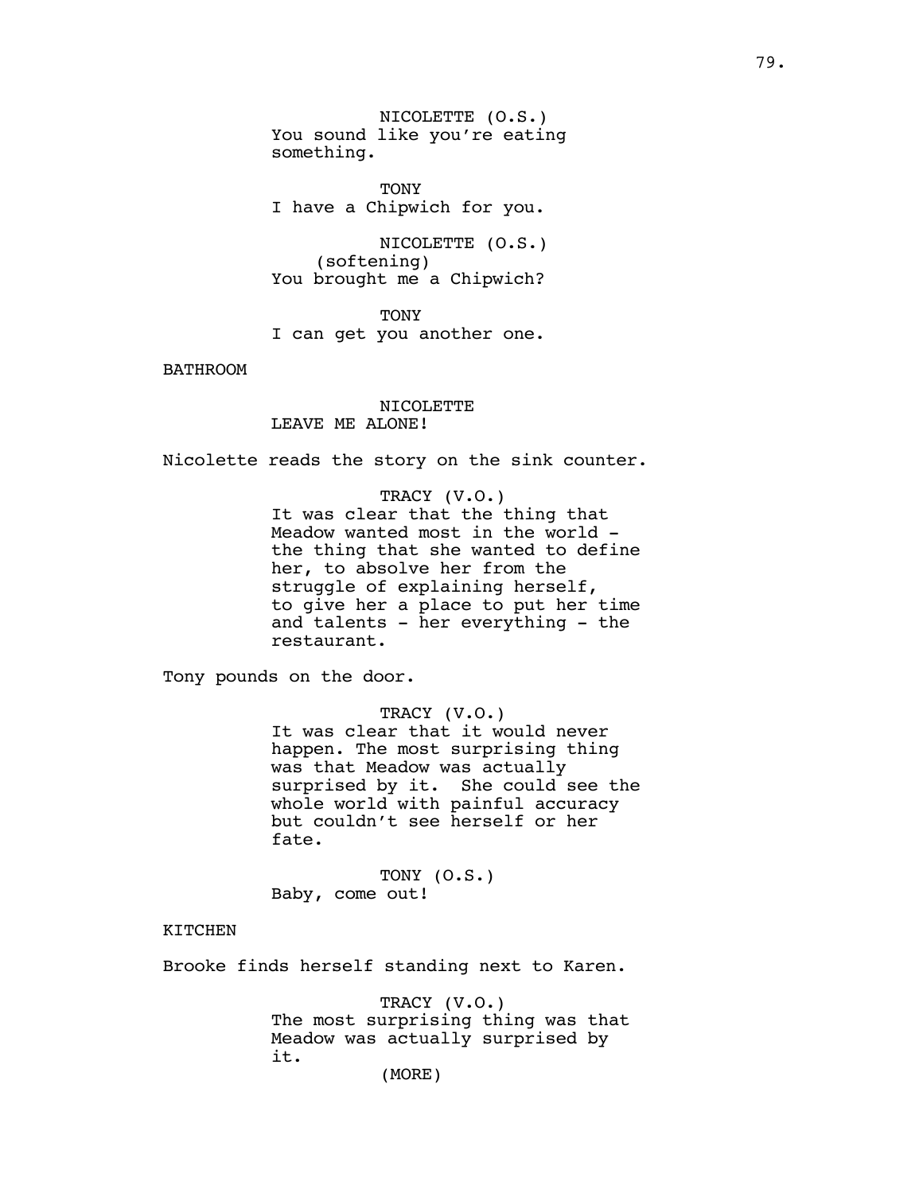NICOLETTE (O.S.)
You sound like you're eating something.

TONY
I have a Chipwich for you.

NICOLETTE (O.S.)
(softening)
You brought me a Chipwich?

TONY
I can get you another one.

BATHROOM

NICOLETTE
LEAVE ME ALONE!

Nicolette reads the story on the sink counter.

TRACY (V.O.)
It was clear that the thing that Meadow wanted most in the world - the thing that she wanted to define her, to absolve her from the struggle of explaining herself, to give her a place to put her time and talents - her everything - the restaurant.

Tony pounds on the door.

TRACY (V.O.)
It was clear that it would never happen. The most surprising thing was that Meadow was actually surprised by it. She could see the whole world with painful accuracy but couldn't see herself or her fate.

TONY (O.S.)
Baby, come out!

KITCHEN

Brooke finds herself standing next to Karen.

TRACY (V.O.)
The most surprising thing was that Meadow was actually surprised by it.
(MORE)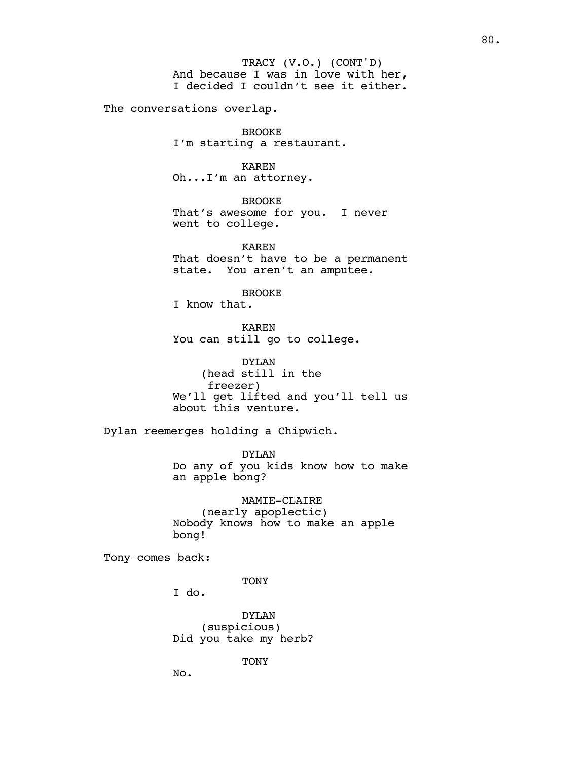TRACY (V.O.) (CONT'D)
And because I was in love with her, I decided I couldn't see it either.

The conversations overlap.

BROOKE
I'm starting a restaurant.

KAREN
Oh...I'm an attorney.

BROOKE
That's awesome for you. I never went to college.

KAREN
That doesn't have to be a permanent state. You aren't an amputee.

BROOKE
I know that.

KAREN
You can still go to college.

DYLAN
(head still in the freezer)
We'll get lifted and you'll tell us about this venture.

Dylan reemerges holding a Chipwich.

DYLAN
Do any of you kids know how to make an apple bong?

MAMIE-CLAIRE
(nearly apoplectic)
Nobody knows how to make an apple bong!

Tony comes back:

TONY
I do.

DYLAN
(suspicious)
Did you take my herb?

TONY
No.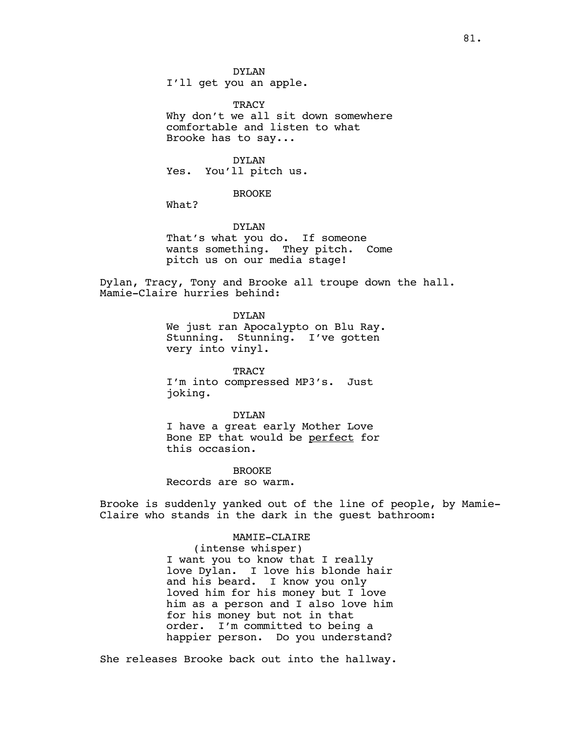DYLAN
I'll get you an apple.

TRACY
Why don't we all sit down somewhere comfortable and listen to what Brooke has to say...

DYLAN
Yes.  You'll pitch us.

BROOKE
What?

DYLAN
That's what you do.  If someone wants something.  They pitch.  Come pitch us on our media stage!

Dylan, Tracy, Tony and Brooke all troupe down the hall. Mamie-Claire hurries behind:

DYLAN
We just ran Apocalypto on Blu Ray. Stunning.  Stunning.  I've gotten very into vinyl.

TRACY
I'm into compressed MP3's.  Just joking.

DYLAN
I have a great early Mother Love Bone EP that would be <u>perfect</u> for this occasion.

BROOKE
Records are so warm.

Brooke is suddenly yanked out of the line of people, by Mamie-Claire who stands in the dark in the guest bathroom:

MAMIE-CLAIRE
(intense whisper)
I want you to know that I really love Dylan.  I love his blonde hair and his beard.  I know you only loved him for his money but I love him as a person and I also love him for his money but not in that order.  I'm committed to being a happier person.  Do you understand?

She releases Brooke back out into the hallway.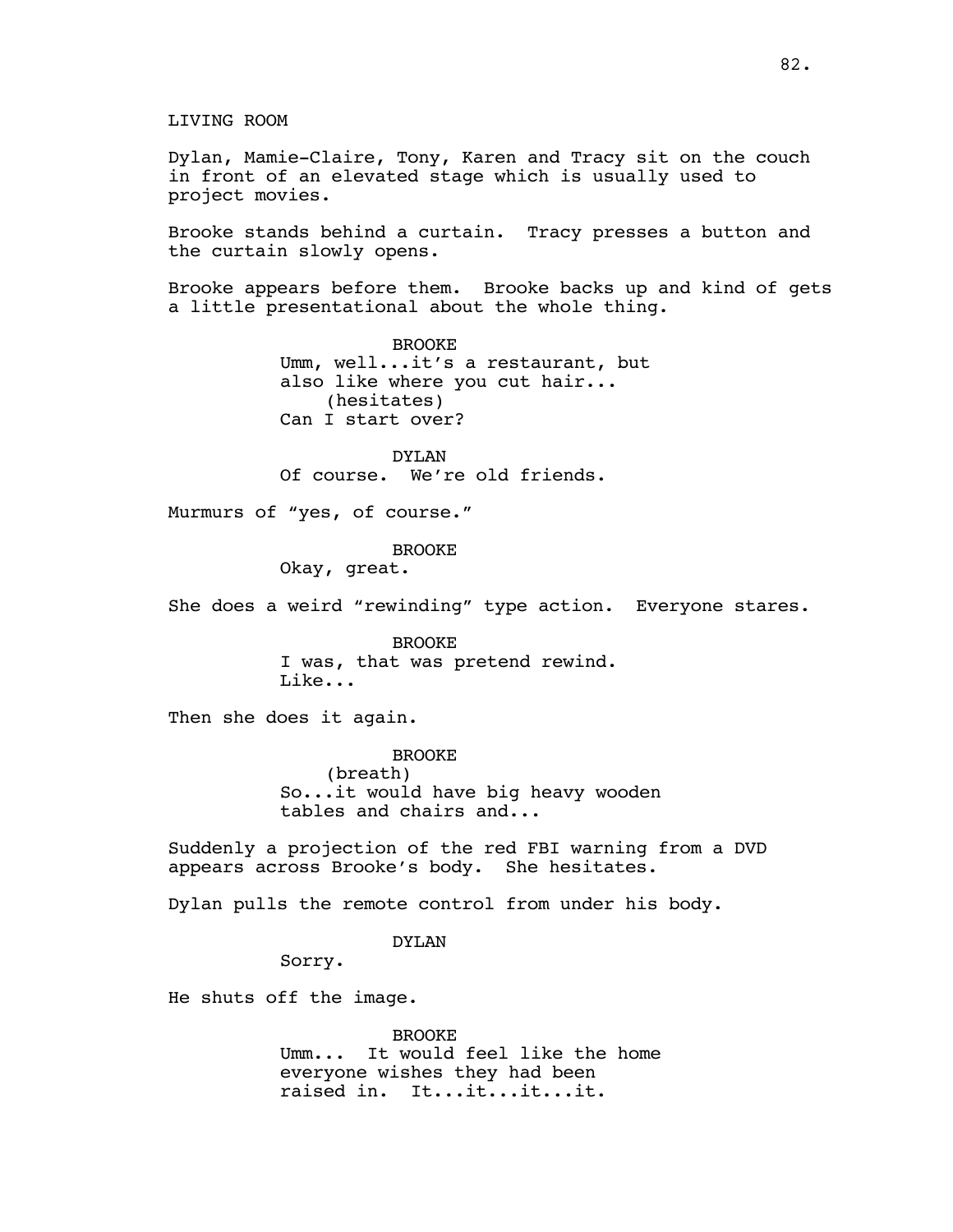LIVING ROOM

Dylan, Mamie-Claire, Tony, Karen and Tracy sit on the couch in front of an elevated stage which is usually used to project movies.

Brooke stands behind a curtain. Tracy presses a button and the curtain slowly opens.

Brooke appears before them. Brooke backs up and kind of gets a little presentational about the whole thing.

BROOKE
Umm, well...it's a restaurant, but also like where you cut hair...
(hesitates)
Can I start over?

DYLAN
Of course. We're old friends.

Murmurs of "yes, of course."

BROOKE
Okay, great.

She does a weird "rewinding" type action. Everyone stares.

BROOKE
I was, that was pretend rewind.
Like...

Then she does it again.

BROOKE
(breath)
So...it would have big heavy wooden tables and chairs and...

Suddenly a projection of the red FBI warning from a DVD appears across Brooke's body. She hesitates.

Dylan pulls the remote control from under his body.

DYLAN
Sorry.

He shuts off the image.

BROOKE
Umm... It would feel like the home everyone wishes they had been raised in. It...it...it...it.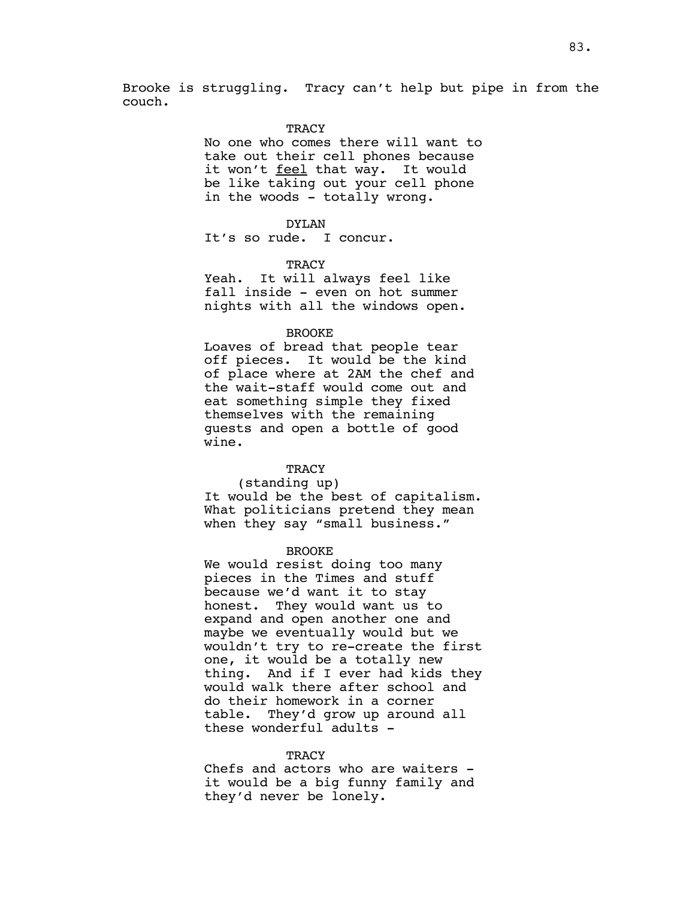Brooke is struggling. Tracy can't help but pipe in from the couch.

TRACY
No one who comes there will want to take out their cell phones because it won't <u>feel</u> that way. It would be like taking out your cell phone in the woods - totally wrong.

DYLAN
It's so rude. I concur.

TRACY
Yeah. It will always feel like fall inside - even on hot summer nights with all the windows open.

BROOKE
Loaves of bread that people tear off pieces. It would be the kind of place where at 2AM the chef and the wait-staff would come out and eat something simple they fixed themselves with the remaining guests and open a bottle of good wine.

TRACY
(standing up)
It would be the best of capitalism. What politicians pretend they mean when they say "small business."

BROOKE
We would resist doing too many pieces in the Times and stuff because we'd want it to stay honest. They would want us to expand and open another one and maybe we eventually would but we wouldn't try to re-create the first one, it would be a totally new thing. And if I ever had kids they would walk there after school and do their homework in a corner table. They'd grow up around all these wonderful adults -

TRACY
Chefs and actors who are waiters - it would be a big funny family and they'd never be lonely.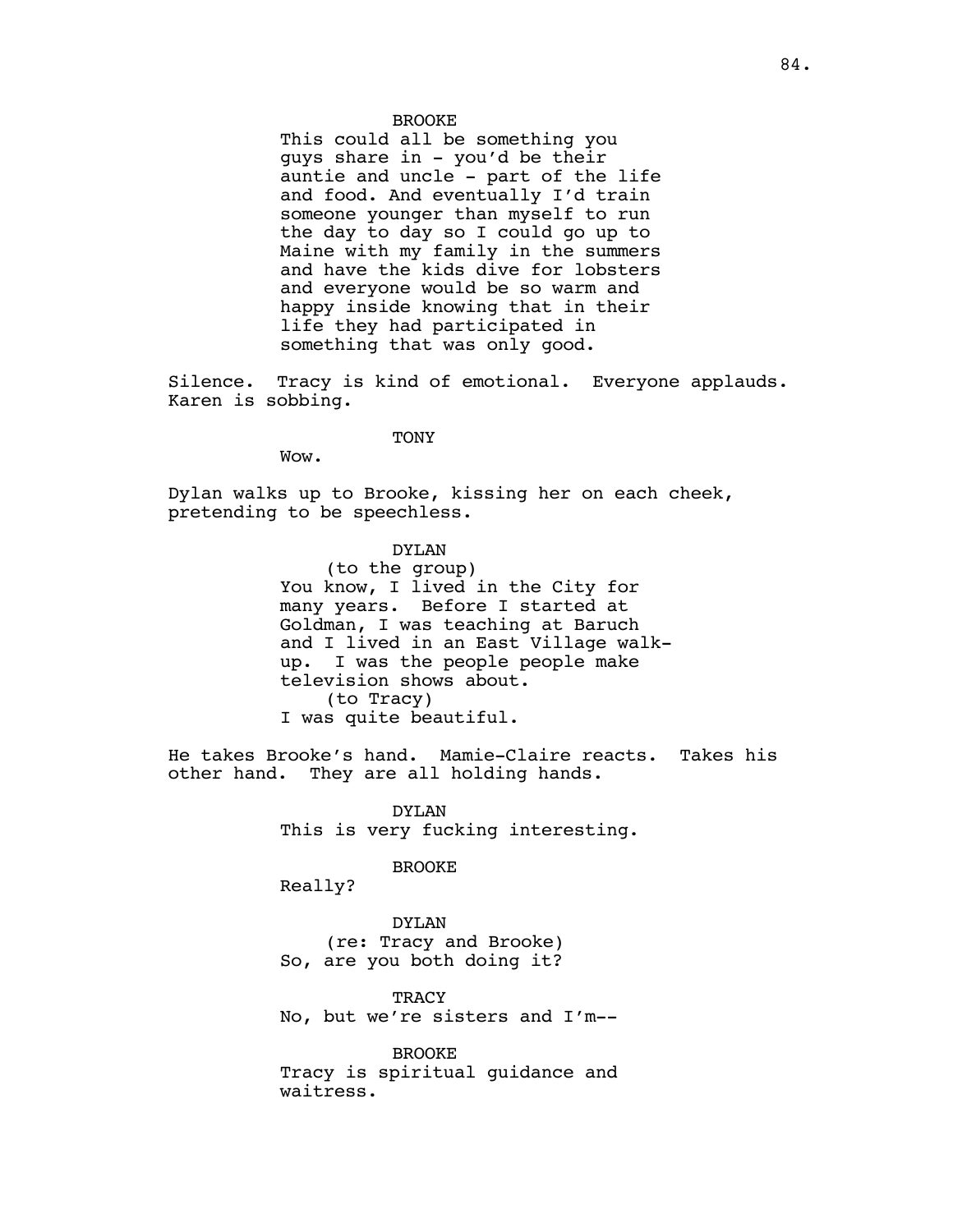BROOKE

This could all be something you guys share in - you'd be their auntie and uncle - part of the life and food. And eventually I'd train someone younger than myself to run the day to day so I could go up to Maine with my family in the summers and have the kids dive for lobsters and everyone would be so warm and happy inside knowing that in their life they had participated in something that was only good.

Silence. Tracy is kind of emotional. Everyone applauds. Karen is sobbing.

TONY

Wow.

Dylan walks up to Brooke, kissing her on each cheek, pretending to be speechless.

DYLAN

(to the group)

You know, I lived in the City for many years. Before I started at Goldman, I was teaching at Baruch and I lived in an East Village walk-up. I was the people people make television shows about.

(to Tracy)

I was quite beautiful.

He takes Brooke's hand. Mamie-Claire reacts. Takes his other hand. They are all holding hands.

DYLAN

This is very fucking interesting.

BROOKE

Really?

DYLAN

(re: Tracy and Brooke)

So, are you both doing it?

TRACY

No, but we're sisters and I'm--

BROOKE

Tracy is spiritual guidance and waitress.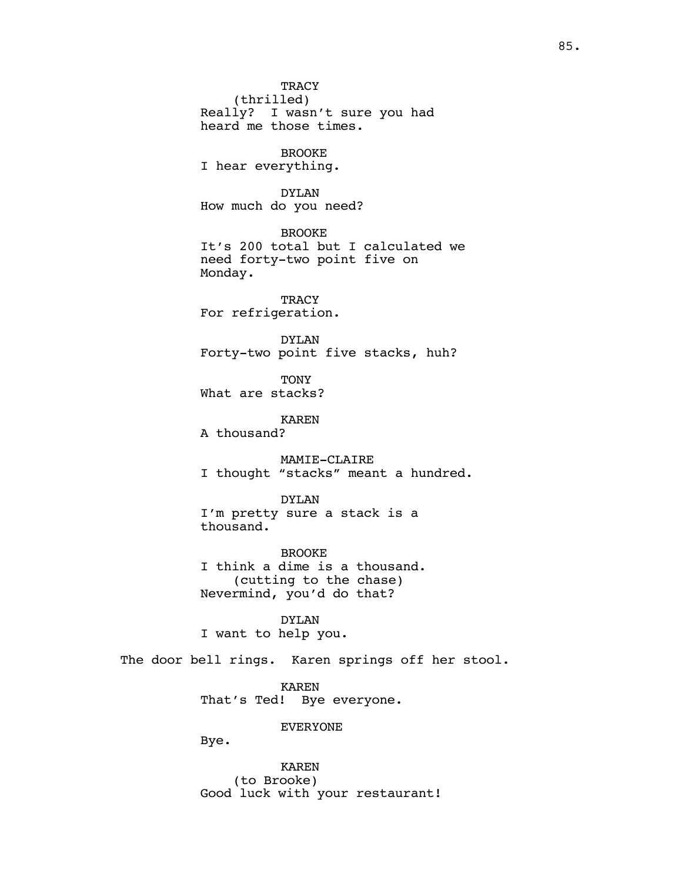TRACY
(thrilled)
Really? I wasn't sure you had heard me those times.

BROOKE
I hear everything.

DYLAN
How much do you need?

BROOKE
It's 200 total but I calculated we need forty-two point five on Monday.

TRACY
For refrigeration.

DYLAN
Forty-two point five stacks, huh?

TONY
What are stacks?

KAREN
A thousand?

MAMIE-CLAIRE
I thought "stacks" meant a hundred.

DYLAN
I'm pretty sure a stack is a thousand.

BROOKE
I think a dime is a thousand.
(cutting to the chase)
Nevermind, you'd do that?

DYLAN
I want to help you.

The door bell rings. Karen springs off her stool.

KAREN
That's Ted! Bye everyone.

EVERYONE
Bye.

KAREN
(to Brooke)
Good luck with your restaurant!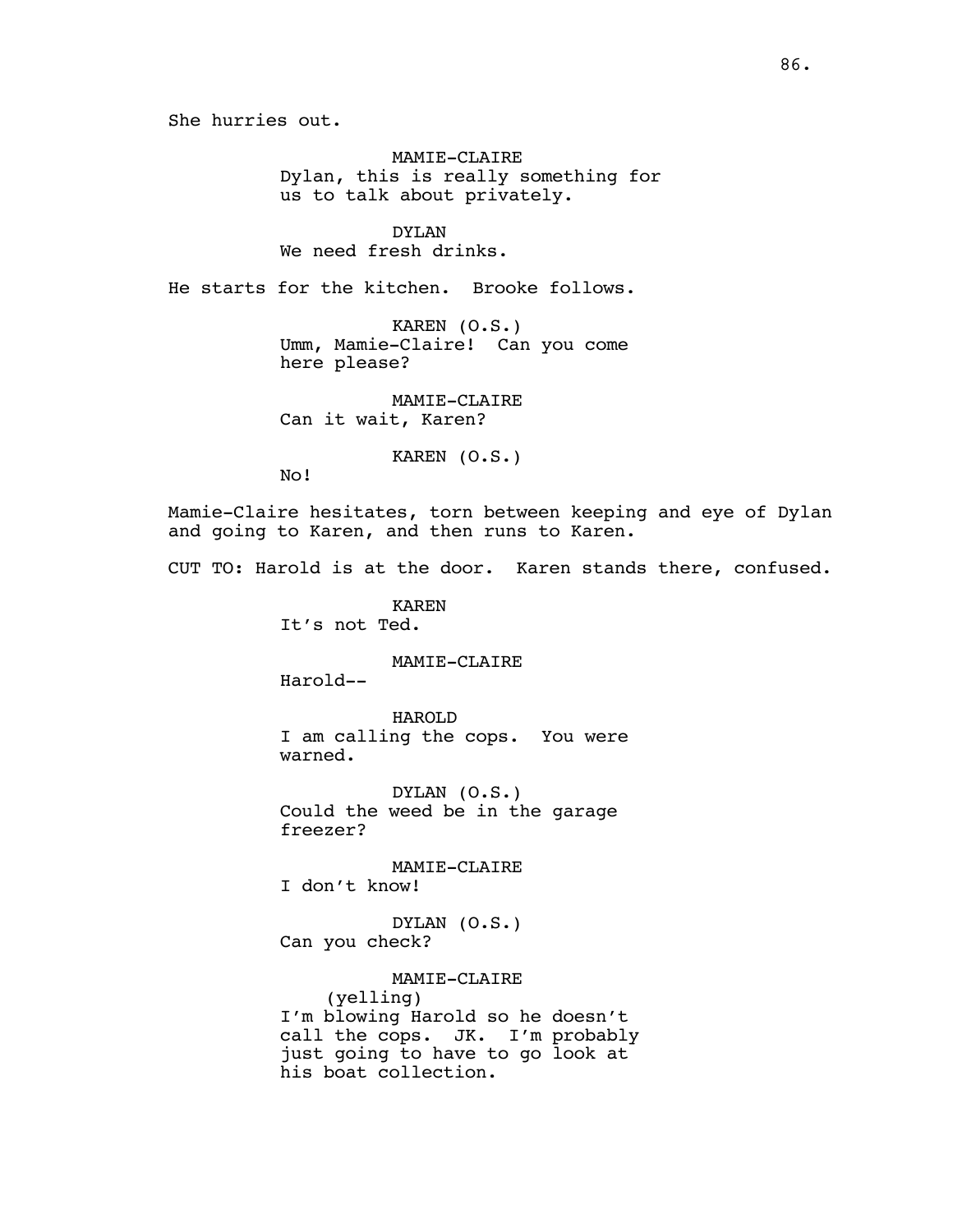She hurries out.

MAMIE-CLAIRE
Dylan, this is really something for us to talk about privately.

DYLAN
We need fresh drinks.

He starts for the kitchen. Brooke follows.

KAREN (O.S.)
Umm, Mamie-Claire! Can you come here please?

MAMIE-CLAIRE
Can it wait, Karen?

KAREN (O.S.)
No!

Mamie-Claire hesitates, torn between keeping and eye of Dylan and going to Karen, and then runs to Karen.

CUT TO: Harold is at the door. Karen stands there, confused.

KAREN
It's not Ted.

MAMIE-CLAIRE
Harold--

HAROLD
I am calling the cops. You were warned.

DYLAN (O.S.)
Could the weed be in the garage freezer?

MAMIE-CLAIRE
I don't know!

DYLAN (O.S.)
Can you check?

MAMIE-CLAIRE
(yelling)
I'm blowing Harold so he doesn't call the cops. JK. I'm probably just going to have to go look at his boat collection.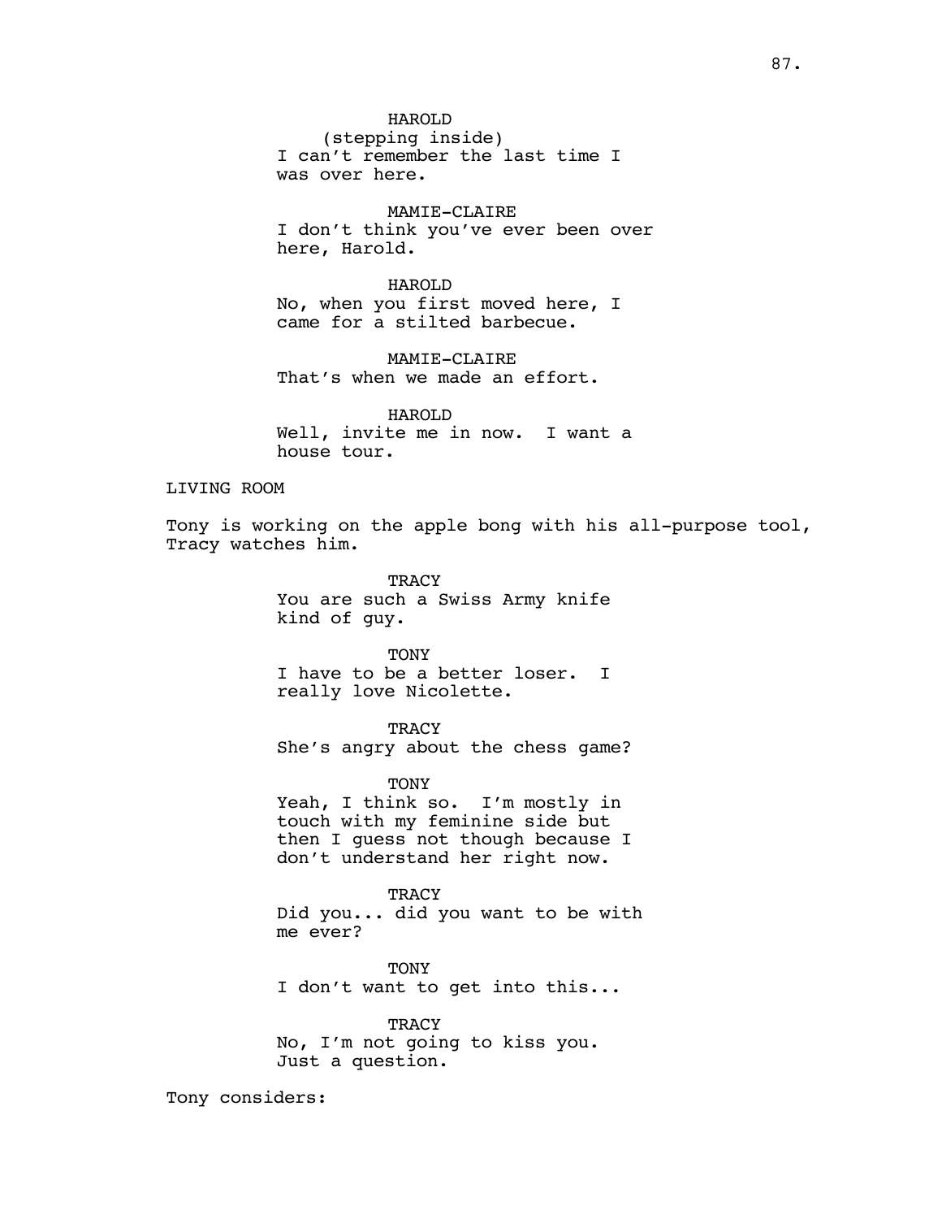HAROLD
(stepping inside)
I can't remember the last time I was over here.

MAMIE-CLAIRE
I don't think you've ever been over here, Harold.

HAROLD
No, when you first moved here, I came for a stilted barbecue.

MAMIE-CLAIRE
That's when we made an effort.

HAROLD
Well, invite me in now. I want a house tour.

LIVING ROOM

Tony is working on the apple bong with his all-purpose tool, Tracy watches him.

TRACY
You are such a Swiss Army knife kind of guy.

TONY
I have to be a better loser. I really love Nicolette.

TRACY
She's angry about the chess game?

TONY
Yeah, I think so. I'm mostly in touch with my feminine side but then I guess not though because I don't understand her right now.

TRACY
Did you... did you want to be with me ever?

TONY
I don't want to get into this...

TRACY
No, I'm not going to kiss you. Just a question.

Tony considers: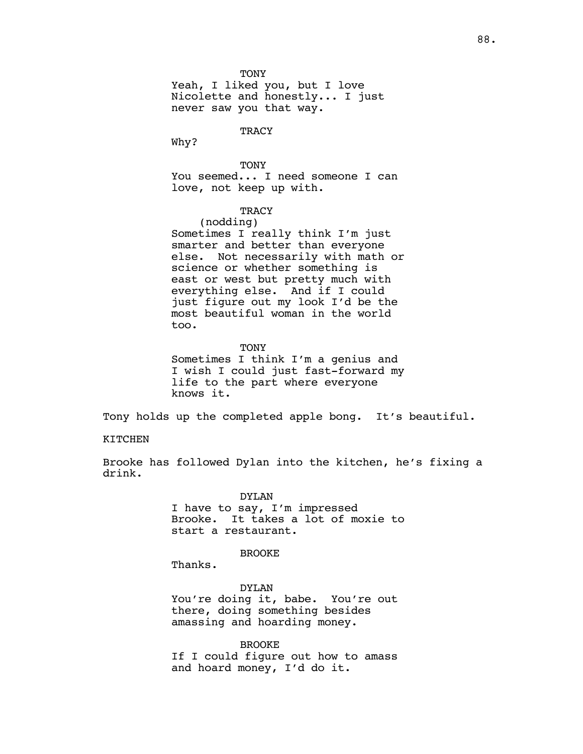TONY

Yeah, I liked you, but I love Nicolette and honestly... I just never saw you that way.

TRACY

Why?

TONY

You seemed... I need someone I can love, not keep up with.

TRACY

(nodding)

Sometimes I really think I'm just smarter and better than everyone else. Not necessarily with math or science or whether something is east or west but pretty much with everything else. And if I could just figure out my look I'd be the most beautiful woman in the world too.

TONY

Sometimes I think I'm a genius and I wish I could just fast-forward my life to the part where everyone knows it.

Tony holds up the completed apple bong. It's beautiful.

KITCHEN

Brooke has followed Dylan into the kitchen, he's fixing a drink.

DYLAN

I have to say, I'm impressed Brooke. It takes a lot of moxie to start a restaurant.

BROOKE

Thanks.

DYLAN

You're doing it, babe. You're out there, doing something besides amassing and hoarding money.

BROOKE

If I could figure out how to amass and hoard money, I'd do it.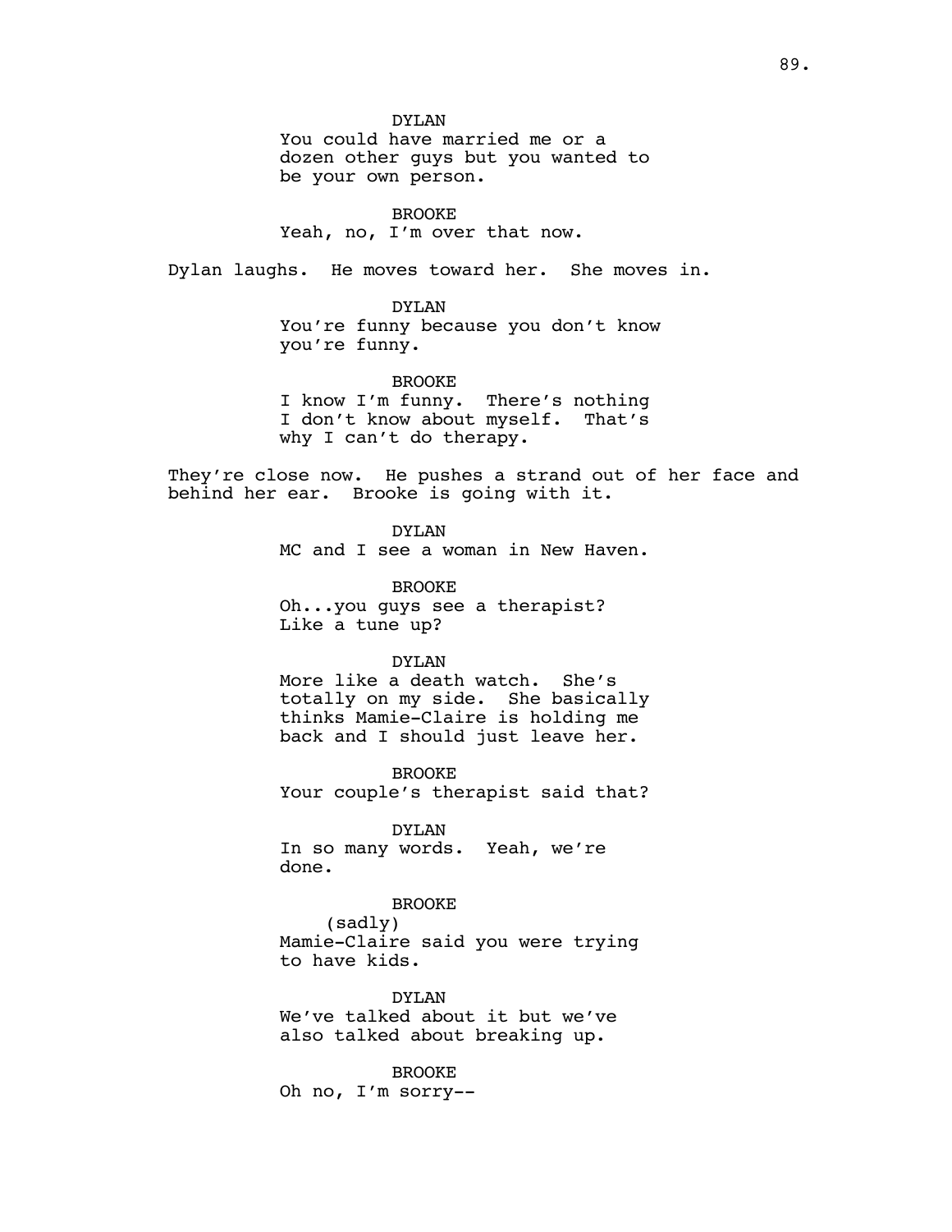DYLAN
You could have married me or a dozen other guys but you wanted to be your own person.

BROOKE
Yeah, no, I'm over that now.

Dylan laughs. He moves toward her. She moves in.

DYLAN
You're funny because you don't know you're funny.

BROOKE
I know I'm funny. There's nothing I don't know about myself. That's why I can't do therapy.

They're close now. He pushes a strand out of her face and behind her ear. Brooke is going with it.

DYLAN
MC and I see a woman in New Haven.

BROOKE
Oh...you guys see a therapist? Like a tune up?

DYLAN
More like a death watch. She's totally on my side. She basically thinks Mamie-Claire is holding me back and I should just leave her.

BROOKE
Your couple's therapist said that?

DYLAN
In so many words. Yeah, we're done.

BROOKE
(sadly)
Mamie-Claire said you were trying to have kids.

DYLAN
We've talked about it but we've also talked about breaking up.

BROOKE
Oh no, I'm sorry--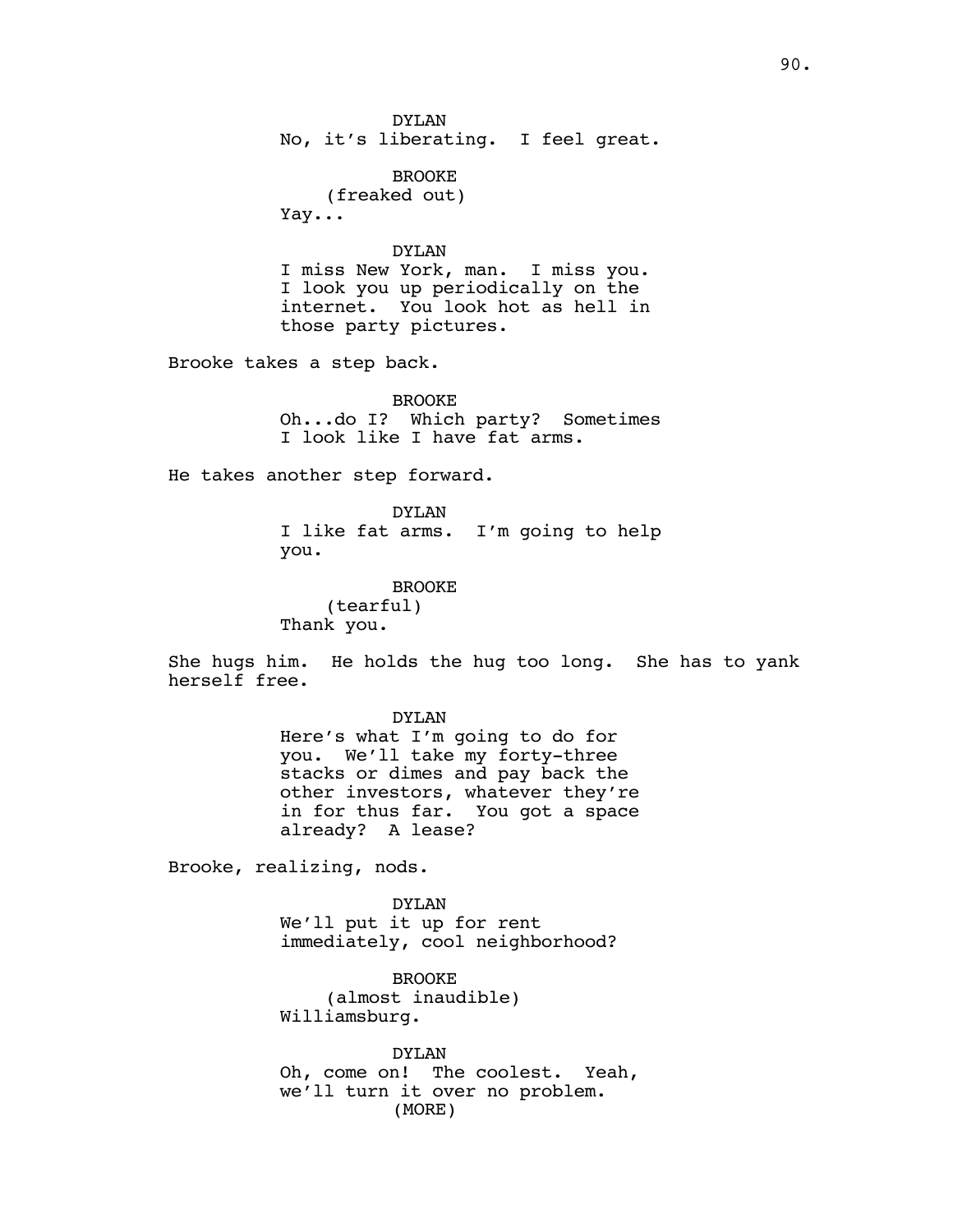DYLAN
No, it's liberating. I feel great.

BROOKE
(freaked out)
Yay...

DYLAN
I miss New York, man. I miss you. I look you up periodically on the internet. You look hot as hell in those party pictures.

Brooke takes a step back.

BROOKE
Oh...do I? Which party? Sometimes I look like I have fat arms.

He takes another step forward.

DYLAN
I like fat arms. I'm going to help you.

BROOKE
(tearful)
Thank you.

She hugs him. He holds the hug too long. She has to yank herself free.

DYLAN
Here's what I'm going to do for you. We'll take my forty-three stacks or dimes and pay back the other investors, whatever they're in for thus far. You got a space already? A lease?

Brooke, realizing, nods.

DYLAN
We'll put it up for rent immediately, cool neighborhood?

BROOKE
(almost inaudible)
Williamsburg.

DYLAN
Oh, come on! The coolest. Yeah, we'll turn it over no problem.
(MORE)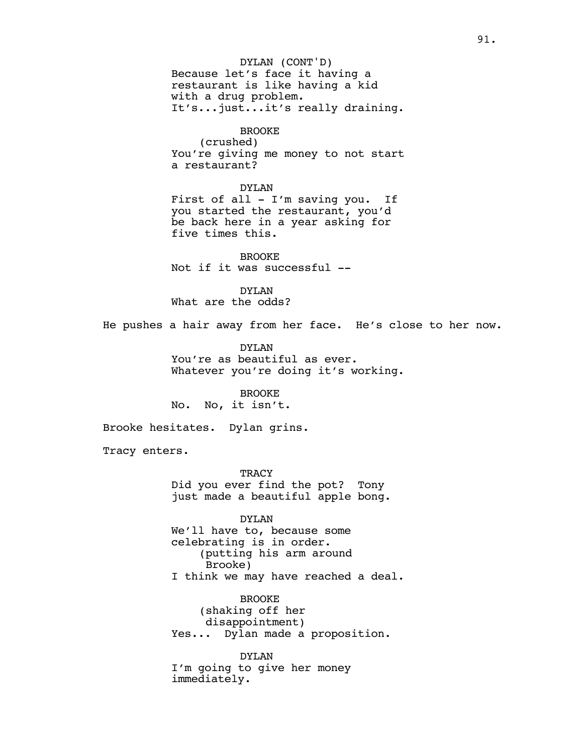DYLAN (CONT'D)
Because let's face it having a restaurant is like having a kid with a drug problem.
It's...just...it's really draining.

BROOKE
(crushed)
You're giving me money to not start a restaurant?

DYLAN
First of all - I'm saving you. If you started the restaurant, you'd be back here in a year asking for five times this.

BROOKE
Not if it was successful --

DYLAN
What are the odds?

He pushes a hair away from her face. He's close to her now.

DYLAN
You're as beautiful as ever.
Whatever you're doing it's working.

BROOKE
No. No, it isn't.

Brooke hesitates. Dylan grins.

Tracy enters.

TRACY
Did you ever find the pot? Tony just made a beautiful apple bong.

DYLAN
We'll have to, because some celebrating is in order.
(putting his arm around Brooke)
I think we may have reached a deal.

BROOKE
(shaking off her disappointment)
Yes... Dylan made a proposition.

DYLAN
I'm going to give her money immediately.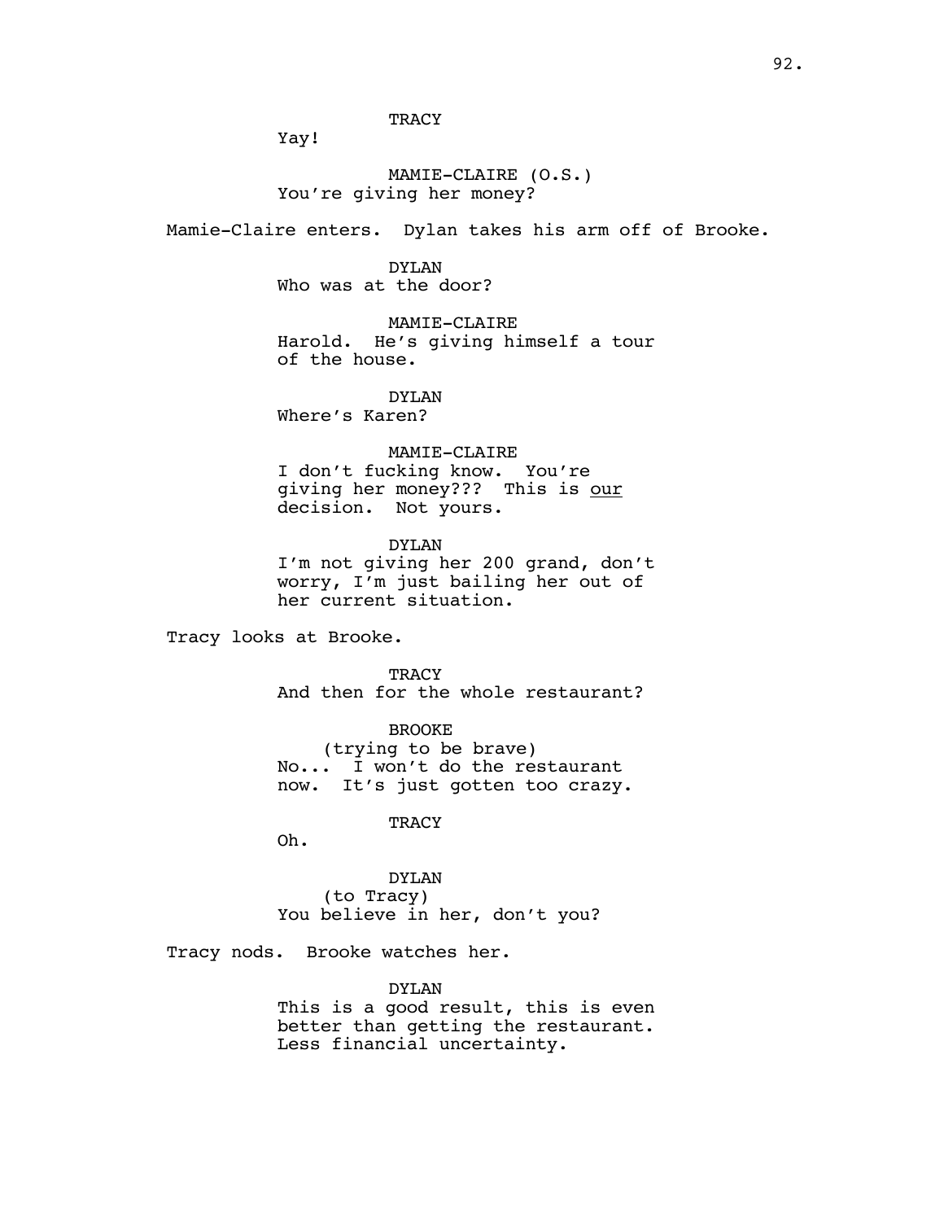TRACY

Yay!

MAMIE-CLAIRE (O.S.)

You're giving her money?

Mamie-Claire enters. Dylan takes his arm off of Brooke.

DYLAN

Who was at the door?

MAMIE-CLAIRE

Harold. He's giving himself a tour of the house.

DYLAN

Where's Karen?

MAMIE-CLAIRE

I don't fucking know. You're giving her money??? This is <u>our</u> decision. Not yours.

DYLAN

I'm not giving her 200 grand, don't worry, I'm just bailing her out of her current situation.

Tracy looks at Brooke.

TRACY

And then for the whole restaurant?

BROOKE

(trying to be brave)

No... I won't do the restaurant now. It's just gotten too crazy.

TRACY

Oh.

DYLAN

(to Tracy)

You believe in her, don't you?

Tracy nods. Brooke watches her.

DYLAN

This is a good result, this is even better than getting the restaurant. Less financial uncertainty.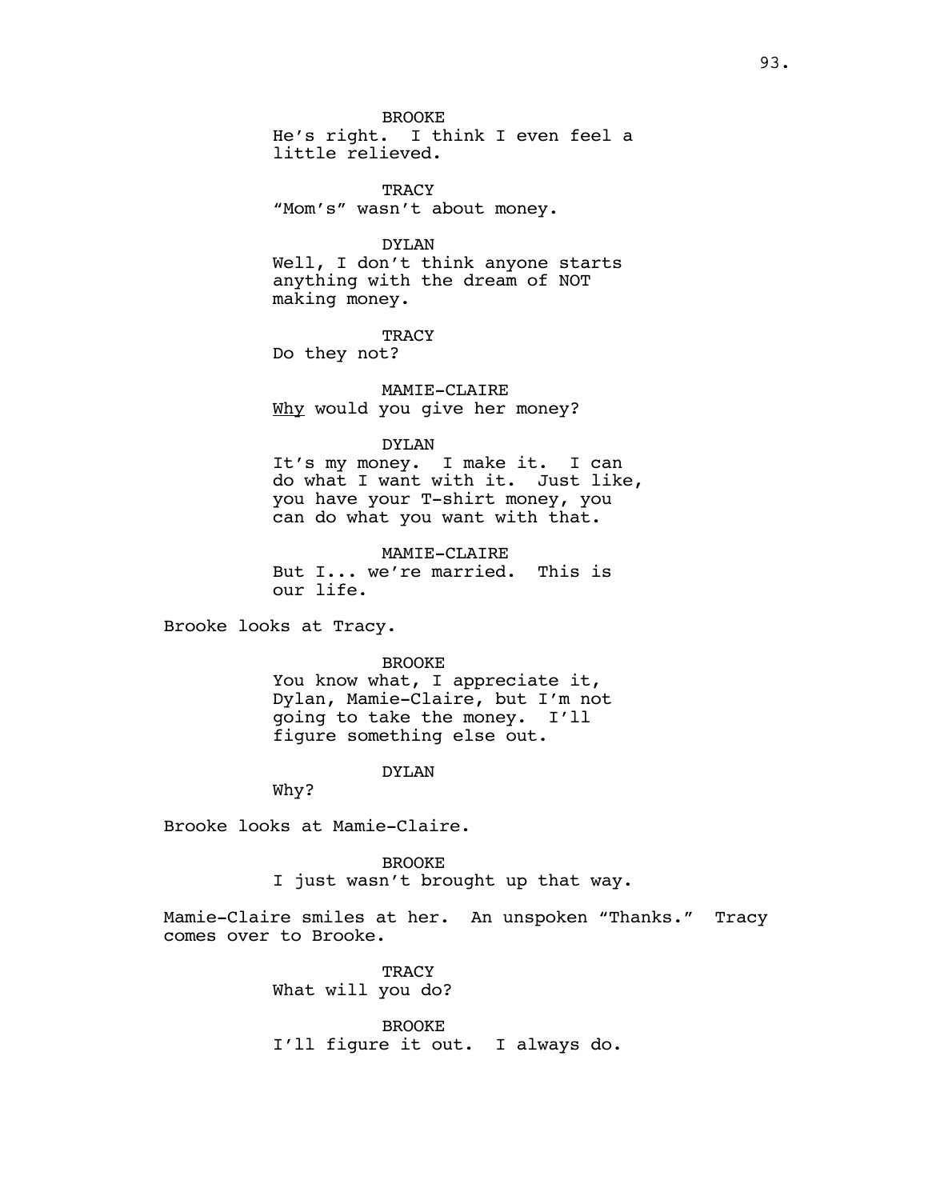BROOKE
He's right. I think I even feel a little relieved.

TRACY
"Mom's" wasn't about money.

DYLAN
Well, I don't think anyone starts anything with the dream of NOT making money.

TRACY
Do they not?

MAMIE-CLAIRE
_Why_ would you give her money?

DYLAN
It's my money. I make it. I can do what I want with it. Just like, you have your T-shirt money, you can do what you want with that.

MAMIE-CLAIRE
But I... we're married. This is our life.

Brooke looks at Tracy.

BROOKE
You know what, I appreciate it, Dylan, Mamie-Claire, but I'm not going to take the money. I'll figure something else out.

DYLAN
Why?

Brooke looks at Mamie-Claire.

BROOKE
I just wasn't brought up that way.

Mamie-Claire smiles at her. An unspoken "Thanks." Tracy comes over to Brooke.

TRACY
What will you do?

BROOKE
I'll figure it out. I always do.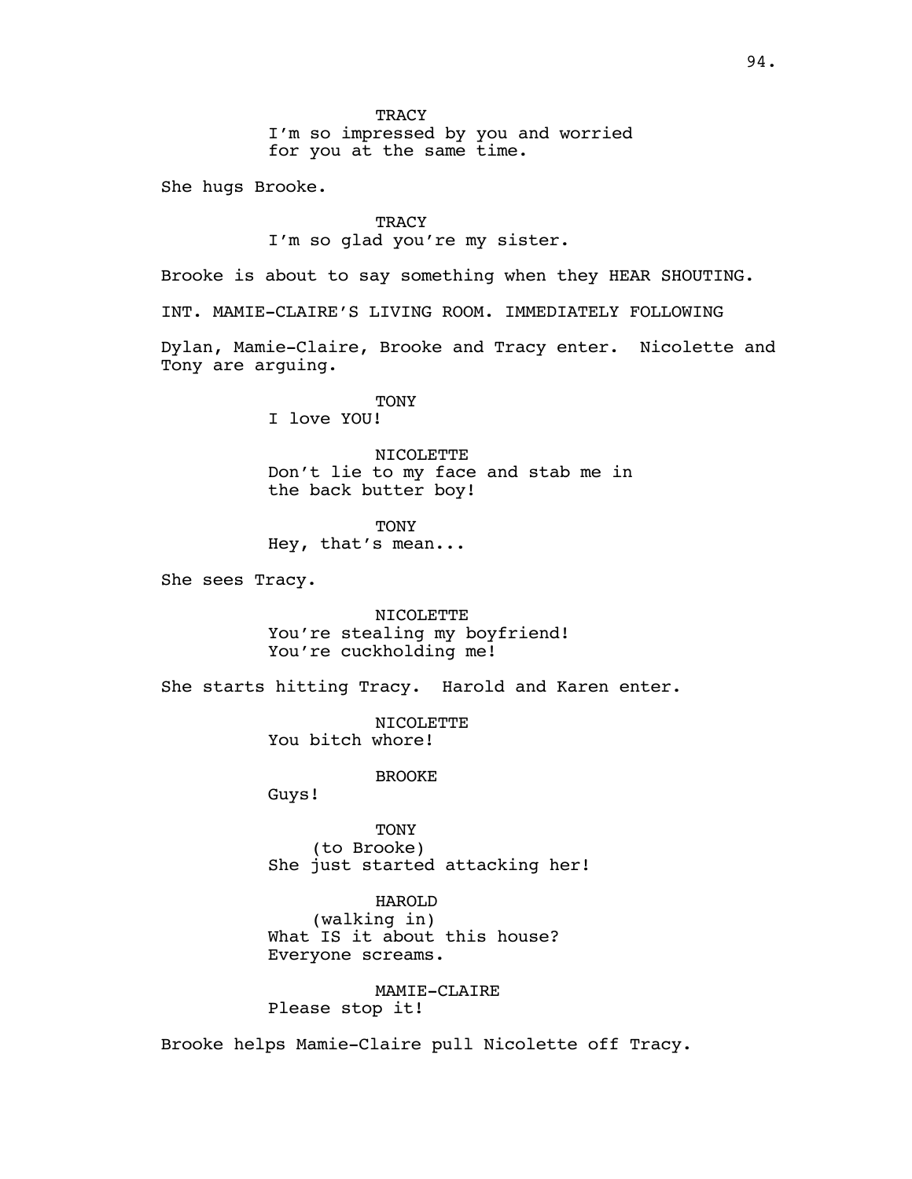TRACY
I'm so impressed by you and worried for you at the same time.

She hugs Brooke.

TRACY
I'm so glad you're my sister.

Brooke is about to say something when they HEAR SHOUTING.

INT. MAMIE-CLAIRE'S LIVING ROOM. IMMEDIATELY FOLLOWING

Dylan, Mamie-Claire, Brooke and Tracy enter. Nicolette and Tony are arguing.

TONY
I love YOU!

NICOLETTE
Don't lie to my face and stab me in the back butter boy!

TONY
Hey, that's mean...

She sees Tracy.

NICOLETTE
You're stealing my boyfriend! You're cuckholding me!

She starts hitting Tracy. Harold and Karen enter.

NICOLETTE
You bitch whore!

BROOKE
Guys!

TONY
(to Brooke)
She just started attacking her!

HAROLD
(walking in)
What IS it about this house? Everyone screams.

MAMIE-CLAIRE
Please stop it!

Brooke helps Mamie-Claire pull Nicolette off Tracy.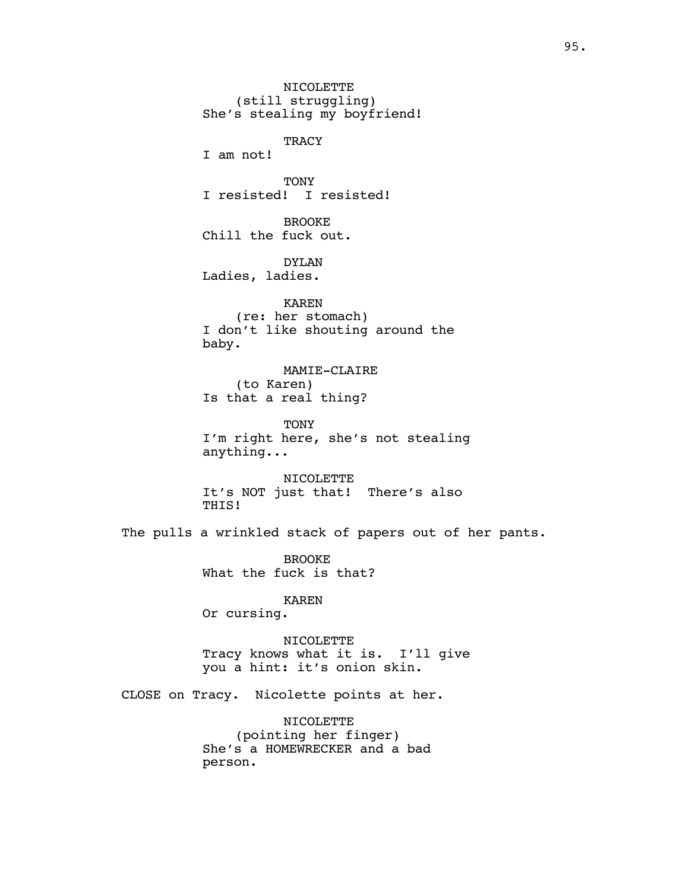NICOLETTE
(still struggling)
She's stealing my boyfriend!

TRACY
I am not!

TONY
I resisted! I resisted!

BROOKE
Chill the fuck out.

DYLAN
Ladies, ladies.

KAREN
(re: her stomach)
I don't like shouting around the baby.

MAMIE-CLAIRE
(to Karen)
Is that a real thing?

TONY
I'm right here, she's not stealing anything...

NICOLETTE
It's NOT just that! There's also THIS!

The pulls a wrinkled stack of papers out of her pants.

BROOKE
What the fuck is that?

KAREN
Or cursing.

NICOLETTE
Tracy knows what it is. I'll give you a hint: it's onion skin.

CLOSE on Tracy. Nicolette points at her.

NICOLETTE
(pointing her finger)
She's a HOMEWRECKER and a bad person.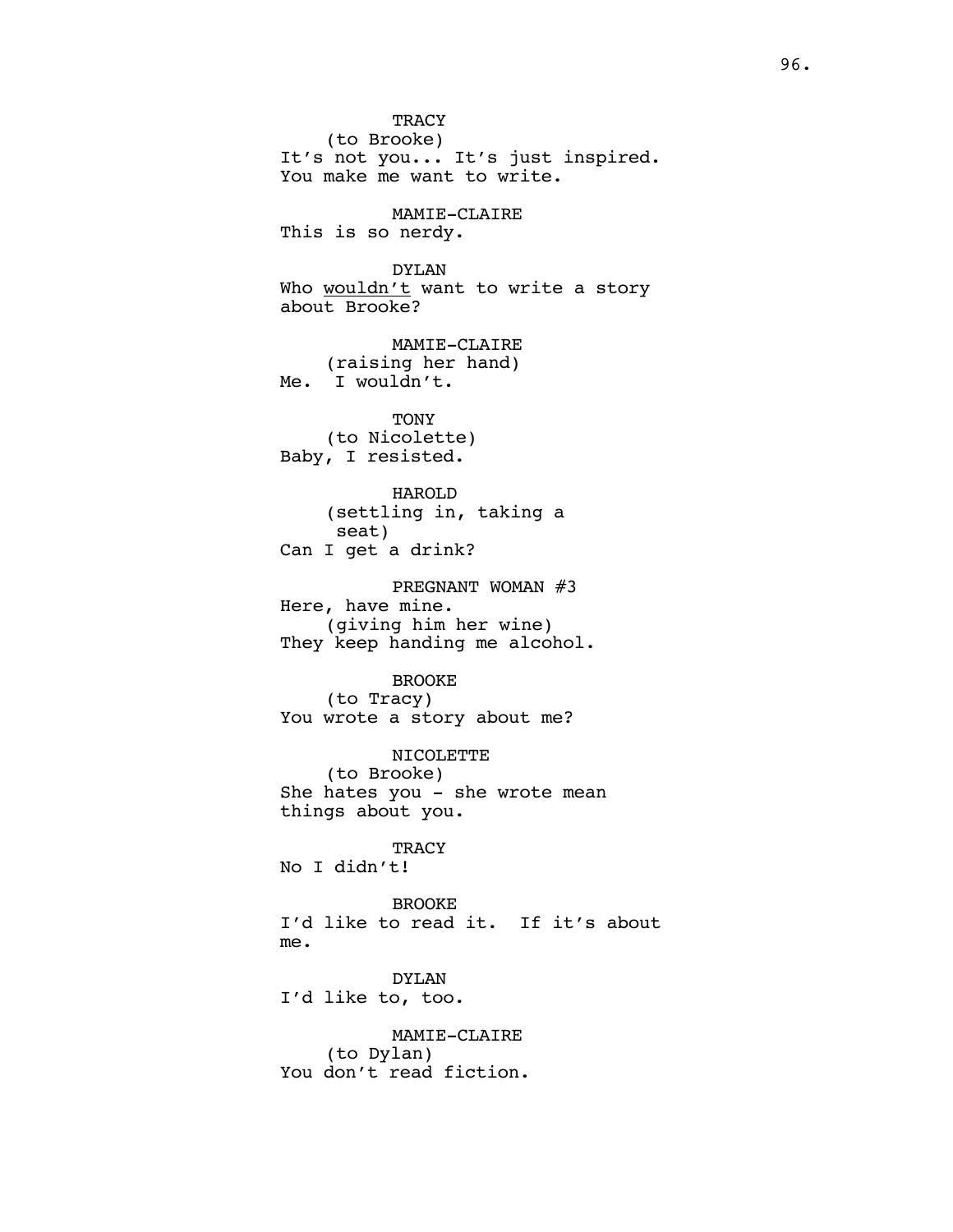TRACY
(to Brooke)
It's not you... It's just inspired. You make me want to write.

MAMIE-CLAIRE
This is so nerdy.

DYLAN
Who <u>wouldn't</u> want to write a story about Brooke?

MAMIE-CLAIRE
(raising her hand)
Me.  I wouldn't.

TONY
(to Nicolette)
Baby, I resisted.

HAROLD
(settling in, taking a seat)
Can I get a drink?

PREGNANT WOMAN #3
Here, have mine.
(giving him her wine)
They keep handing me alcohol.

BROOKE
(to Tracy)
You wrote a story about me?

NICOLETTE
(to Brooke)
She hates you - she wrote mean things about you.

TRACY
No I didn't!

BROOKE
I'd like to read it.  If it's about me.

DYLAN
I'd like to, too.

MAMIE-CLAIRE
(to Dylan)
You don't read fiction.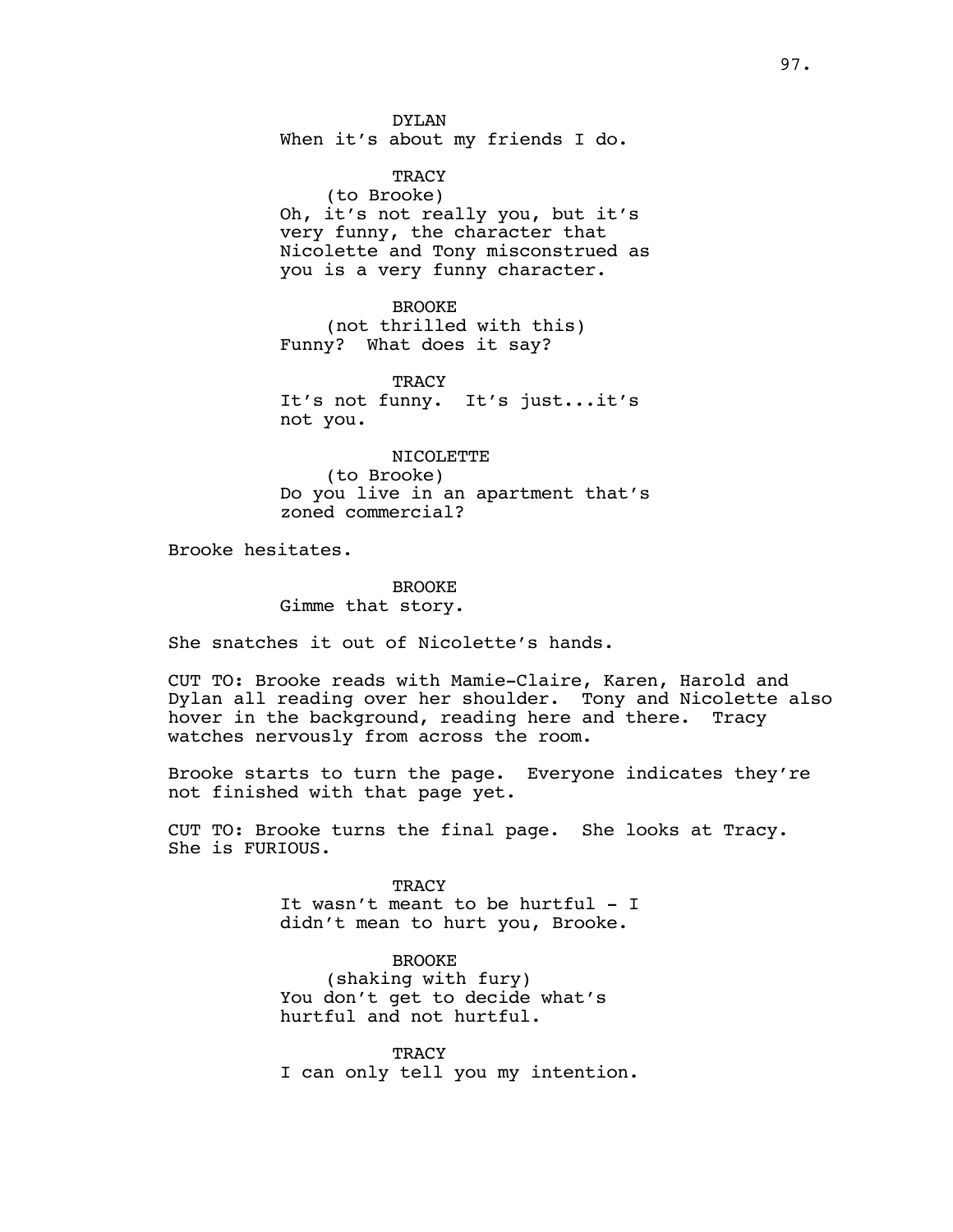DYLAN
When it's about my friends I do.

TRACY
(to Brooke)
Oh, it's not really you, but it's very funny, the character that Nicolette and Tony misconstrued as you is a very funny character.

BROOKE
(not thrilled with this)
Funny? What does it say?

TRACY
It's not funny. It's just...it's not you.

NICOLETTE
(to Brooke)
Do you live in an apartment that's zoned commercial?

Brooke hesitates.

BROOKE
Gimme that story.

She snatches it out of Nicolette's hands.

CUT TO: Brooke reads with Mamie-Claire, Karen, Harold and Dylan all reading over her shoulder. Tony and Nicolette also hover in the background, reading here and there. Tracy watches nervously from across the room.

Brooke starts to turn the page. Everyone indicates they're not finished with that page yet.

CUT TO: Brooke turns the final page. She looks at Tracy. She is FURIOUS.

TRACY
It wasn't meant to be hurtful - I didn't mean to hurt you, Brooke.

BROOKE
(shaking with fury)
You don't get to decide what's hurtful and not hurtful.

TRACY
I can only tell you my intention.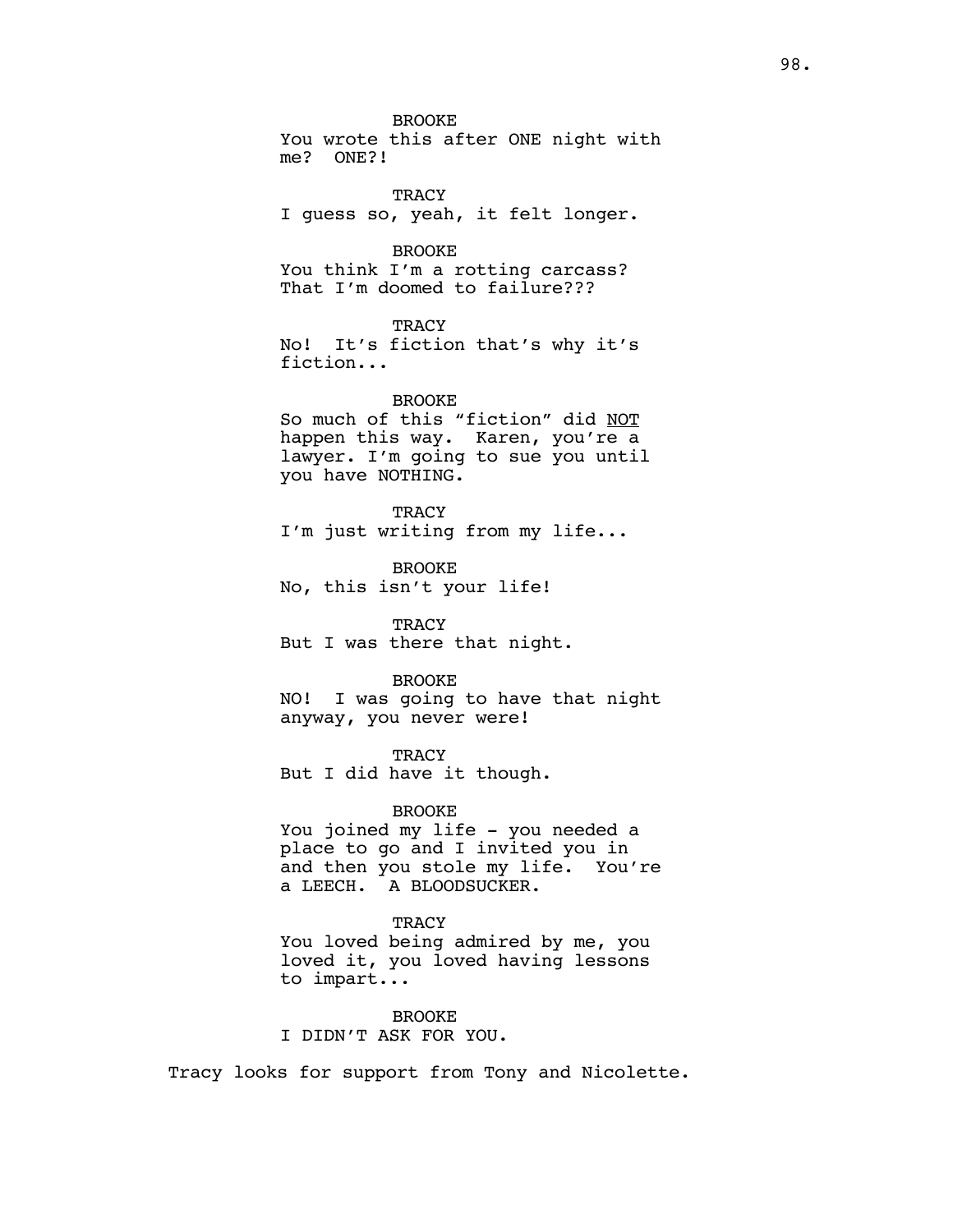BROOKE
You wrote this after ONE night with me? ONE?!

TRACY
I guess so, yeah, it felt longer.

BROOKE
You think I'm a rotting carcass? That I'm doomed to failure???

TRACY
No! It's fiction that's why it's fiction...

BROOKE
So much of this "fiction" did <u>NOT</u> happen this way. Karen, you're a lawyer. I'm going to sue you until you have NOTHING.

TRACY
I'm just writing from my life...

BROOKE
No, this isn't your life!

TRACY
But I was there that night.

BROOKE
NO! I was going to have that night anyway, you never were!

TRACY
But I did have it though.

BROOKE
You joined my life - you needed a place to go and I invited you in and then you stole my life. You're a LEECH. A BLOODSUCKER.

TRACY
You loved being admired by me, you loved it, you loved having lessons to impart...

BROOKE
I DIDN'T ASK FOR YOU.

Tracy looks for support from Tony and Nicolette.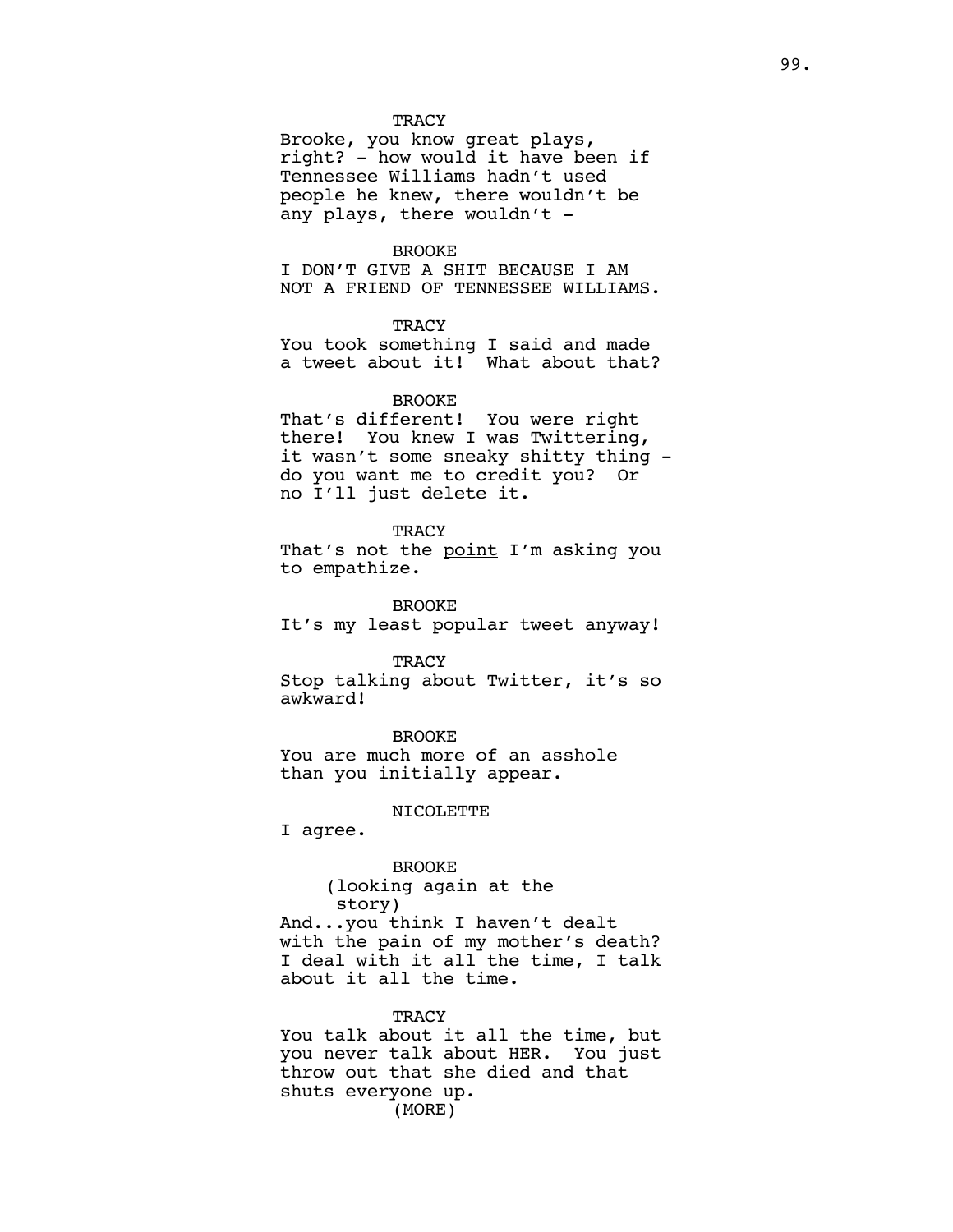TRACY
Brooke, you know great plays, right? - how would it have been if Tennessee Williams hadn't used people he knew, there wouldn't be any plays, there wouldn't -

BROOKE
I DON'T GIVE A SHIT BECAUSE I AM NOT A FRIEND OF TENNESSEE WILLIAMS.

TRACY
You took something I said and made a tweet about it! What about that?

BROOKE
That's different! You were right there! You knew I was Twittering, it wasn't some sneaky shitty thing - do you want me to credit you? Or no I'll just delete it.

TRACY
That's not the <u>point</u> I'm asking you to empathize.

BROOKE
It's my least popular tweet anyway!

TRACY
Stop talking about Twitter, it's so awkward!

BROOKE
You are much more of an asshole than you initially appear.

NICOLETTE
I agree.

BROOKE
(looking again at the story)
And...you think I haven't dealt with the pain of my mother's death? I deal with it all the time, I talk about it all the time.

TRACY
You talk about it all the time, but you never talk about HER. You just throw out that she died and that shuts everyone up.
(MORE)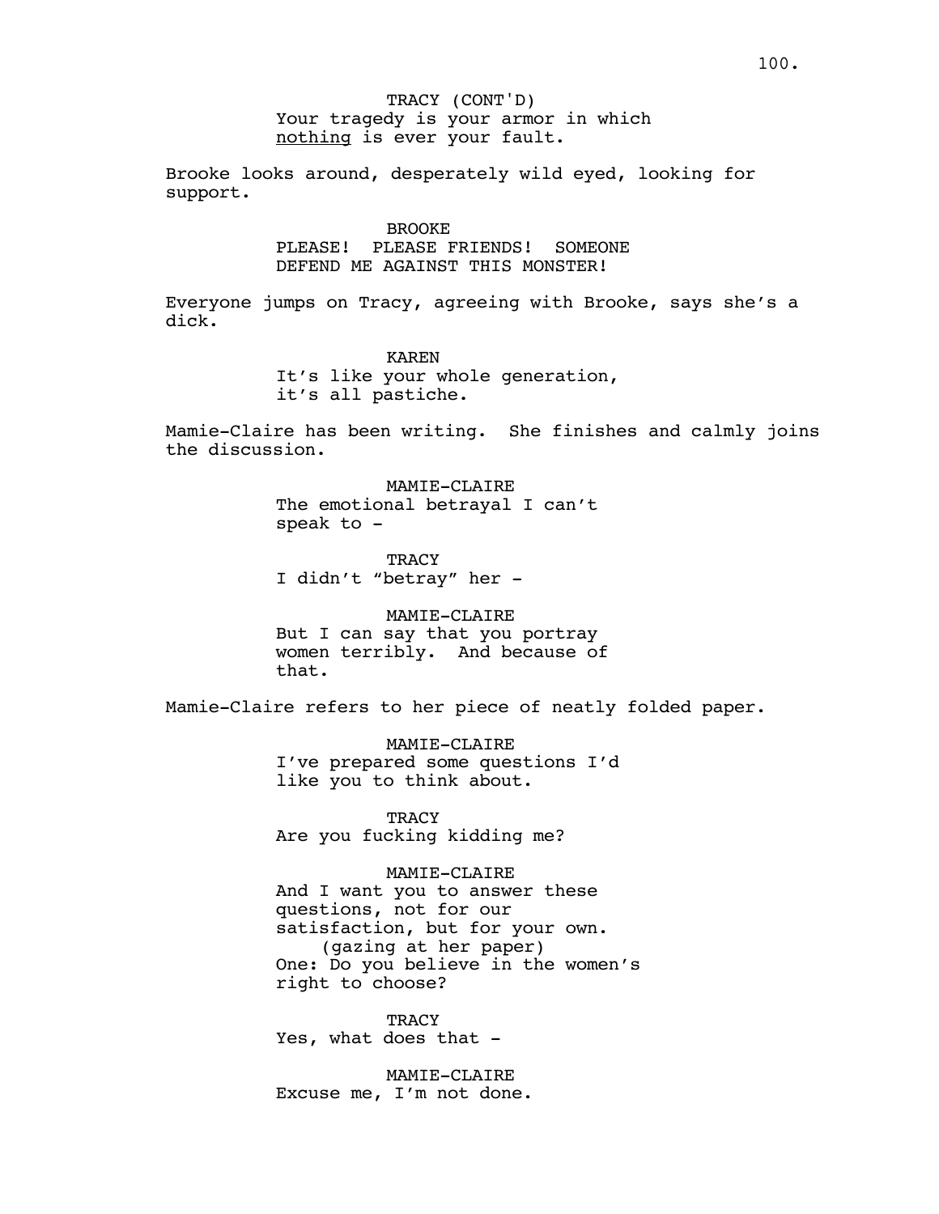TRACY (CONT'D)
Your tragedy is your armor in which _nothing_ is ever your fault.

Brooke looks around, desperately wild eyed, looking for support.

BROOKE
PLEASE! PLEASE FRIENDS! SOMEONE DEFEND ME AGAINST THIS MONSTER!

Everyone jumps on Tracy, agreeing with Brooke, says she's a dick.

KAREN
It's like your whole generation, it's all pastiche.

Mamie-Claire has been writing. She finishes and calmly joins the discussion.

MAMIE-CLAIRE
The emotional betrayal I can't speak to -

TRACY
I didn't "betray" her -

MAMIE-CLAIRE
But I can say that you portray women terribly. And because of that.

Mamie-Claire refers to her piece of neatly folded paper.

MAMIE-CLAIRE
I've prepared some questions I'd like you to think about.

TRACY
Are you fucking kidding me?

MAMIE-CLAIRE
And I want you to answer these questions, not for our satisfaction, but for your own.
(gazing at her paper)
One: Do you believe in the women's right to choose?

TRACY
Yes, what does that -

MAMIE-CLAIRE
Excuse me, I'm not done.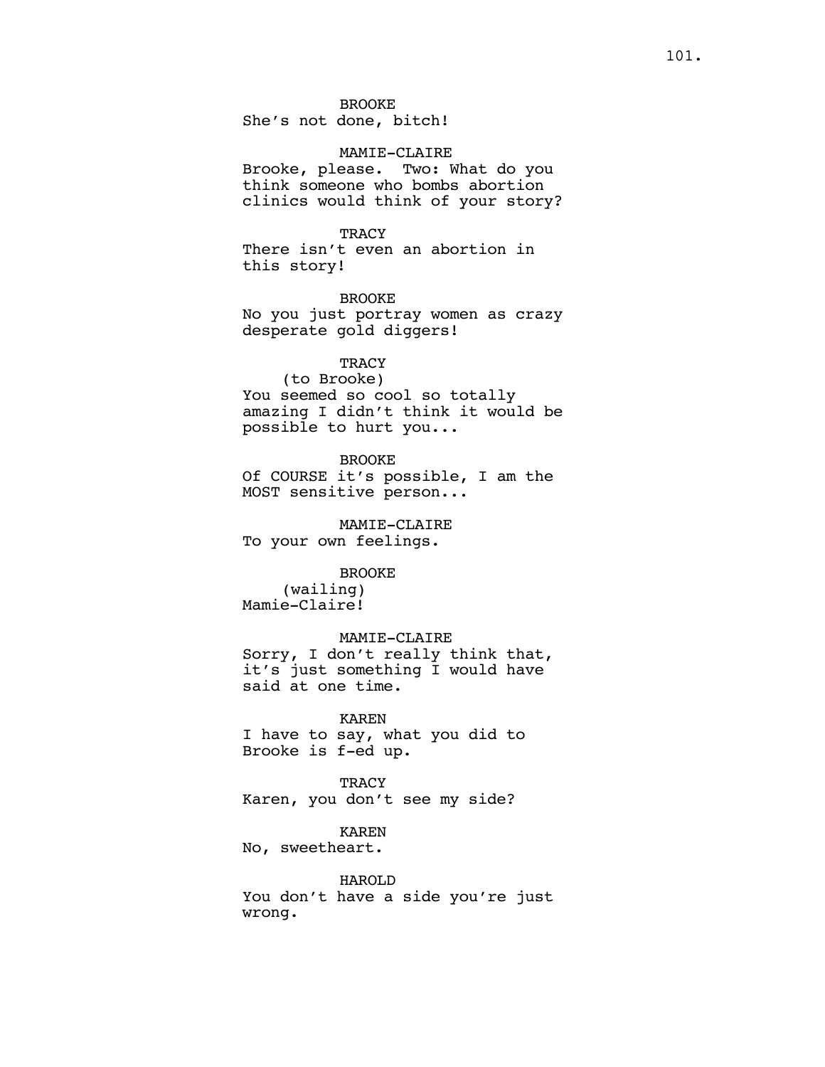BROOKE
She's not done, bitch!

MAMIE-CLAIRE
Brooke, please.  Two: What do you think someone who bombs abortion clinics would think of your story?

TRACY
There isn't even an abortion in this story!

BROOKE
No you just portray women as crazy desperate gold diggers!

TRACY
(to Brooke)
You seemed so cool so totally amazing I didn't think it would be possible to hurt you...

BROOKE
Of COURSE it's possible, I am the MOST sensitive person...

MAMIE-CLAIRE
To your own feelings.

BROOKE
(wailing)
Mamie-Claire!

MAMIE-CLAIRE
Sorry, I don't really think that, it's just something I would have said at one time.

KAREN
I have to say, what you did to Brooke is f-ed up.

TRACY
Karen, you don't see my side?

KAREN
No, sweetheart.

HAROLD
You don't have a side you're just wrong.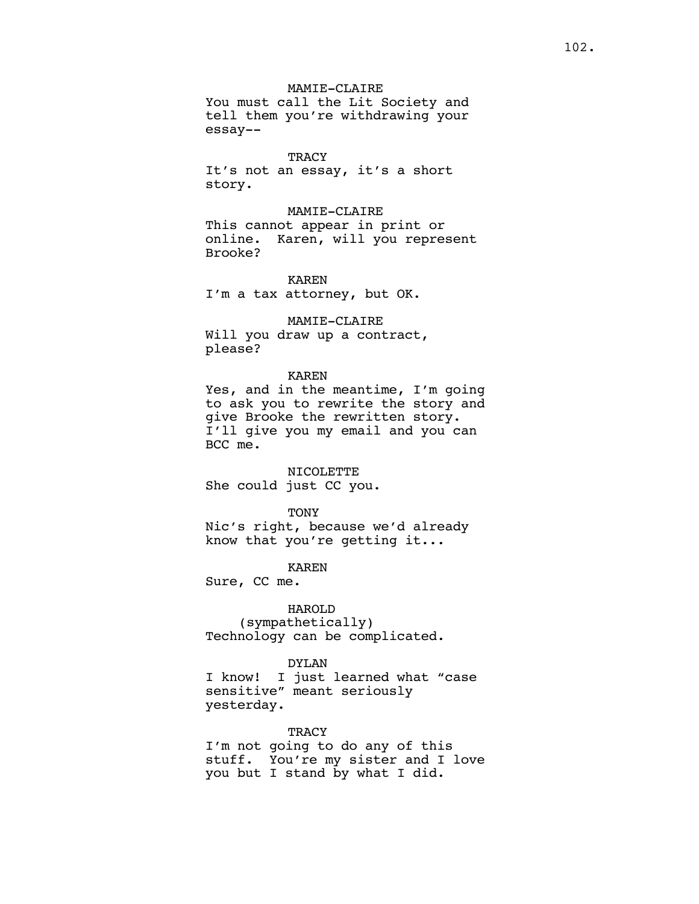MAMIE-CLAIRE
You must call the Lit Society and tell them you're withdrawing your essay--

TRACY
It's not an essay, it's a short story.

MAMIE-CLAIRE
This cannot appear in print or online. Karen, will you represent Brooke?

KAREN
I'm a tax attorney, but OK.

MAMIE-CLAIRE
Will you draw up a contract, please?

KAREN
Yes, and in the meantime, I'm going to ask you to rewrite the story and give Brooke the rewritten story. I'll give you my email and you can BCC me.

NICOLETTE
She could just CC you.

TONY
Nic's right, because we'd already know that you're getting it...

KAREN
Sure, CC me.

HAROLD
(sympathetically)
Technology can be complicated.

DYLAN
I know! I just learned what "case sensitive" meant seriously yesterday.

TRACY
I'm not going to do any of this stuff. You're my sister and I love you but I stand by what I did.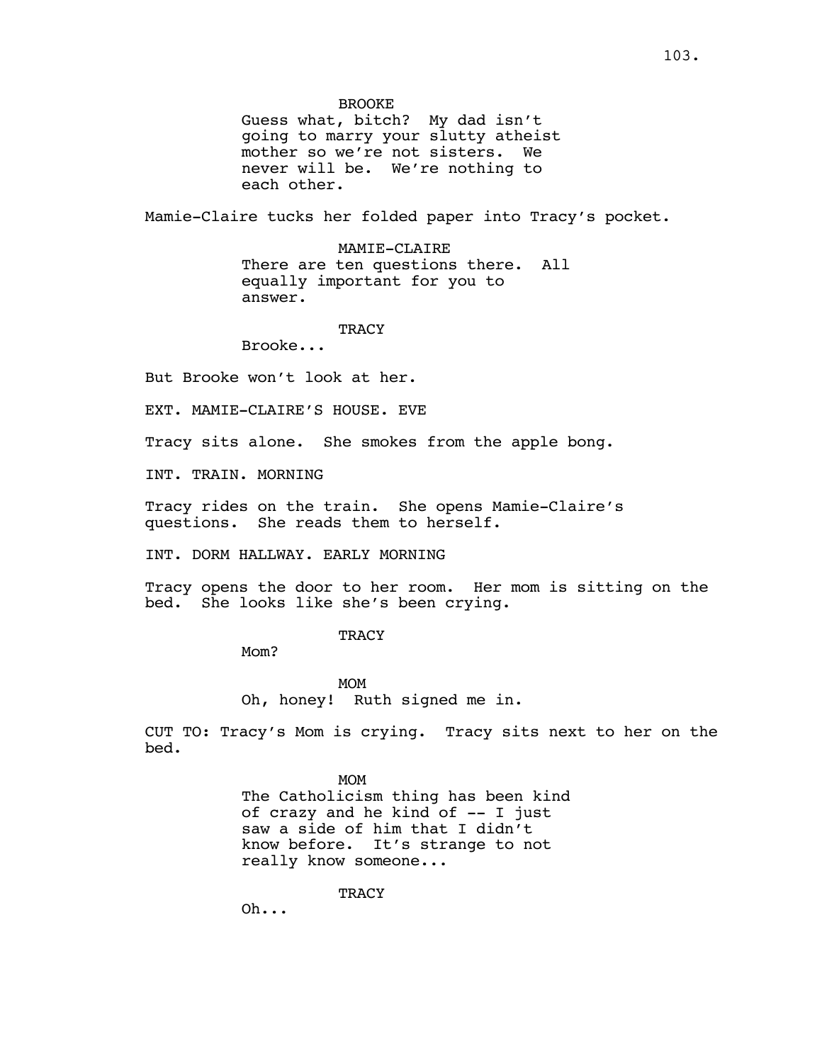BROOKE

Guess what, bitch? My dad isn't going to marry your slutty atheist mother so we're not sisters. We never will be. We're nothing to each other.

Mamie-Claire tucks her folded paper into Tracy's pocket.

MAMIE-CLAIRE

There are ten questions there. All equally important for you to answer.

TRACY

Brooke...

But Brooke won't look at her.

EXT. MAMIE-CLAIRE'S HOUSE. EVE

Tracy sits alone. She smokes from the apple bong.

INT. TRAIN. MORNING

Tracy rides on the train. She opens Mamie-Claire's questions. She reads them to herself.

INT. DORM HALLWAY. EARLY MORNING

Tracy opens the door to her room. Her mom is sitting on the bed. She looks like she's been crying.

TRACY

Mom?

MOM

Oh, honey! Ruth signed me in.

CUT TO: Tracy's Mom is crying. Tracy sits next to her on the bed.

MOM

The Catholicism thing has been kind of crazy and he kind of -- I just saw a side of him that I didn't know before. It's strange to not really know someone...

TRACY

Oh...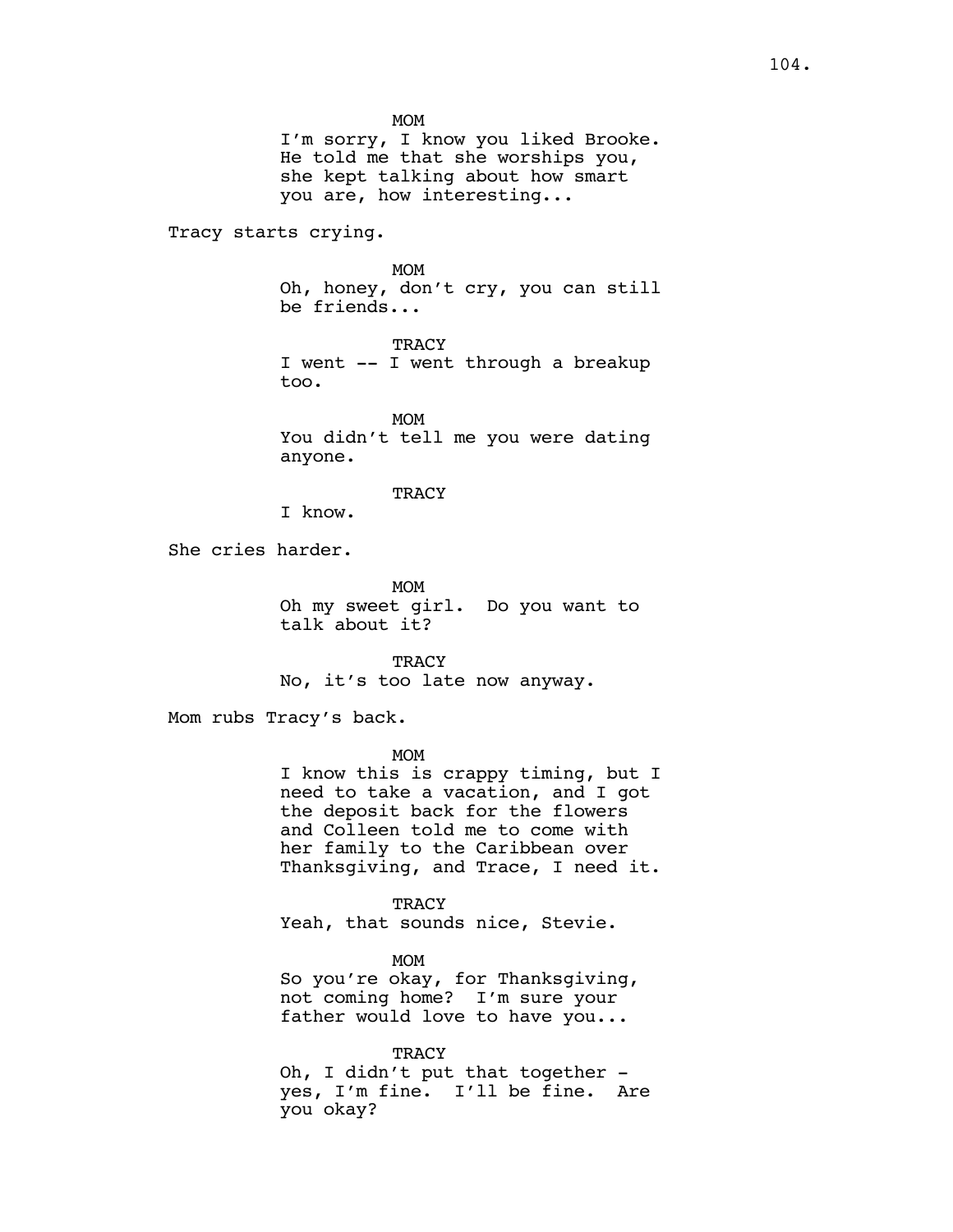MOM
I'm sorry, I know you liked Brooke. He told me that she worships you, she kept talking about how smart you are, how interesting...

Tracy starts crying.

MOM
Oh, honey, don't cry, you can still be friends...

TRACY
I went -- I went through a breakup too.

MOM
You didn't tell me you were dating anyone.

TRACY
I know.

She cries harder.

MOM
Oh my sweet girl. Do you want to talk about it?

TRACY
No, it's too late now anyway.

Mom rubs Tracy's back.

MOM
I know this is crappy timing, but I need to take a vacation, and I got the deposit back for the flowers and Colleen told me to come with her family to the Caribbean over Thanksgiving, and Trace, I need it.

TRACY
Yeah, that sounds nice, Stevie.

MOM
So you're okay, for Thanksgiving, not coming home? I'm sure your father would love to have you...

TRACY
Oh, I didn't put that together - yes, I'm fine. I'll be fine. Are you okay?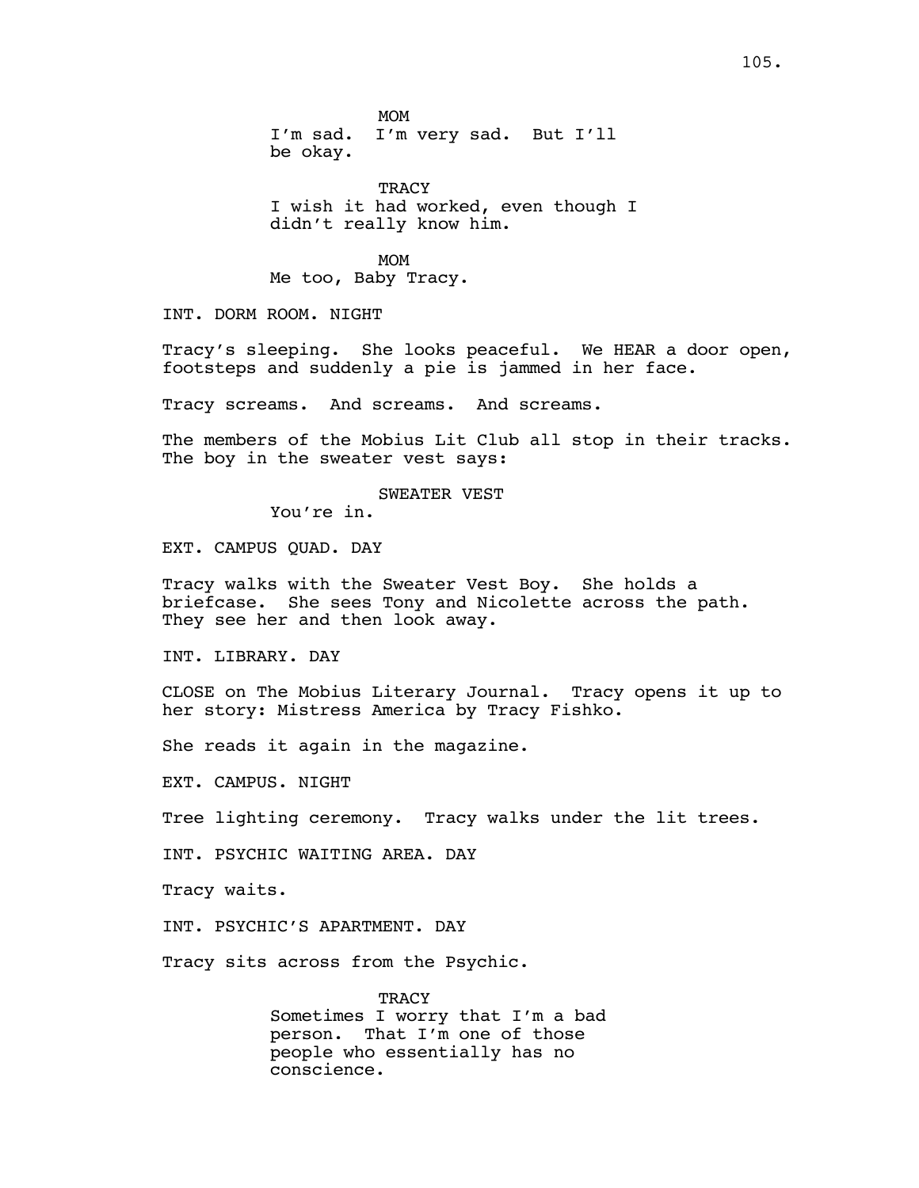MOM
I'm sad. I'm very sad. But I'll be okay.

TRACY
I wish it had worked, even though I didn't really know him.

MOM
Me too, Baby Tracy.

INT. DORM ROOM. NIGHT

Tracy's sleeping. She looks peaceful. We HEAR a door open, footsteps and suddenly a pie is jammed in her face.

Tracy screams. And screams. And screams.

The members of the Mobius Lit Club all stop in their tracks. The boy in the sweater vest says:

SWEATER VEST
You're in.

EXT. CAMPUS QUAD. DAY

Tracy walks with the Sweater Vest Boy. She holds a briefcase. She sees Tony and Nicolette across the path. They see her and then look away.

INT. LIBRARY. DAY

CLOSE on The Mobius Literary Journal. Tracy opens it up to her story: Mistress America by Tracy Fishko.

She reads it again in the magazine.

EXT. CAMPUS. NIGHT

Tree lighting ceremony. Tracy walks under the lit trees.

INT. PSYCHIC WAITING AREA. DAY

Tracy waits.

INT. PSYCHIC'S APARTMENT. DAY

Tracy sits across from the Psychic.

TRACY
Sometimes I worry that I'm a bad person. That I'm one of those people who essentially has no conscience.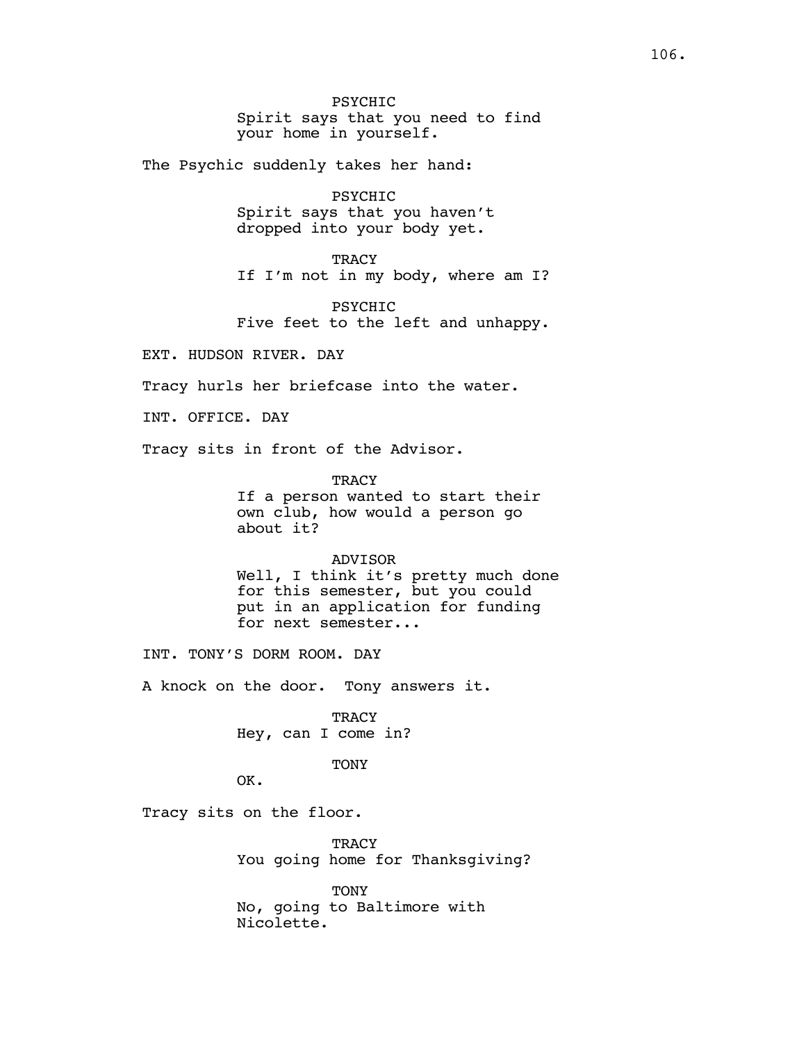PSYCHIC
Spirit says that you need to find your home in yourself.

The Psychic suddenly takes her hand:

PSYCHIC
Spirit says that you haven't dropped into your body yet.

TRACY
If I'm not in my body, where am I?

PSYCHIC
Five feet to the left and unhappy.

EXT. HUDSON RIVER. DAY

Tracy hurls her briefcase into the water.

INT. OFFICE. DAY

Tracy sits in front of the Advisor.

TRACY
If a person wanted to start their own club, how would a person go about it?

ADVISOR
Well, I think it's pretty much done for this semester, but you could put in an application for funding for next semester...

INT. TONY'S DORM ROOM. DAY

A knock on the door. Tony answers it.

TRACY
Hey, can I come in?

TONY
OK.

Tracy sits on the floor.

TRACY
You going home for Thanksgiving?

TONY
No, going to Baltimore with Nicolette.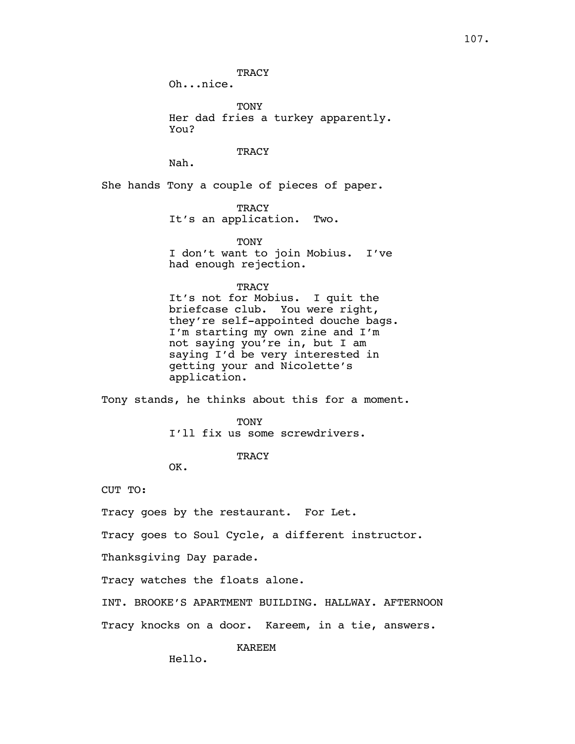TRACY
Oh...nice.

TONY
Her dad fries a turkey apparently.
You?

TRACY
Nah.

She hands Tony a couple of pieces of paper.

TRACY
It's an application. Two.

TONY
I don't want to join Mobius. I've
had enough rejection.

TRACY
It's not for Mobius. I quit the
briefcase club. You were right,
they're self-appointed douche bags.
I'm starting my own zine and I'm
not saying you're in, but I am
saying I'd be very interested in
getting your and Nicolette's
application.

Tony stands, he thinks about this for a moment.

TONY
I'll fix us some screwdrivers.

TRACY
OK.

CUT TO:

Tracy goes by the restaurant. For Let.

Tracy goes to Soul Cycle, a different instructor.

Thanksgiving Day parade.

Tracy watches the floats alone.

INT. BROOKE'S APARTMENT BUILDING. HALLWAY. AFTERNOON

Tracy knocks on a door. Kareem, in a tie, answers.

KAREEM
Hello.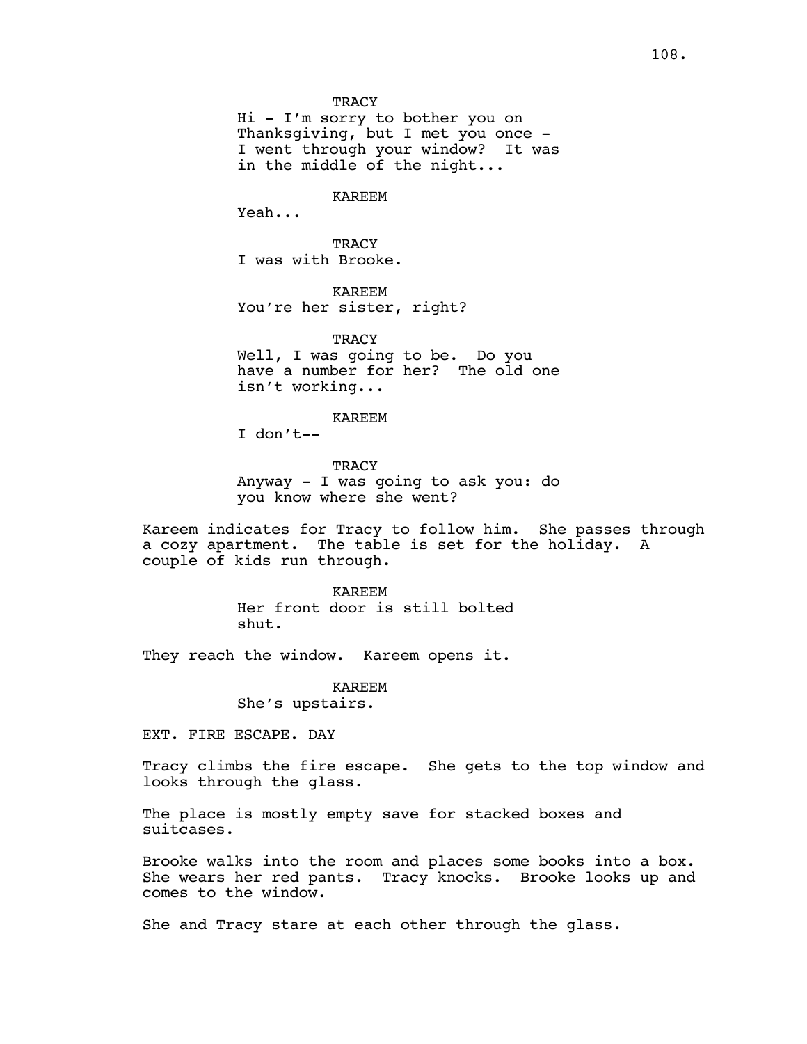TRACY
Hi - I'm sorry to bother you on Thanksgiving, but I met you once - I went through your window? It was in the middle of the night...

KAREEM
Yeah...

TRACY
I was with Brooke.

KAREEM
You're her sister, right?

TRACY
Well, I was going to be. Do you have a number for her? The old one isn't working...

KAREEM
I don't--

TRACY
Anyway - I was going to ask you: do you know where she went?

Kareem indicates for Tracy to follow him. She passes through a cozy apartment. The table is set for the holiday. A couple of kids run through.

KAREEM
Her front door is still bolted shut.

They reach the window. Kareem opens it.

KAREEM
She's upstairs.

EXT. FIRE ESCAPE. DAY

Tracy climbs the fire escape. She gets to the top window and looks through the glass.

The place is mostly empty save for stacked boxes and suitcases.

Brooke walks into the room and places some books into a box. She wears her red pants. Tracy knocks. Brooke looks up and comes to the window.

She and Tracy stare at each other through the glass.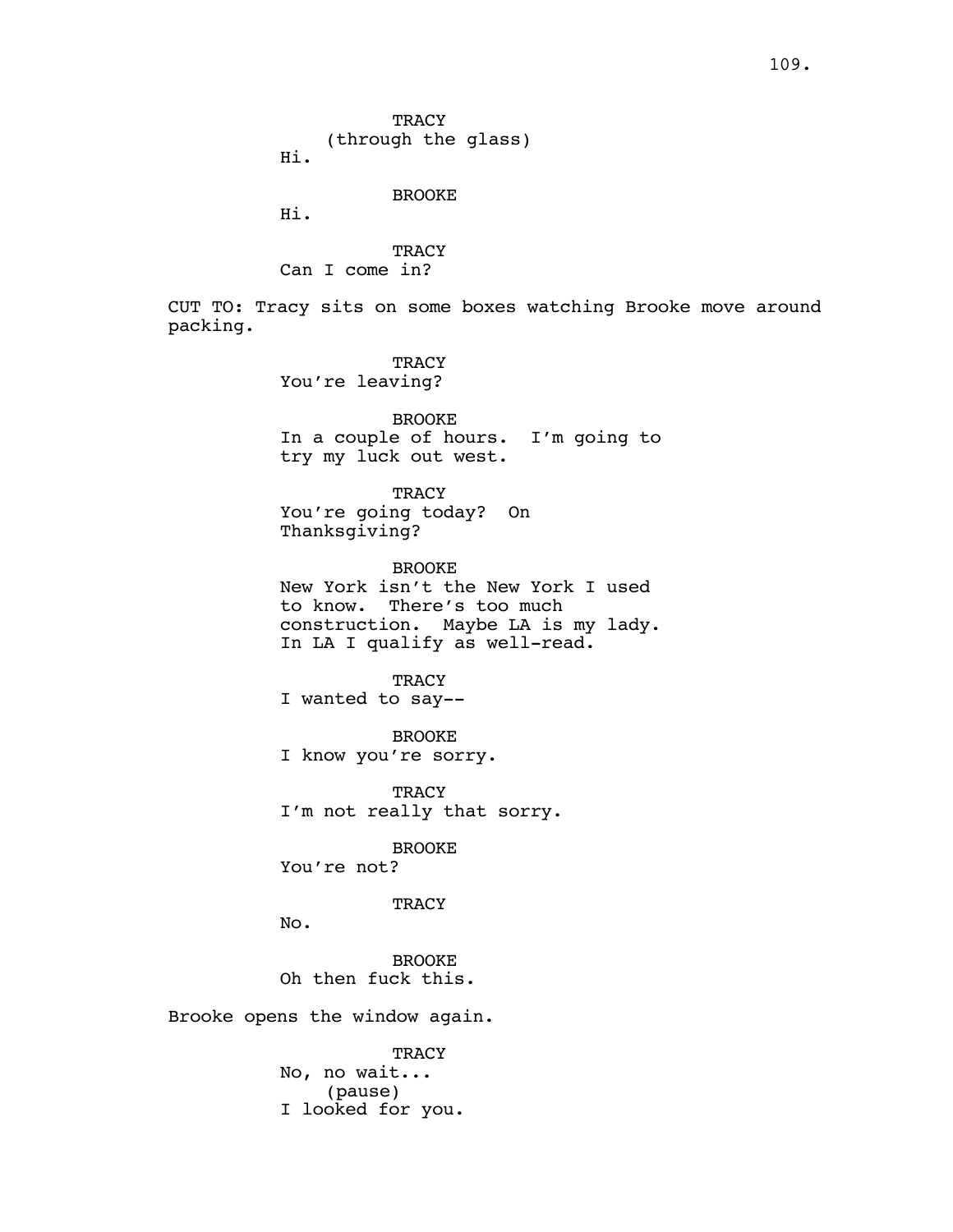TRACY
(through the glass)
Hi.

BROOKE
Hi.

TRACY
Can I come in?

CUT TO: Tracy sits on some boxes watching Brooke move around packing.

TRACY
You're leaving?

BROOKE
In a couple of hours. I'm going to try my luck out west.

TRACY
You're going today? On Thanksgiving?

BROOKE
New York isn't the New York I used to know. There's too much construction. Maybe LA is my lady. In LA I qualify as well-read.

TRACY
I wanted to say--

BROOKE
I know you're sorry.

TRACY
I'm not really that sorry.

BROOKE
You're not?

TRACY
No.

BROOKE
Oh then fuck this.

Brooke opens the window again.

TRACY
No, no wait...
(pause)
I looked for you.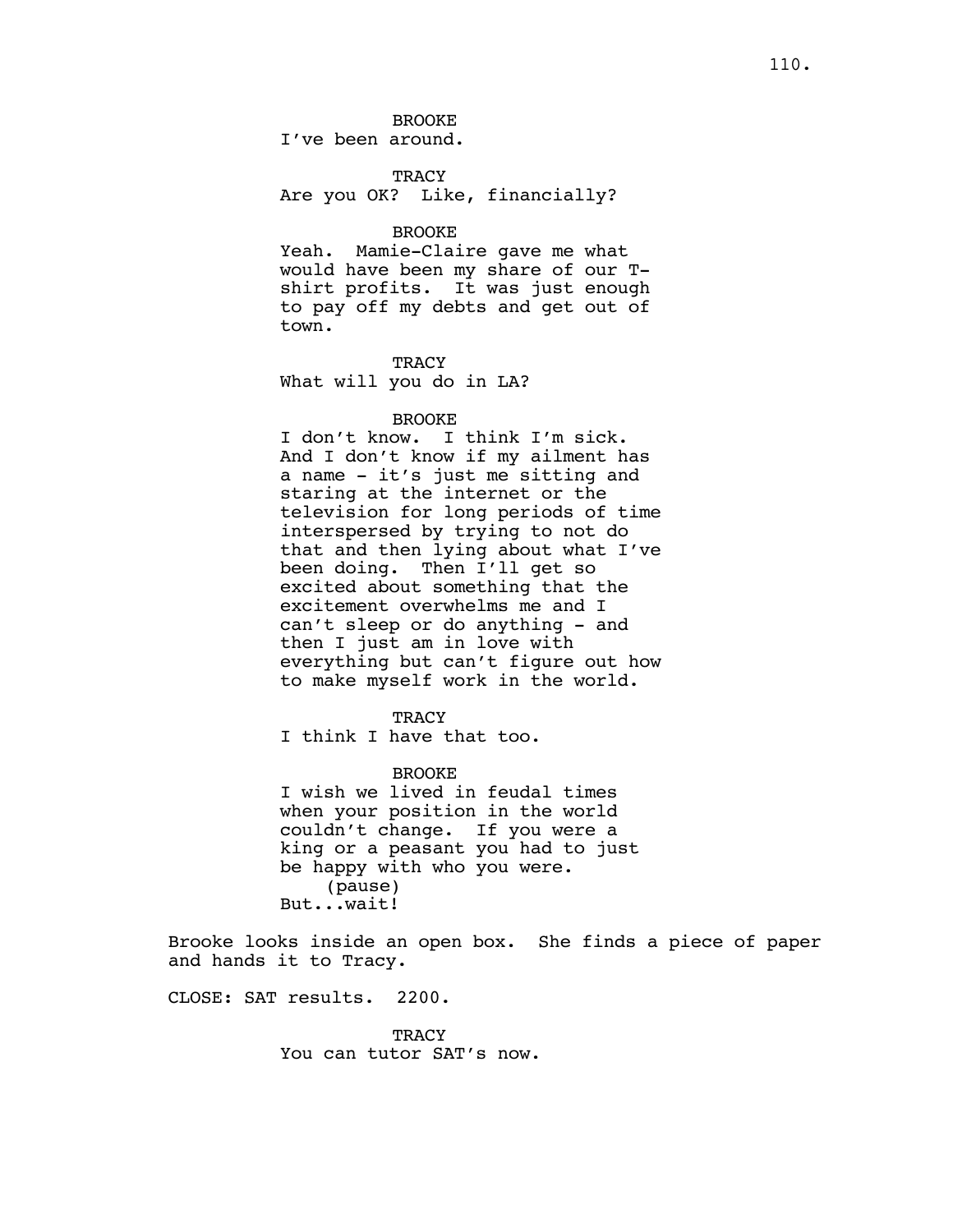BROOKE
I've been around.

TRACY
Are you OK? Like, financially?

BROOKE
Yeah. Mamie-Claire gave me what would have been my share of our T-shirt profits. It was just enough to pay off my debts and get out of town.

TRACY
What will you do in LA?

BROOKE
I don't know. I think I'm sick. And I don't know if my ailment has a name - it's just me sitting and staring at the internet or the television for long periods of time interspersed by trying to not do that and then lying about what I've been doing. Then I'll get so excited about something that the excitement overwhelms me and I can't sleep or do anything - and then I just am in love with everything but can't figure out how to make myself work in the world.

TRACY
I think I have that too.

BROOKE
I wish we lived in feudal times when your position in the world couldn't change. If you were a king or a peasant you had to just be happy with who you were.
(pause)
But...wait!

Brooke looks inside an open box. She finds a piece of paper and hands it to Tracy.

CLOSE: SAT results. 2200.

TRACY
You can tutor SAT's now.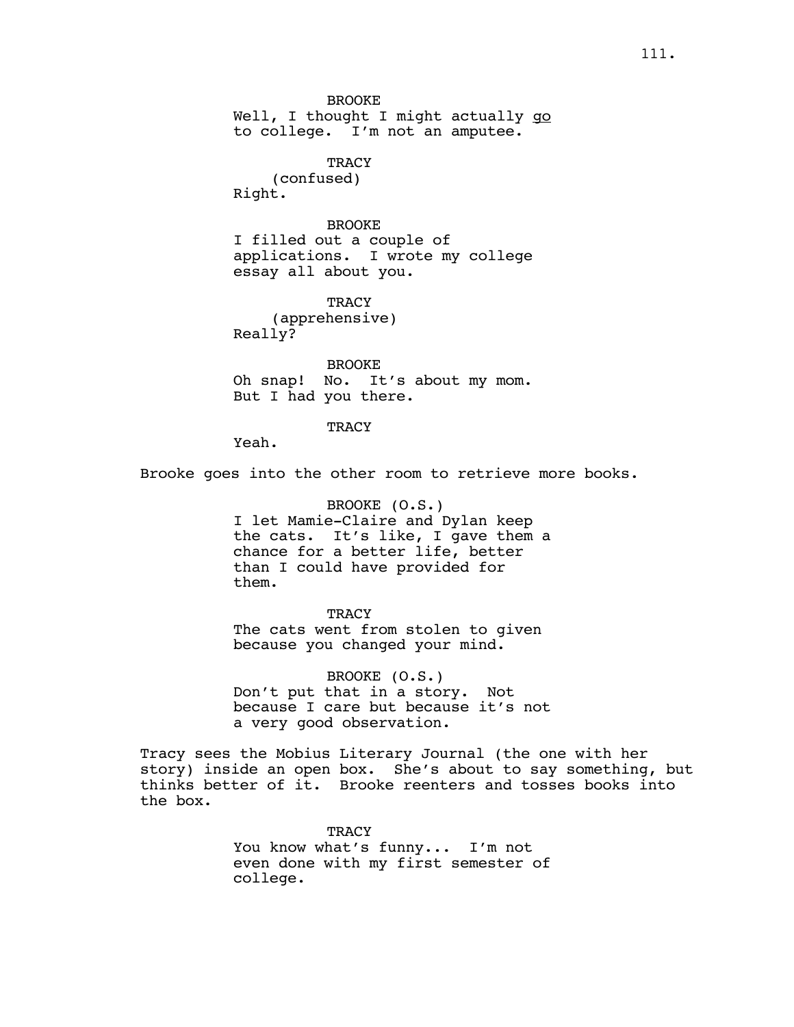BROOKE
Well, I thought I might actually _go_ to college. I'm not an amputee.

TRACY
(confused)
Right.

BROOKE
I filled out a couple of applications. I wrote my college essay all about you.

TRACY
(apprehensive)
Really?

BROOKE
Oh snap! No. It's about my mom. But I had you there.

TRACY
Yeah.

Brooke goes into the other room to retrieve more books.

BROOKE (O.S.)
I let Mamie-Claire and Dylan keep the cats. It's like, I gave them a chance for a better life, better than I could have provided for them.

TRACY
The cats went from stolen to given because you changed your mind.

BROOKE (O.S.)
Don't put that in a story. Not because I care but because it's not a very good observation.

Tracy sees the Mobius Literary Journal (the one with her story) inside an open box. She's about to say something, but thinks better of it. Brooke reenters and tosses books into the box.

TRACY
You know what's funny... I'm not even done with my first semester of college.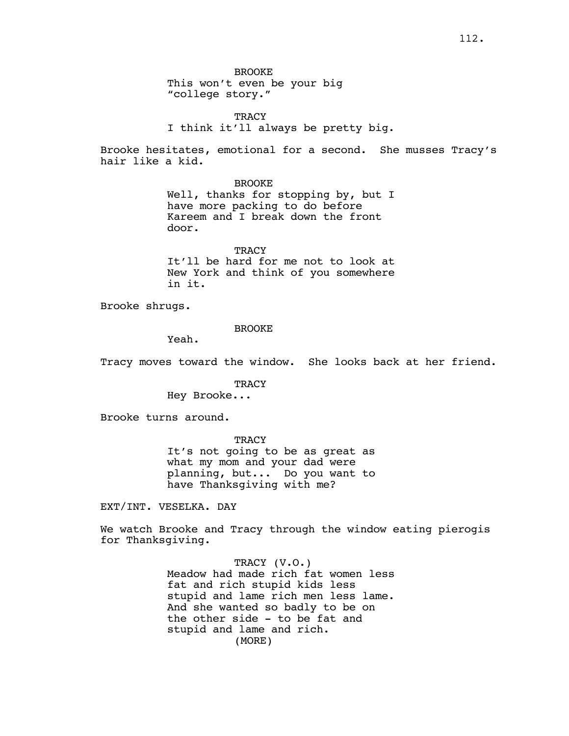BROOKE
This won't even be your big "college story."

TRACY
I think it'll always be pretty big.

Brooke hesitates, emotional for a second. She musses Tracy's hair like a kid.

BROOKE
Well, thanks for stopping by, but I have more packing to do before Kareem and I break down the front door.

TRACY
It'll be hard for me not to look at New York and think of you somewhere in it.

Brooke shrugs.

BROOKE
Yeah.

Tracy moves toward the window. She looks back at her friend.

TRACY
Hey Brooke...

Brooke turns around.

TRACY
It's not going to be as great as what my mom and your dad were planning, but... Do you want to have Thanksgiving with me?

EXT/INT. VESELKA. DAY

We watch Brooke and Tracy through the window eating pierogis for Thanksgiving.

TRACY (V.O.)
Meadow had made rich fat women less fat and rich stupid kids less stupid and lame rich men less lame. And she wanted so badly to be on the other side - to be fat and stupid and lame and rich.
(MORE)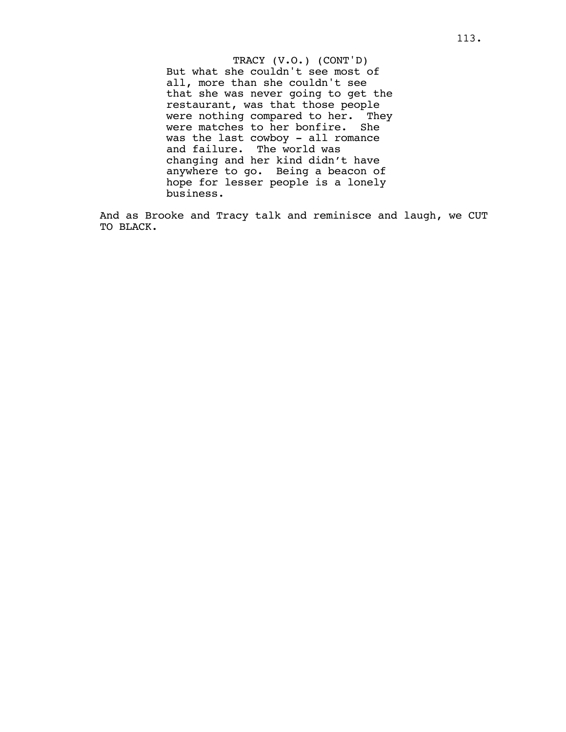TRACY (V.O.) (CONT'D)

But what she couldn't see most of all, more than she couldn't see that she was never going to get the restaurant, was that those people were nothing compared to her. They were matches to her bonfire. She was the last cowboy - all romance and failure. The world was changing and her kind didn't have anywhere to go. Being a beacon of hope for lesser people is a lonely business.

And as Brooke and Tracy talk and reminisce and laugh, we CUT TO BLACK.